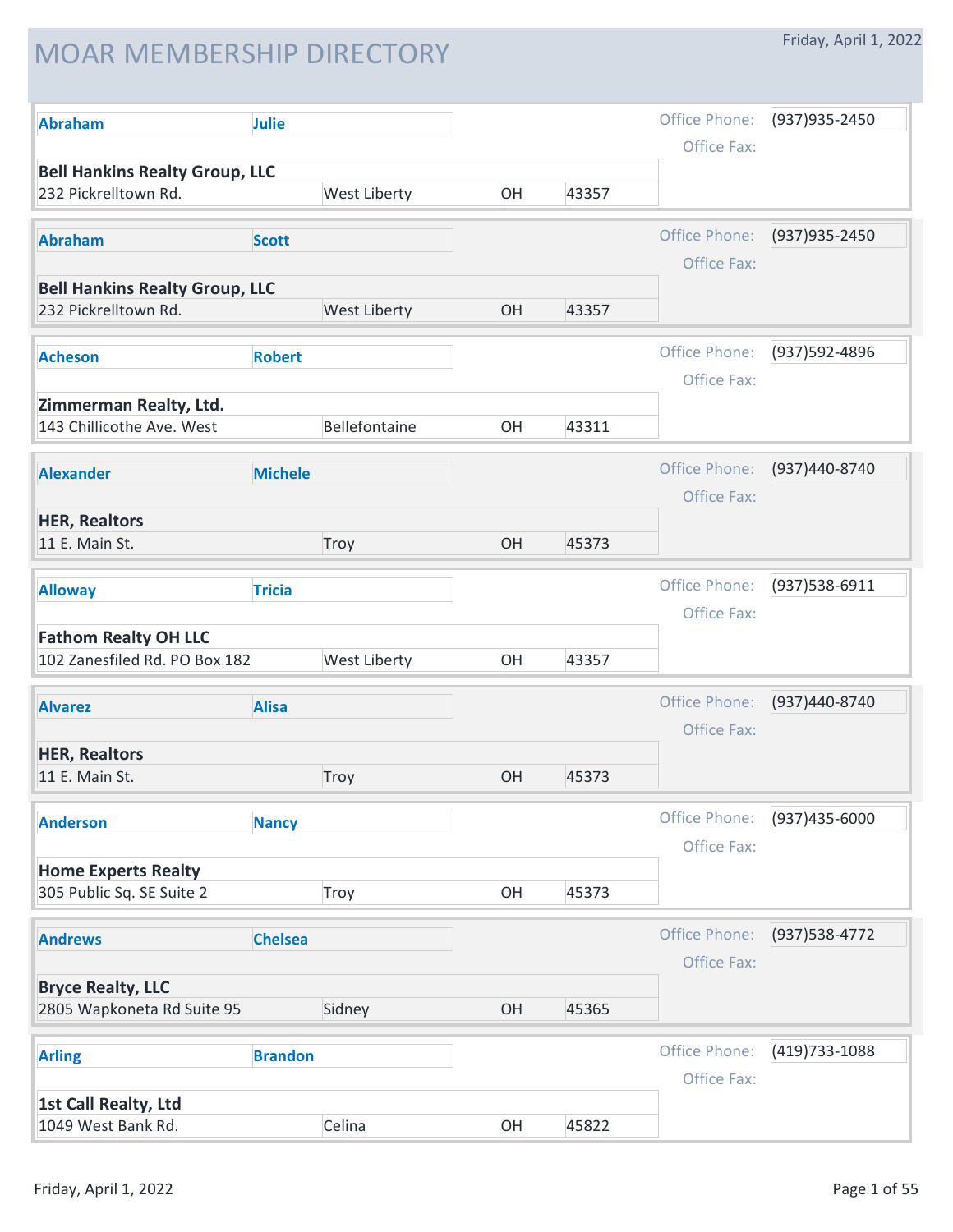# MOAR MEMBERSHIP DIRECTORY

Friday, April 1, 2022

| Last Name | First Name | Company | Address | City | State | Zip | Office Phone | Office Fax |
|---|---|---|---|---|---|---|---|---|
| **Abraham** | **Julie** | **Bell Hankins Realty Group, LLC** | 232 Pickrelltown Rd. | West Liberty | OH | 43357 | (937)935-2450 | |
| **Abraham** | **Scott** | **Bell Hankins Realty Group, LLC** | 232 Pickrelltown Rd. | West Liberty | OH | 43357 | (937)935-2450 | |
| **Acheson** | **Robert** | **Zimmerman Realty, Ltd.** | 143 Chillicothe Ave. West | Bellefontaine | OH | 43311 | (937)592-4896 | |
| **Alexander** | **Michele** | **HER, Realtors** | 11 E. Main St. | Troy | OH | 45373 | (937)440-8740 | |
| **Alloway** | **Tricia** | **Fathom Realty OH LLC** | 102 Zanesfiled Rd. PO Box 182 | West Liberty | OH | 43357 | (937)538-6911 | |
| **Alvarez** | **Alisa** | **HER, Realtors** | 11 E. Main St. | Troy | OH | 45373 | (937)440-8740 | |
| **Anderson** | **Nancy** | **Home Experts Realty** | 305 Public Sq. SE Suite 2 | Troy | OH | 45373 | (937)435-6000 | |
| **Andrews** | **Chelsea** | **Bryce Realty, LLC** | 2805 Wapkoneta Rd Suite 95 | Sidney | OH | 45365 | (937)538-4772 | |
| **Arling** | **Brandon** | **1st Call Realty, Ltd** | 1049 West Bank Rd. | Celina | OH | 45822 | (419)733-1088 | |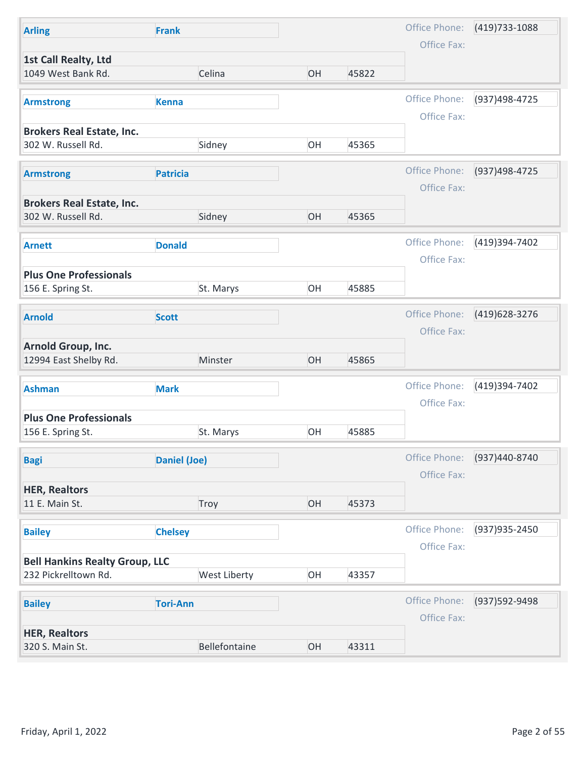| Last Name | First Name | Company | Address | City | State | Zip | Office Phone | Office Fax |
|---|---|---|---|---|---|---|---|---|
| Arling | Frank | 1st Call Realty, Ltd | 1049 West Bank Rd. | Celina | OH | 45822 | (419)733-1088 | |
| Armstrong | Kenna | Brokers Real Estate, Inc. | 302 W. Russell Rd. | Sidney | OH | 45365 | (937)498-4725 | |
| Armstrong | Patricia | Brokers Real Estate, Inc. | 302 W. Russell Rd. | Sidney | OH | 45365 | (937)498-4725 | |
| Arnett | Donald | Plus One Professionals | 156 E. Spring St. | St. Marys | OH | 45885 | (419)394-7402 | |
| Arnold | Scott | Arnold Group, Inc. | 12994 East Shelby Rd. | Minster | OH | 45865 | (419)628-3276 | |
| Ashman | Mark | Plus One Professionals | 156 E. Spring St. | St. Marys | OH | 45885 | (419)394-7402 | |
| Bagi | Daniel (Joe) | HER, Realtors | 11 E. Main St. | Troy | OH | 45373 | (937)440-8740 | |
| Bailey | Chelsey | Bell Hankins Realty Group, LLC | 232 Pickrelltown Rd. | West Liberty | OH | 43357 | (937)935-2450 | |
| Bailey | Tori-Ann | HER, Realtors | 320 S. Main St. | Bellefontaine | OH | 43311 | (937)592-9498 | |

Friday, April 1, 2022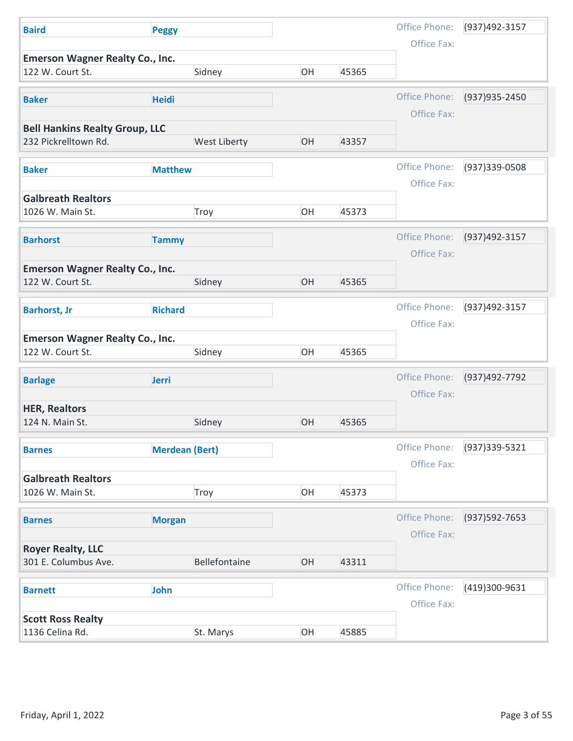| Last Name | First Name | Company | Address | City | State | Zip | Office Phone | Office Fax |
|---|---|---|---|---|---|---|---|---|
| Baird | Peggy | Emerson Wagner Realty Co., Inc. | 122 W. Court St. | Sidney | OH | 45365 | (937)492-3157 | |
| Baker | Heidi | Bell Hankins Realty Group, LLC | 232 Pickrelltown Rd. | West Liberty | OH | 43357 | (937)935-2450 | |
| Baker | Matthew | Galbreath Realtors | 1026 W. Main St. | Troy | OH | 45373 | (937)339-0508 | |
| Barhorst | Tammy | Emerson Wagner Realty Co., Inc. | 122 W. Court St. | Sidney | OH | 45365 | (937)492-3157 | |
| Barhorst, Jr | Richard | Emerson Wagner Realty Co., Inc. | 122 W. Court St. | Sidney | OH | 45365 | (937)492-3157 | |
| Barlage | Jerri | HER, Realtors | 124 N. Main St. | Sidney | OH | 45365 | (937)492-7792 | |
| Barnes | Merdean (Bert) | Galbreath Realtors | 1026 W. Main St. | Troy | OH | 45373 | (937)339-5321 | |
| Barnes | Morgan | Royer Realty, LLC | 301 E. Columbus Ave. | Bellefontaine | OH | 43311 | (937)592-7653 | |
| Barnett | John | Scott Ross Realty | 1136 Celina Rd. | St. Marys | OH | 45885 | (419)300-9631 | |

Friday, April 1, 2022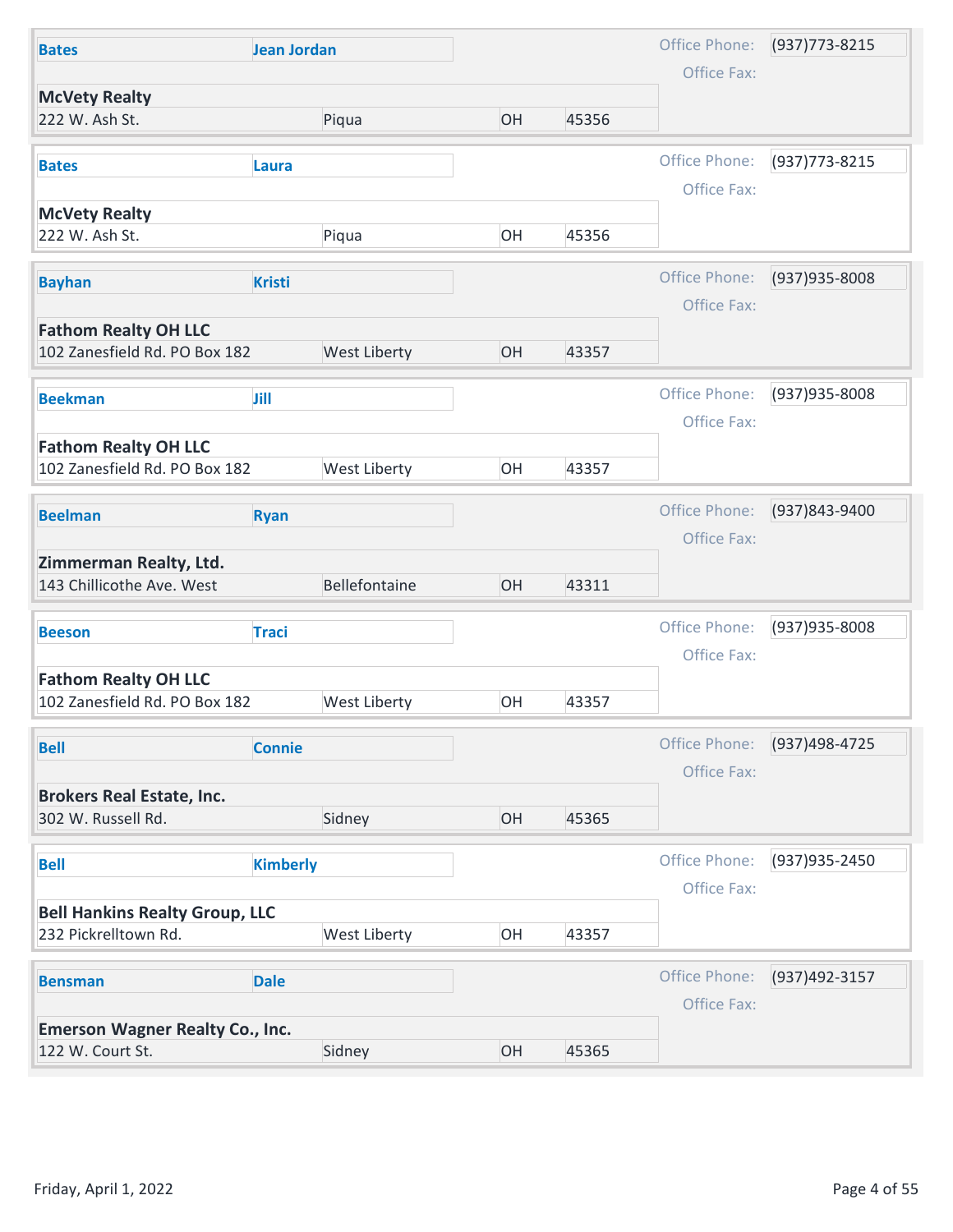| Last Name | First Name | Company | Address | City | State | Zip | Office Phone | Office Fax |
|---|---|---|---|---|---|---|---|---|
| Bates | Jean Jordan | McVety Realty | 222 W. Ash St. | Piqua | OH | 45356 | (937)773-8215 | |
| Bates | Laura | McVety Realty | 222 W. Ash St. | Piqua | OH | 45356 | (937)773-8215 | |
| Bayhan | Kristi | Fathom Realty OH LLC | 102 Zanesfield Rd. PO Box 182 | West Liberty | OH | 43357 | (937)935-8008 | |
| Beekman | Jill | Fathom Realty OH LLC | 102 Zanesfield Rd. PO Box 182 | West Liberty | OH | 43357 | (937)935-8008 | |
| Beelman | Ryan | Zimmerman Realty, Ltd. | 143 Chillicothe Ave. West | Bellefontaine | OH | 43311 | (937)843-9400 | |
| Beeson | Traci | Fathom Realty OH LLC | 102 Zanesfield Rd. PO Box 182 | West Liberty | OH | 43357 | (937)935-8008 | |
| Bell | Connie | Brokers Real Estate, Inc. | 302 W. Russell Rd. | Sidney | OH | 45365 | (937)498-4725 | |
| Bell | Kimberly | Bell Hankins Realty Group, LLC | 232 Pickrelltown Rd. | West Liberty | OH | 43357 | (937)935-2450 | |
| Bensman | Dale | Emerson Wagner Realty Co., Inc. | 122 W. Court St. | Sidney | OH | 45365 | (937)492-3157 | |

Friday, April 1, 2022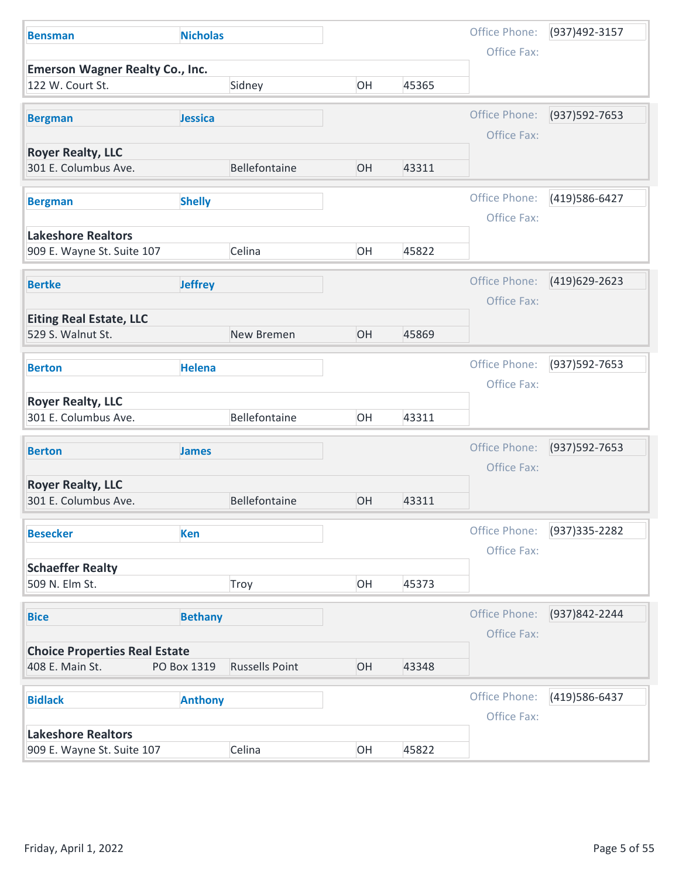| Last Name | First Name | Company | Address | City | State | Zip | Office Phone | Office Fax |
|---|---|---|---|---|---|---|---|---|
| **Bensman** | **Nicholas** | **Emerson Wagner Realty Co., Inc.** | 122 W. Court St. | Sidney | OH | 45365 | (937)492-3157 | |
| **Bergman** | **Jessica** | **Royer Realty, LLC** | 301 E. Columbus Ave. | Bellefontaine | OH | 43311 | (937)592-7653 | |
| **Bergman** | **Shelly** | **Lakeshore Realtors** | 909 E. Wayne St. Suite 107 | Celina | OH | 45822 | (419)586-6427 | |
| **Bertke** | **Jeffrey** | **Eiting Real Estate, LLC** | 529 S. Walnut St. | New Bremen | OH | 45869 | (419)629-2623 | |
| **Berton** | **Helena** | **Royer Realty, LLC** | 301 E. Columbus Ave. | Bellefontaine | OH | 43311 | (937)592-7653 | |
| **Berton** | **James** | **Royer Realty, LLC** | 301 E. Columbus Ave. | Bellefontaine | OH | 43311 | (937)592-7653 | |
| **Besecker** | **Ken** | **Schaeffer Realty** | 509 N. Elm St. | Troy | OH | 45373 | (937)335-2282 | |
| **Bice** | **Bethany** | **Choice Properties Real Estate** | 408 E. Main St. PO Box 1319 | Russells Point | OH | 43348 | (937)842-2244 | |
| **Bidlack** | **Anthony** | **Lakeshore Realtors** | 909 E. Wayne St. Suite 107 | Celina | OH | 45822 | (419)586-6437 | |

Friday, April 1, 2022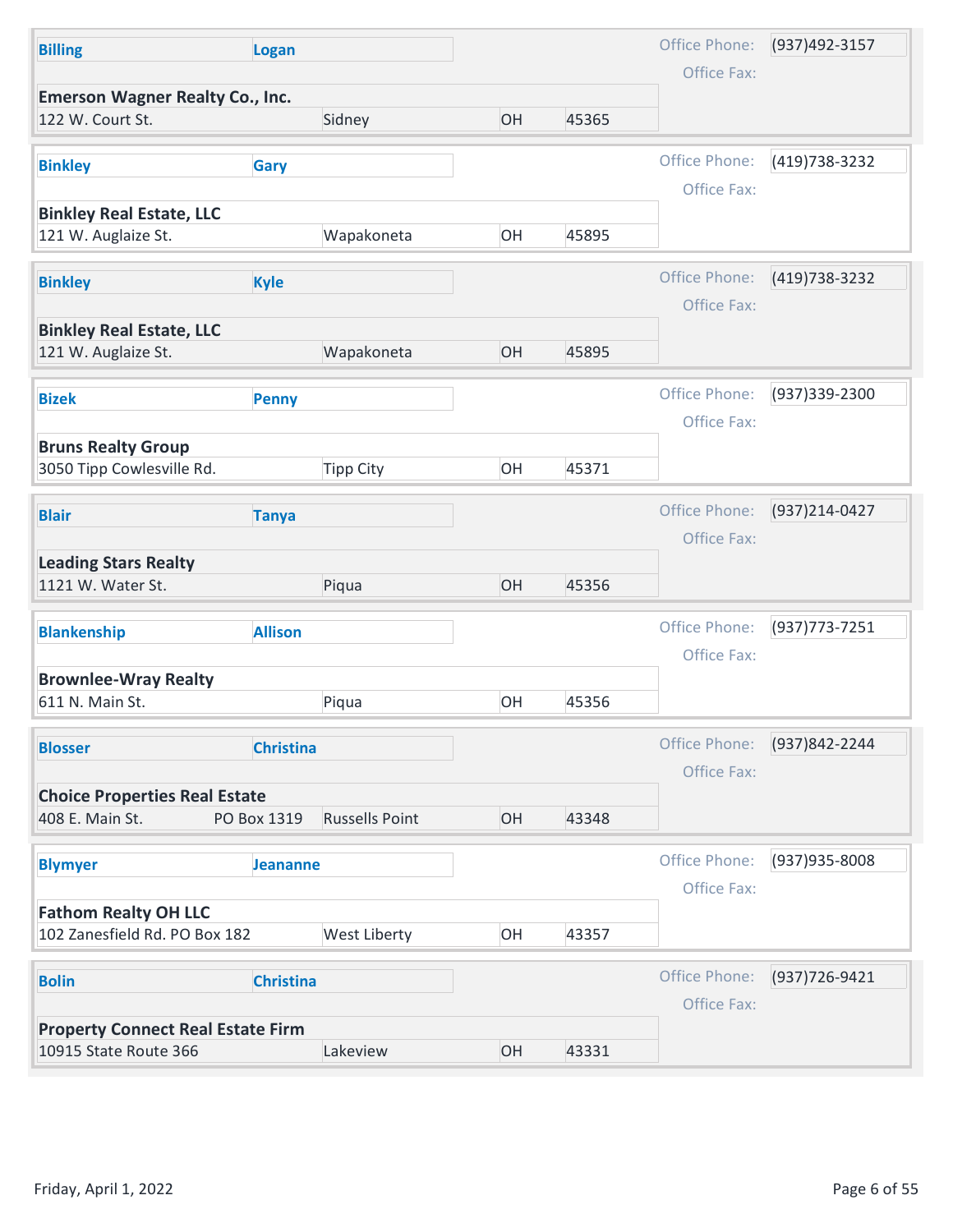| Last Name | First Name | Company | Address | PO Box | City | State | Zip | Office Phone | Office Fax |
|---|---|---|---|---|---|---|---|---|---|
| Billing | Logan | Emerson Wagner Realty Co., Inc. | 122 W. Court St. | | Sidney | OH | 45365 | (937)492-3157 | |
| Binkley | Gary | Binkley Real Estate, LLC | 121 W. Auglaize St. | | Wapakoneta | OH | 45895 | (419)738-3232 | |
| Binkley | Kyle | Binkley Real Estate, LLC | 121 W. Auglaize St. | | Wapakoneta | OH | 45895 | (419)738-3232 | |
| Bizek | Penny | Bruns Realty Group | 3050 Tipp Cowlesville Rd. | | Tipp City | OH | 45371 | (937)339-2300 | |
| Blair | Tanya | Leading Stars Realty | 1121 W. Water St. | | Piqua | OH | 45356 | (937)214-0427 | |
| Blankenship | Allison | Brownlee-Wray Realty | 611 N. Main St. | | Piqua | OH | 45356 | (937)773-7251 | |
| Blosser | Christina | Choice Properties Real Estate | 408 E. Main St. | PO Box 1319 | Russells Point | OH | 43348 | (937)842-2244 | |
| Blymyer | Jeananne | Fathom Realty OH LLC | 102 Zanesfield Rd. | PO Box 182 | West Liberty | OH | 43357 | (937)935-8008 | |
| Bolin | Christina | Property Connect Real Estate Firm | 10915 State Route 366 | | Lakeview | OH | 43331 | (937)726-9421 | |

Friday, April 1, 2022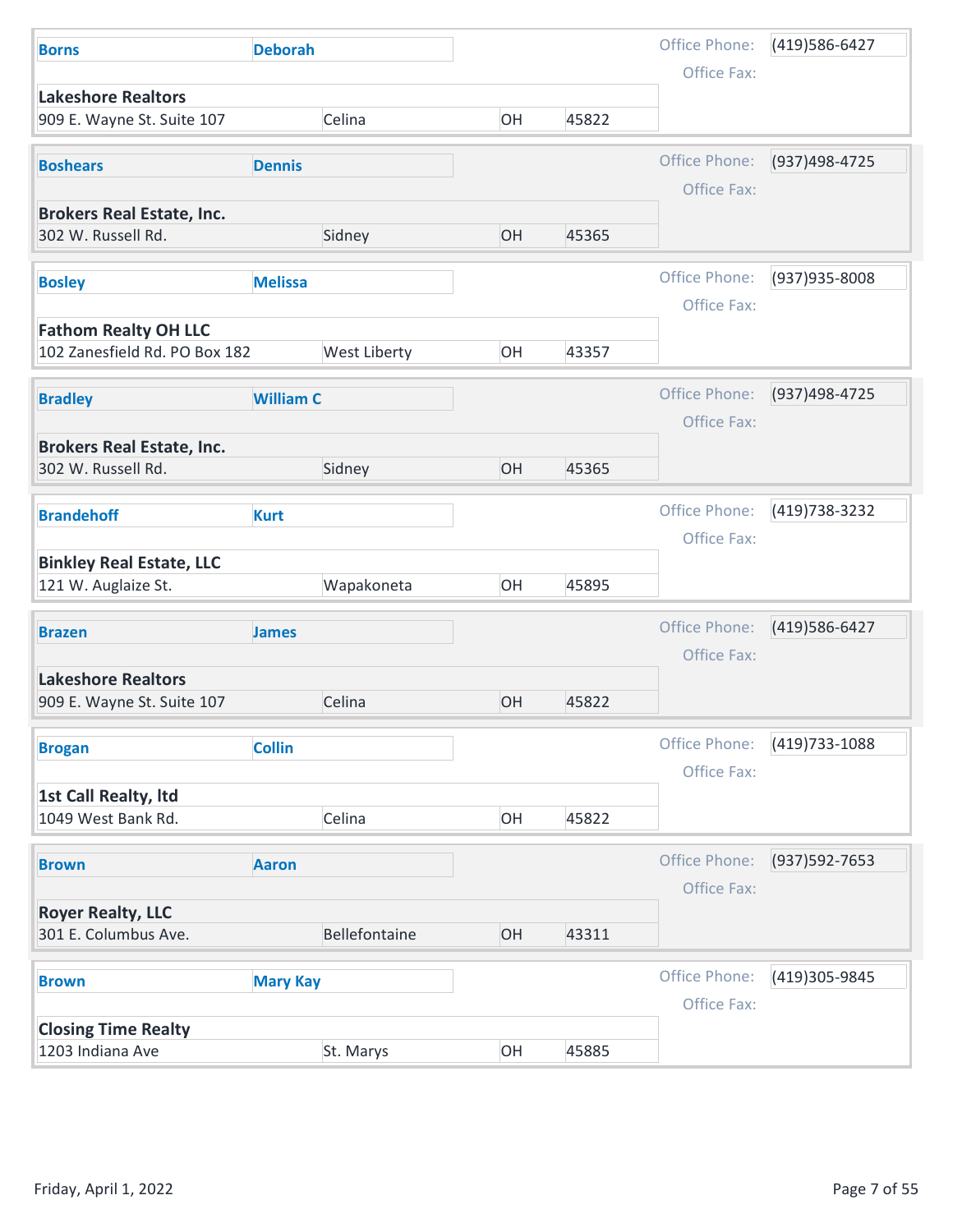| Last Name | First Name | Company | Address | City | State | Zip | Office Phone | Office Fax |
|---|---|---|---|---|---|---|---|---|
| Borns | Deborah | Lakeshore Realtors | 909 E. Wayne St. Suite 107 | Celina | OH | 45822 | (419)586-6427 | |
| Boshears | Dennis | Brokers Real Estate, Inc. | 302 W. Russell Rd. | Sidney | OH | 45365 | (937)498-4725 | |
| Bosley | Melissa | Fathom Realty OH LLC | 102 Zanesfield Rd. PO Box 182 | West Liberty | OH | 43357 | (937)935-8008 | |
| Bradley | William C | Brokers Real Estate, Inc. | 302 W. Russell Rd. | Sidney | OH | 45365 | (937)498-4725 | |
| Brandehoff | Kurt | Binkley Real Estate, LLC | 121 W. Auglaize St. | Wapakoneta | OH | 45895 | (419)738-3232 | |
| Brazen | James | Lakeshore Realtors | 909 E. Wayne St. Suite 107 | Celina | OH | 45822 | (419)586-6427 | |
| Brogan | Collin | 1st Call Realty, ltd | 1049 West Bank Rd. | Celina | OH | 45822 | (419)733-1088 | |
| Brown | Aaron | Royer Realty, LLC | 301 E. Columbus Ave. | Bellefontaine | OH | 43311 | (937)592-7653 | |
| Brown | Mary Kay | Closing Time Realty | 1203 Indiana Ave | St. Marys | OH | 45885 | (419)305-9845 | |

Friday, April 1, 2022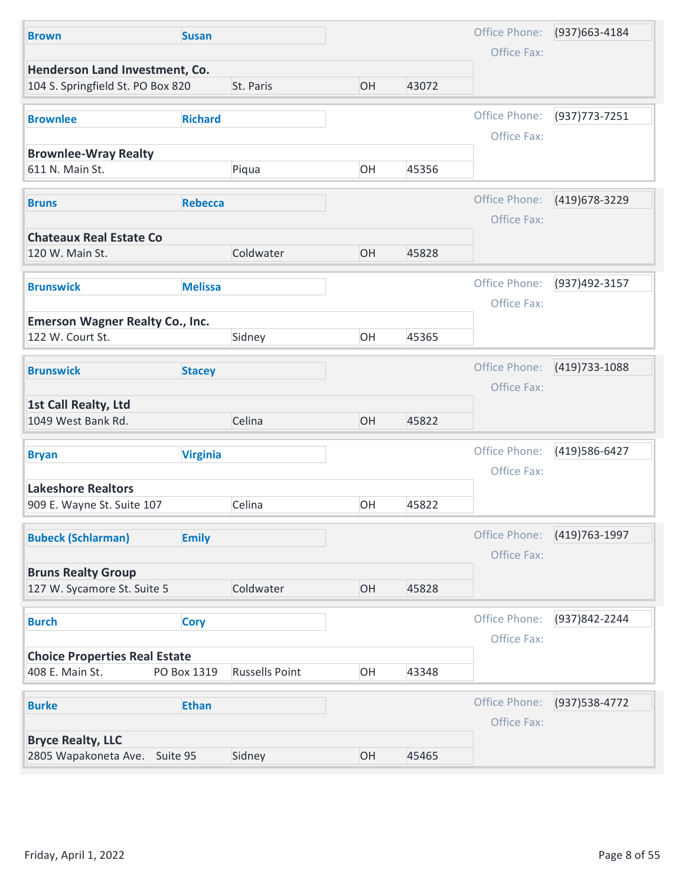| Last Name | First Name | Company | Address | City | State | Zip | Office Phone | Office Fax |
|---|---|---|---|---|---|---|---|---|
| Brown | Susan | Henderson Land Investment, Co. | 104 S. Springfield St. PO Box 820 | St. Paris | OH | 43072 | (937)663-4184 | |
| Brownlee | Richard | Brownlee-Wray Realty | 611 N. Main St. | Piqua | OH | 45356 | (937)773-7251 | |
| Bruns | Rebecca | Chateaux Real Estate Co | 120 W. Main St. | Coldwater | OH | 45828 | (419)678-3229 | |
| Brunswick | Melissa | Emerson Wagner Realty Co., Inc. | 122 W. Court St. | Sidney | OH | 45365 | (937)492-3157 | |
| Brunswick | Stacey | 1st Call Realty, Ltd | 1049 West Bank Rd. | Celina | OH | 45822 | (419)733-1088 | |
| Bryan | Virginia | Lakeshore Realtors | 909 E. Wayne St. Suite 107 | Celina | OH | 45822 | (419)586-6427 | |
| Bubeck (Schlarman) | Emily | Bruns Realty Group | 127 W. Sycamore St. Suite 5 | Coldwater | OH | 45828 | (419)763-1997 | |
| Burch | Cory | Choice Properties Real Estate | 408 E. Main St. PO Box 1319 | Russells Point | OH | 43348 | (937)842-2244 | |
| Burke | Ethan | Bryce Realty, LLC | 2805 Wapakoneta Ave. Suite 95 | Sidney | OH | 45465 | (937)538-4772 | |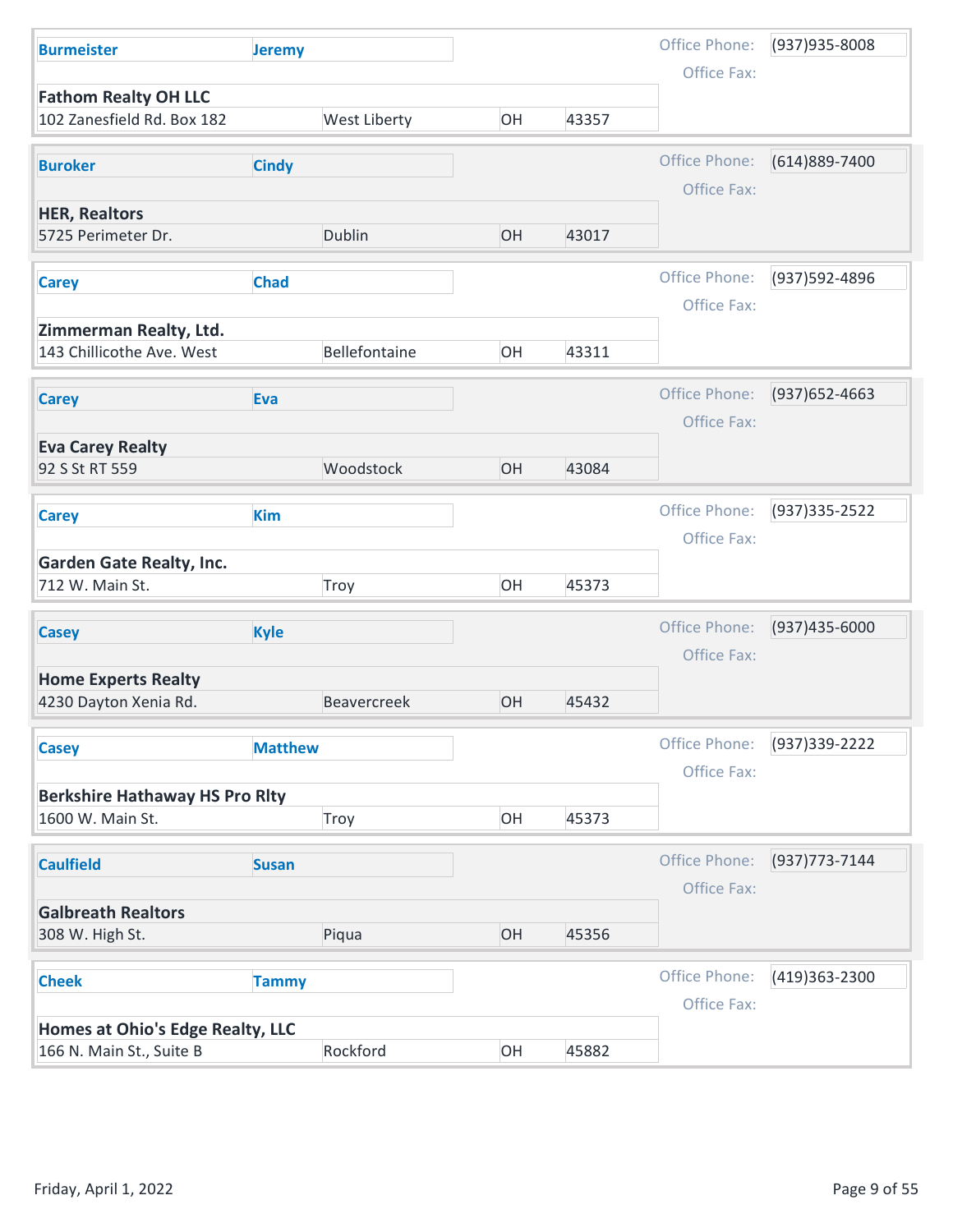| Last Name | First Name | Company | Address | City | State | Zip | Office Phone | Office Fax |
|---|---|---|---|---|---|---|---|---|
| Burmeister | Jeremy | Fathom Realty OH LLC | 102 Zanesfield Rd. Box 182 | West Liberty | OH | 43357 | (937)935-8008 | |
| Buroker | Cindy | HER, Realtors | 5725 Perimeter Dr. | Dublin | OH | 43017 | (614)889-7400 | |
| Carey | Chad | Zimmerman Realty, Ltd. | 143 Chillicothe Ave. West | Bellefontaine | OH | 43311 | (937)592-4896 | |
| Carey | Eva | Eva Carey Realty | 92 S St RT 559 | Woodstock | OH | 43084 | (937)652-4663 | |
| Carey | Kim | Garden Gate Realty, Inc. | 712 W. Main St. | Troy | OH | 45373 | (937)335-2522 | |
| Casey | Kyle | Home Experts Realty | 4230 Dayton Xenia Rd. | Beavercreek | OH | 45432 | (937)435-6000 | |
| Casey | Matthew | Berkshire Hathaway HS Pro Rlty | 1600 W. Main St. | Troy | OH | 45373 | (937)339-2222 | |
| Caulfield | Susan | Galbreath Realtors | 308 W. High St. | Piqua | OH | 45356 | (937)773-7144 | |
| Cheek | Tammy | Homes at Ohio's Edge Realty, LLC | 166 N. Main St., Suite B | Rockford | OH | 45882 | (419)363-2300 | |

Friday, April 1, 2022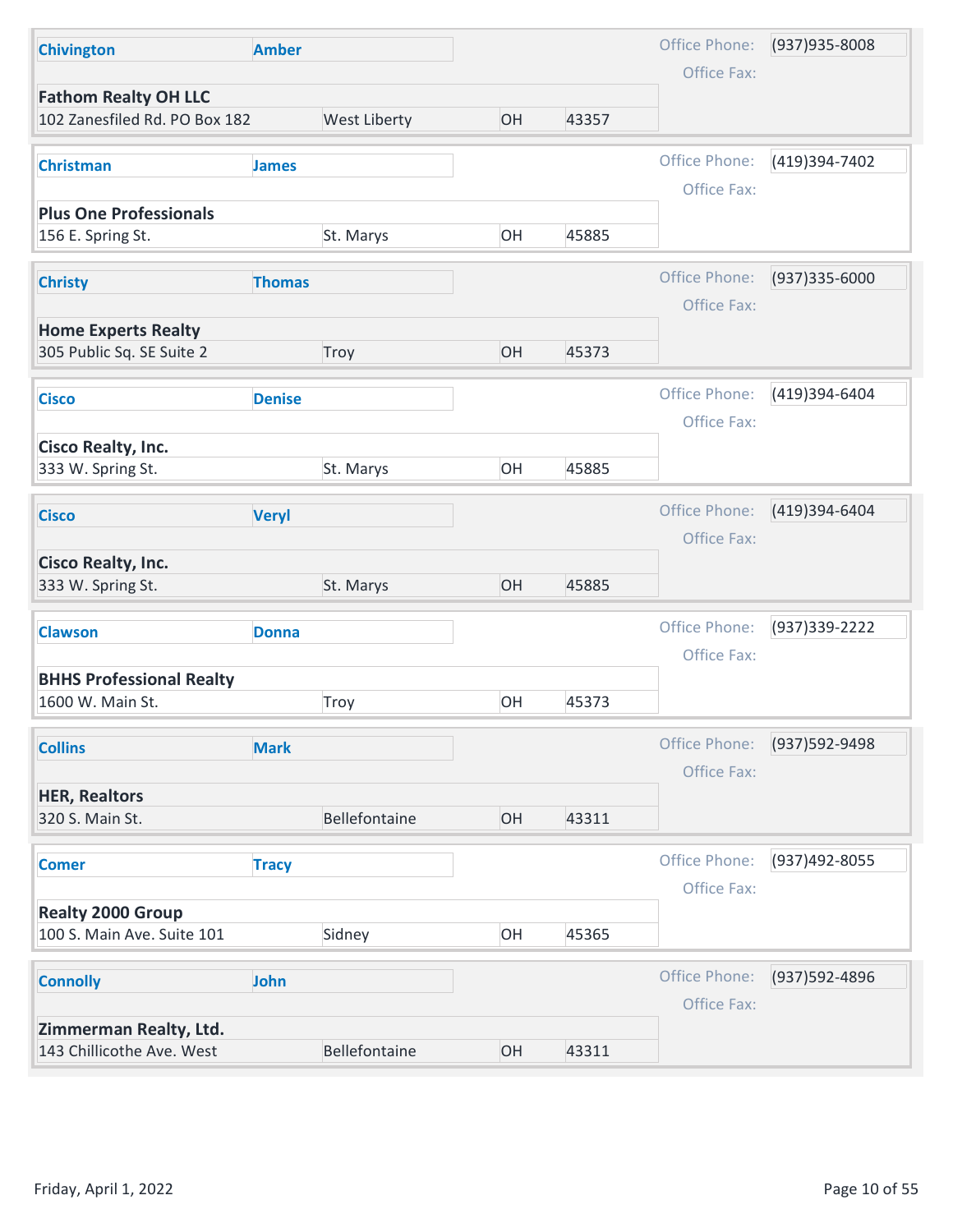| Last Name | First Name | Office | Address | City | State | Zip | Office Phone | Office Fax |
|---|---|---|---|---|---|---|---|---|
| Chivington | Amber | Fathom Realty OH LLC | 102 Zanesfiled Rd. PO Box 182 | West Liberty | OH | 43357 | (937)935-8008 | |
| Christman | James | Plus One Professionals | 156 E. Spring St. | St. Marys | OH | 45885 | (419)394-7402 | |
| Christy | Thomas | Home Experts Realty | 305 Public Sq. SE Suite 2 | Troy | OH | 45373 | (937)335-6000 | |
| Cisco | Denise | Cisco Realty, Inc. | 333 W. Spring St. | St. Marys | OH | 45885 | (419)394-6404 | |
| Cisco | Veryl | Cisco Realty, Inc. | 333 W. Spring St. | St. Marys | OH | 45885 | (419)394-6404 | |
| Clawson | Donna | BHHS Professional Realty | 1600 W. Main St. | Troy | OH | 45373 | (937)339-2222 | |
| Collins | Mark | HER, Realtors | 320 S. Main St. | Bellefontaine | OH | 43311 | (937)592-9498 | |
| Comer | Tracy | Realty 2000 Group | 100 S. Main Ave. Suite 101 | Sidney | OH | 45365 | (937)492-8055 | |
| Connolly | John | Zimmerman Realty, Ltd. | 143 Chillicothe Ave. West | Bellefontaine | OH | 43311 | (937)592-4896 | |

Friday, April 1, 2022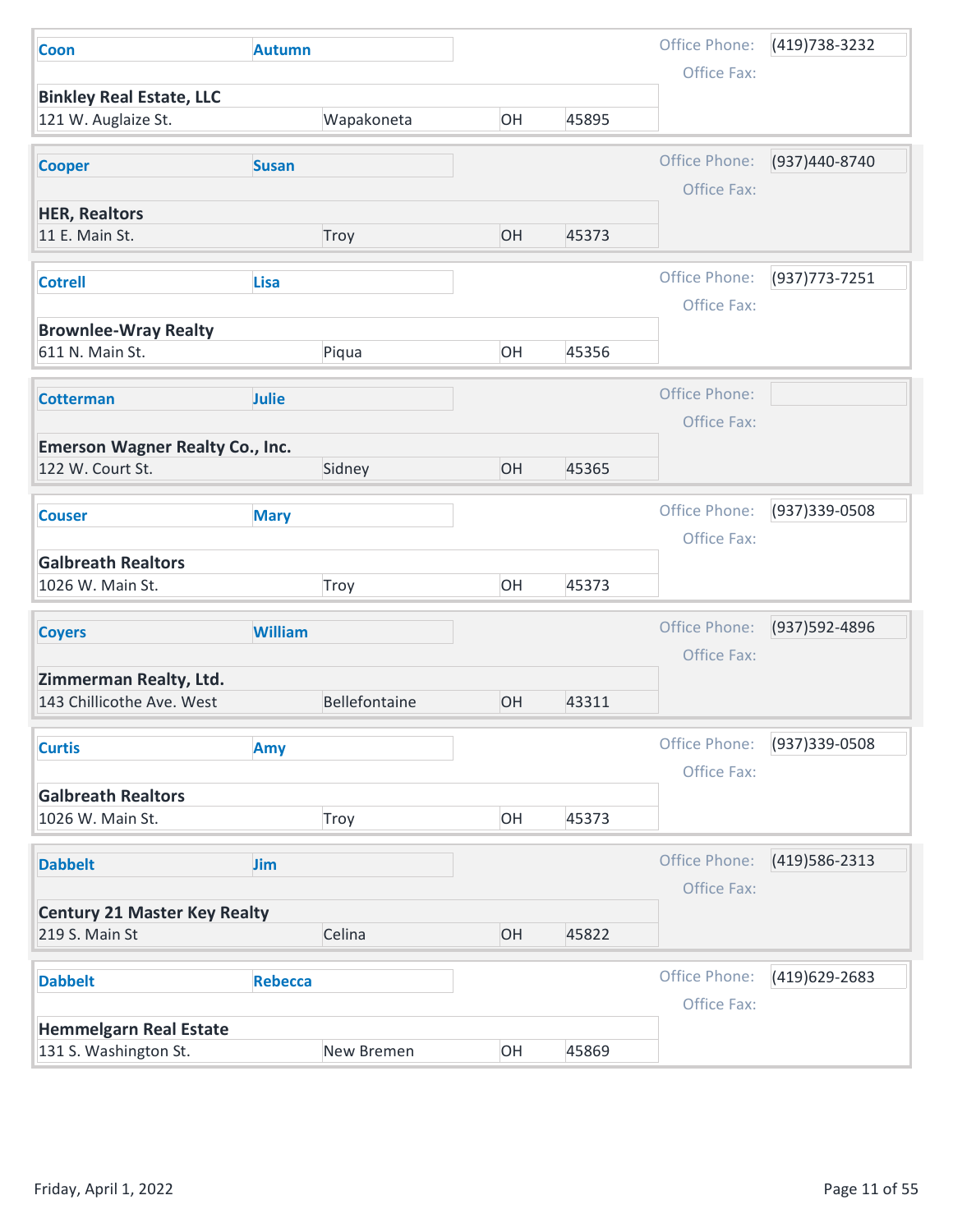| Last Name | First Name | Company | Address | City | State | Zip | Office Phone | Office Fax |
|---|---|---|---|---|---|---|---|---|
| Coon | Autumn | Binkley Real Estate, LLC | 121 W. Auglaize St. | Wapakoneta | OH | 45895 | (419)738-3232 | |
| Cooper | Susan | HER, Realtors | 11 E. Main St. | Troy | OH | 45373 | (937)440-8740 | |
| Cotrell | Lisa | Brownlee-Wray Realty | 611 N. Main St. | Piqua | OH | 45356 | (937)773-7251 | |
| Cotterman | Julie | Emerson Wagner Realty Co., Inc. | 122 W. Court St. | Sidney | OH | 45365 | | |
| Couser | Mary | Galbreath Realtors | 1026 W. Main St. | Troy | OH | 45373 | (937)339-0508 | |
| Coyers | William | Zimmerman Realty, Ltd. | 143 Chillicothe Ave. West | Bellefontaine | OH | 43311 | (937)592-4896 | |
| Curtis | Amy | Galbreath Realtors | 1026 W. Main St. | Troy | OH | 45373 | (937)339-0508 | |
| Dabbelt | Jim | Century 21 Master Key Realty | 219 S. Main St | Celina | OH | 45822 | (419)586-2313 | |
| Dabbelt | Rebecca | Hemmelgarn Real Estate | 131 S. Washington St. | New Bremen | OH | 45869 | (419)629-2683 | |

Friday, April 1, 2022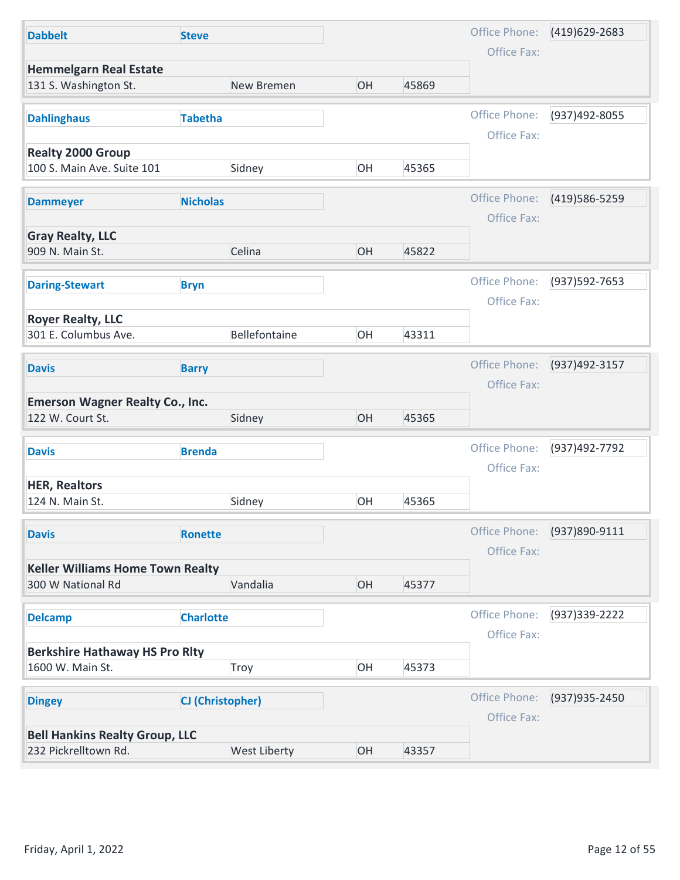| Last Name | First Name | Company | Address | City | State | Zip | Office Phone | Office Fax |
|---|---|---|---|---|---|---|---|---|
| **Dabbelt** | **Steve** | **Hemmelgarn Real Estate** | 131 S. Washington St. | New Bremen | OH | 45869 | (419)629-2683 | |
| **Dahlinghaus** | **Tabetha** | **Realty 2000 Group** | 100 S. Main Ave. Suite 101 | Sidney | OH | 45365 | (937)492-8055 | |
| **Dammeyer** | **Nicholas** | **Gray Realty, LLC** | 909 N. Main St. | Celina | OH | 45822 | (419)586-5259 | |
| **Daring-Stewart** | **Bryn** | **Royer Realty, LLC** | 301 E. Columbus Ave. | Bellefontaine | OH | 43311 | (937)592-7653 | |
| **Davis** | **Barry** | **Emerson Wagner Realty Co., Inc.** | 122 W. Court St. | Sidney | OH | 45365 | (937)492-3157 | |
| **Davis** | **Brenda** | **HER, Realtors** | 124 N. Main St. | Sidney | OH | 45365 | (937)492-7792 | |
| **Davis** | **Ronette** | **Keller Williams Home Town Realty** | 300 W National Rd | Vandalia | OH | 45377 | (937)890-9111 | |
| **Delcamp** | **Charlotte** | **Berkshire Hathaway HS Pro Rlty** | 1600 W. Main St. | Troy | OH | 45373 | (937)339-2222 | |
| **Dingey** | **CJ (Christopher)** | **Bell Hankins Realty Group, LLC** | 232 Pickrelltown Rd. | West Liberty | OH | 43357 | (937)935-2450 | |

Friday, April 1, 2022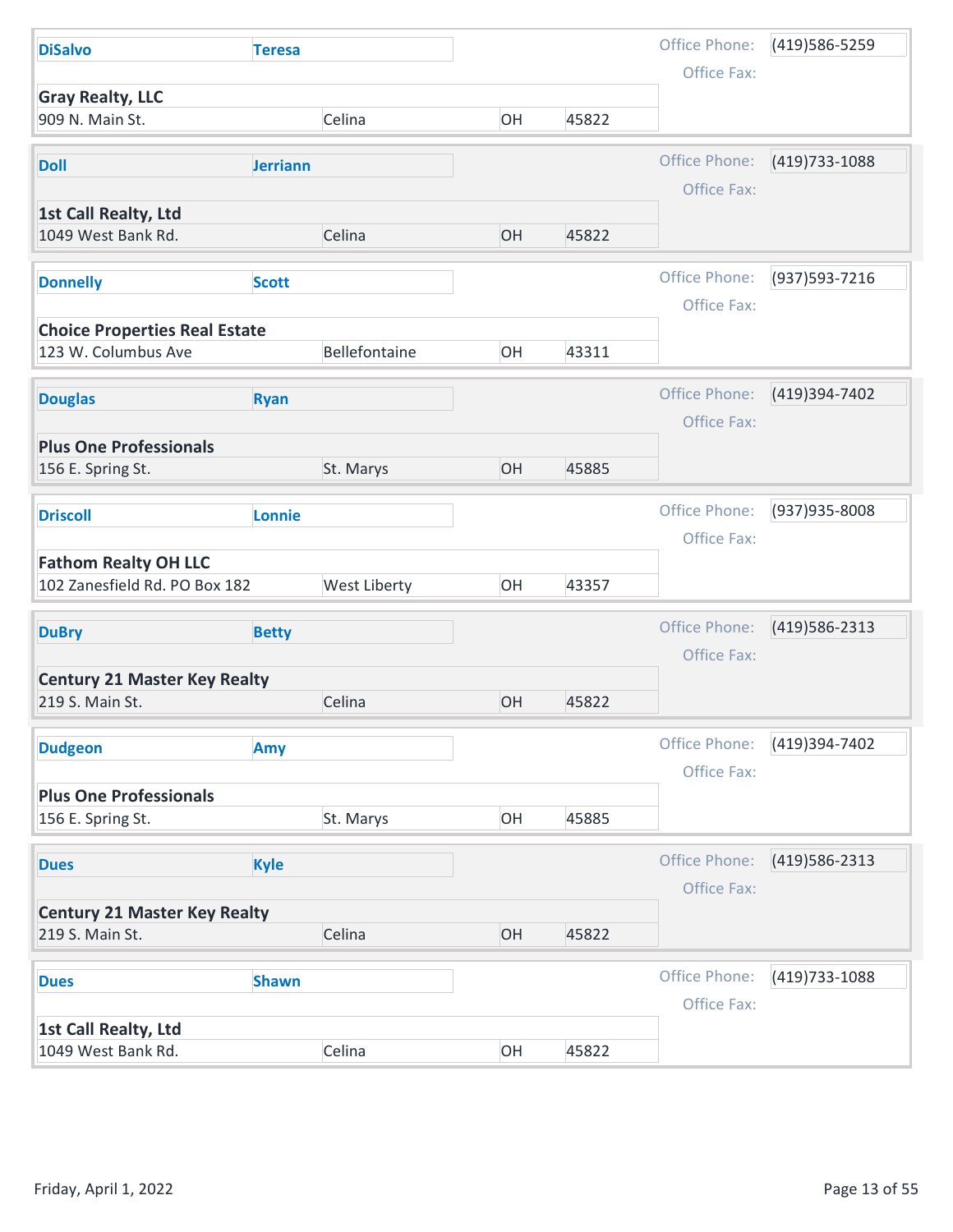| Last Name | First Name | Company | Address | City | State | Zip | Office Phone | Office Fax |
|---|---|---|---|---|---|---|---|---|
| DiSalvo | Teresa | Gray Realty, LLC | 909 N. Main St. | Celina | OH | 45822 | (419)586-5259 | |
| Doll | Jerriann | 1st Call Realty, Ltd | 1049 West Bank Rd. | Celina | OH | 45822 | (419)733-1088 | |
| Donnelly | Scott | Choice Properties Real Estate | 123 W. Columbus Ave | Bellefontaine | OH | 43311 | (937)593-7216 | |
| Douglas | Ryan | Plus One Professionals | 156 E. Spring St. | St. Marys | OH | 45885 | (419)394-7402 | |
| Driscoll | Lonnie | Fathom Realty OH LLC | 102 Zanesfield Rd. PO Box 182 | West Liberty | OH | 43357 | (937)935-8008 | |
| DuBry | Betty | Century 21 Master Key Realty | 219 S. Main St. | Celina | OH | 45822 | (419)586-2313 | |
| Dudgeon | Amy | Plus One Professionals | 156 E. Spring St. | St. Marys | OH | 45885 | (419)394-7402 | |
| Dues | Kyle | Century 21 Master Key Realty | 219 S. Main St. | Celina | OH | 45822 | (419)586-2313 | |
| Dues | Shawn | 1st Call Realty, Ltd | 1049 West Bank Rd. | Celina | OH | 45822 | (419)733-1088 | |

Friday, April 1, 2022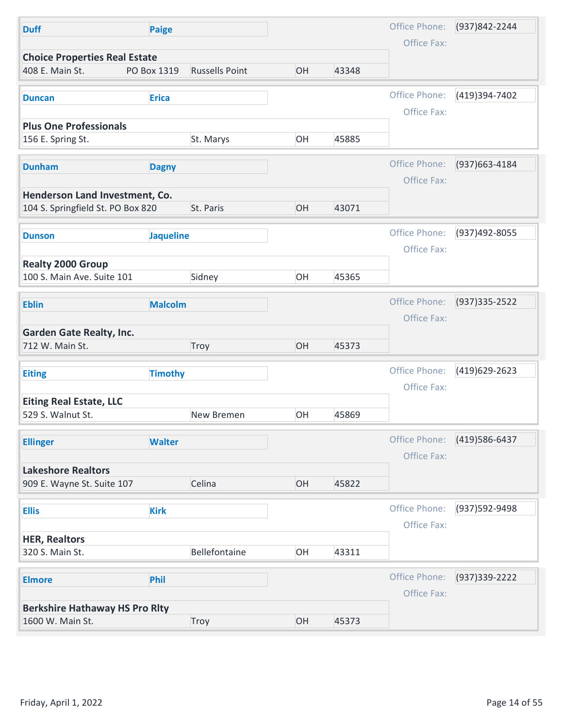| Last Name | First Name | Company | Address | PO Box | City | State | Zip | Office Phone | Office Fax |
|---|---|---|---|---|---|---|---|---|---|
| Duff | Paige | Choice Properties Real Estate | 408 E. Main St. | PO Box 1319 | Russells Point | OH | 43348 | (937)842-2244 | |
| Duncan | Erica | Plus One Professionals | 156 E. Spring St. | | St. Marys | OH | 45885 | (419)394-7402 | |
| Dunham | Dagny | Henderson Land Investment, Co. | 104 S. Springfield St. PO Box 820 | | St. Paris | OH | 43071 | (937)663-4184 | |
| Dunson | Jaqueline | Realty 2000 Group | 100 S. Main Ave. Suite 101 | | Sidney | OH | 45365 | (937)492-8055 | |
| Eblin | Malcolm | Garden Gate Realty, Inc. | 712 W. Main St. | | Troy | OH | 45373 | (937)335-2522 | |
| Eiting | Timothy | Eiting Real Estate, LLC | 529 S. Walnut St. | | New Bremen | OH | 45869 | (419)629-2623 | |
| Ellinger | Walter | Lakeshore Realtors | 909 E. Wayne St. Suite 107 | | Celina | OH | 45822 | (419)586-6437 | |
| Ellis | Kirk | HER, Realtors | 320 S. Main St. | | Bellefontaine | OH | 43311 | (937)592-9498 | |
| Elmore | Phil | Berkshire Hathaway HS Pro Rlty | 1600 W. Main St. | | Troy | OH | 45373 | (937)339-2222 | |

Friday, April 1, 2022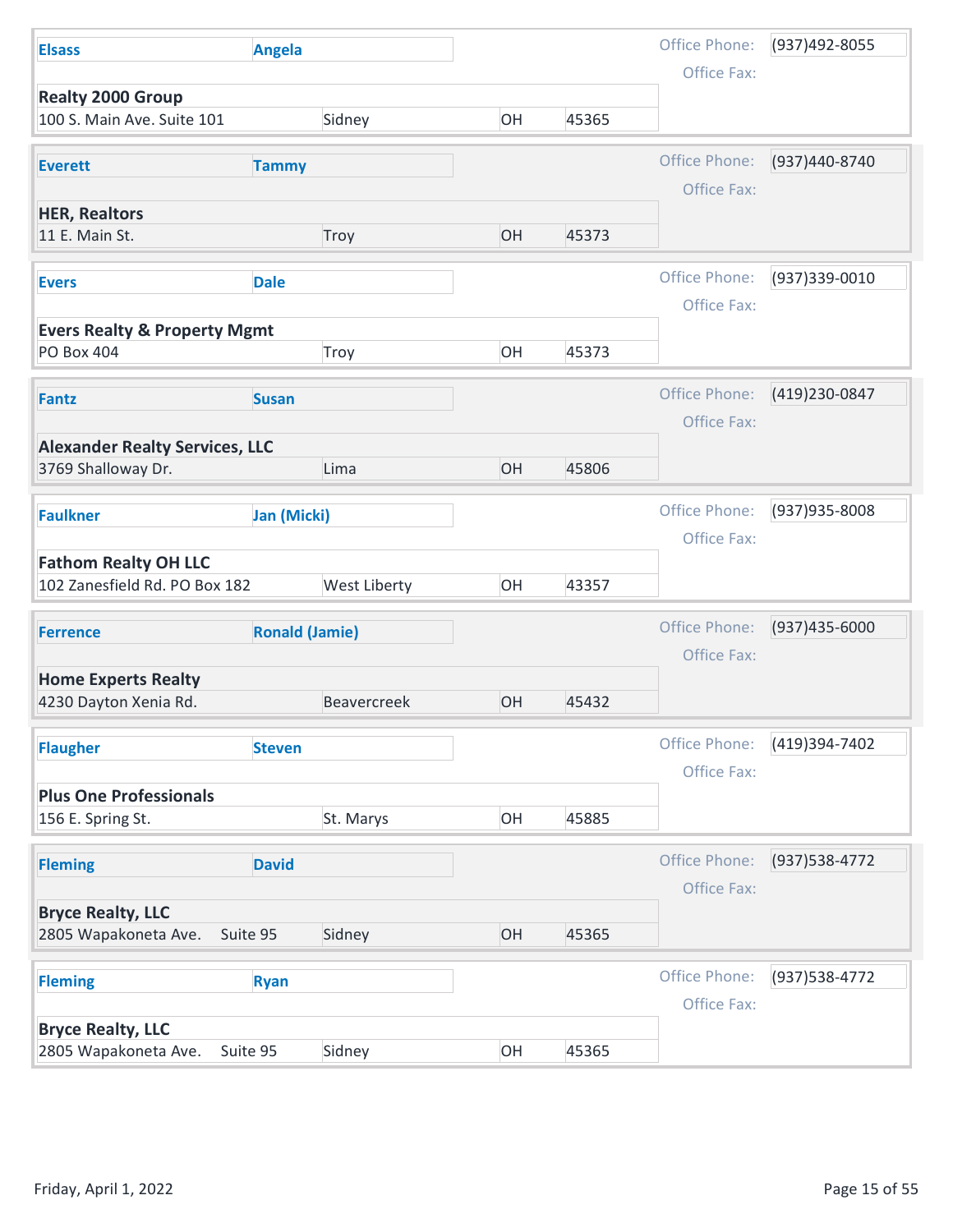| Last Name | First Name | Company | Address | City | State | Zip | Office Phone | Office Fax |
|---|---|---|---|---|---|---|---|---|
| Elsass | Angela | Realty 2000 Group | 100 S. Main Ave. Suite 101 | Sidney | OH | 45365 | (937)492-8055 | |
| Everett | Tammy | HER, Realtors | 11 E. Main St. | Troy | OH | 45373 | (937)440-8740 | |
| Evers | Dale | Evers Realty & Property Mgmt | PO Box 404 | Troy | OH | 45373 | (937)339-0010 | |
| Fantz | Susan | Alexander Realty Services, LLC | 3769 Shalloway Dr. | Lima | OH | 45806 | (419)230-0847 | |
| Faulkner | Jan (Micki) | Fathom Realty OH LLC | 102 Zanesfield Rd. PO Box 182 | West Liberty | OH | 43357 | (937)935-8008 | |
| Ferrence | Ronald (Jamie) | Home Experts Realty | 4230 Dayton Xenia Rd. | Beavercreek | OH | 45432 | (937)435-6000 | |
| Flaugher | Steven | Plus One Professionals | 156 E. Spring St. | St. Marys | OH | 45885 | (419)394-7402 | |
| Fleming | David | Bryce Realty, LLC | 2805 Wapakoneta Ave. Suite 95 | Sidney | OH | 45365 | (937)538-4772 | |
| Fleming | Ryan | Bryce Realty, LLC | 2805 Wapakoneta Ave. Suite 95 | Sidney | OH | 45365 | (937)538-4772 | |

Friday, April 1, 2022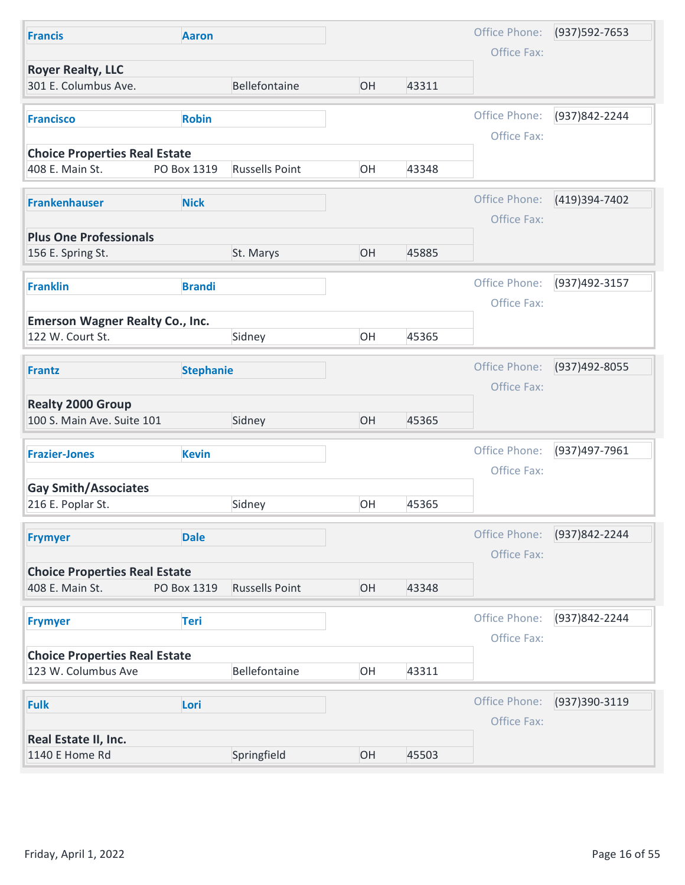| Last Name | First Name | Company | Address | Address 2 | City | State | Zip | Office Phone | Office Fax |
|---|---|---|---|---|---|---|---|---|---|
| **Francis** | **Aaron** | **Royer Realty, LLC** | 301 E. Columbus Ave. | | Bellefontaine | OH | 43311 | (937)592-7653 | |
| **Francisco** | **Robin** | **Choice Properties Real Estate** | 408 E. Main St. | PO Box 1319 | Russells Point | OH | 43348 | (937)842-2244 | |
| **Frankenhauser** | **Nick** | **Plus One Professionals** | 156 E. Spring St. | | St. Marys | OH | 45885 | (419)394-7402 | |
| **Franklin** | **Brandi** | **Emerson Wagner Realty Co., Inc.** | 122 W. Court St. | | Sidney | OH | 45365 | (937)492-3157 | |
| **Frantz** | **Stephanie** | **Realty 2000 Group** | 100 S. Main Ave. Suite 101 | | Sidney | OH | 45365 | (937)492-8055 | |
| **Frazier-Jones** | **Kevin** | **Gay Smith/Associates** | 216 E. Poplar St. | | Sidney | OH | 45365 | (937)497-7961 | |
| **Frymyer** | **Dale** | **Choice Properties Real Estate** | 408 E. Main St. | PO Box 1319 | Russells Point | OH | 43348 | (937)842-2244 | |
| **Frymyer** | **Teri** | **Choice Properties Real Estate** | 123 W. Columbus Ave | | Bellefontaine | OH | 43311 | (937)842-2244 | |
| **Fulk** | **Lori** | **Real Estate II, Inc.** | 1140 E Home Rd | | Springfield | OH | 45503 | (937)390-3119 | |

Friday, April 1, 2022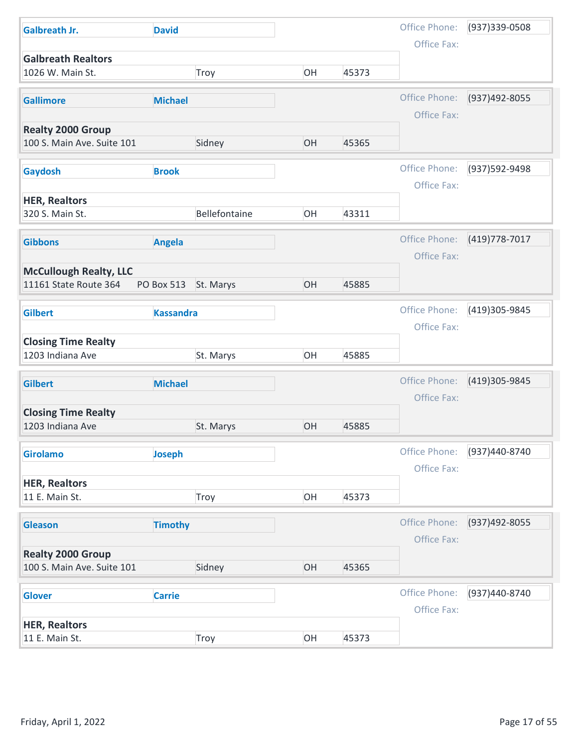**Galbreath Jr.** **David**

Office Phone: (937)339-0508
Office Fax:

**Galbreath Realtors**
1026 W. Main St. Troy OH 45373

---

**Gallimore** **Michael**

Office Phone: (937)492-8055
Office Fax:

**Realty 2000 Group**
100 S. Main Ave. Suite 101 Sidney OH 45365

---

**Gaydosh** **Brook**

Office Phone: (937)592-9498
Office Fax:

**HER, Realtors**
320 S. Main St. Bellefontaine OH 43311

---

**Gibbons** **Angela**

Office Phone: (419)778-7017
Office Fax:

**McCullough Realty, LLC**
11161 State Route 364 PO Box 513 St. Marys OH 45885

---

**Gilbert** **Kassandra**

Office Phone: (419)305-9845
Office Fax:

**Closing Time Realty**
1203 Indiana Ave St. Marys OH 45885

---

**Gilbert** **Michael**

Office Phone: (419)305-9845
Office Fax:

**Closing Time Realty**
1203 Indiana Ave St. Marys OH 45885

---

**Girolamo** **Joseph**

Office Phone: (937)440-8740
Office Fax:

**HER, Realtors**
11 E. Main St. Troy OH 45373

---

**Gleason** **Timothy**

Office Phone: (937)492-8055
Office Fax:

**Realty 2000 Group**
100 S. Main Ave. Suite 101 Sidney OH 45365

---

**Glover** **Carrie**

Office Phone: (937)440-8740
Office Fax:

**HER, Realtors**
11 E. Main St. Troy OH 45373

Friday, April 1, 2022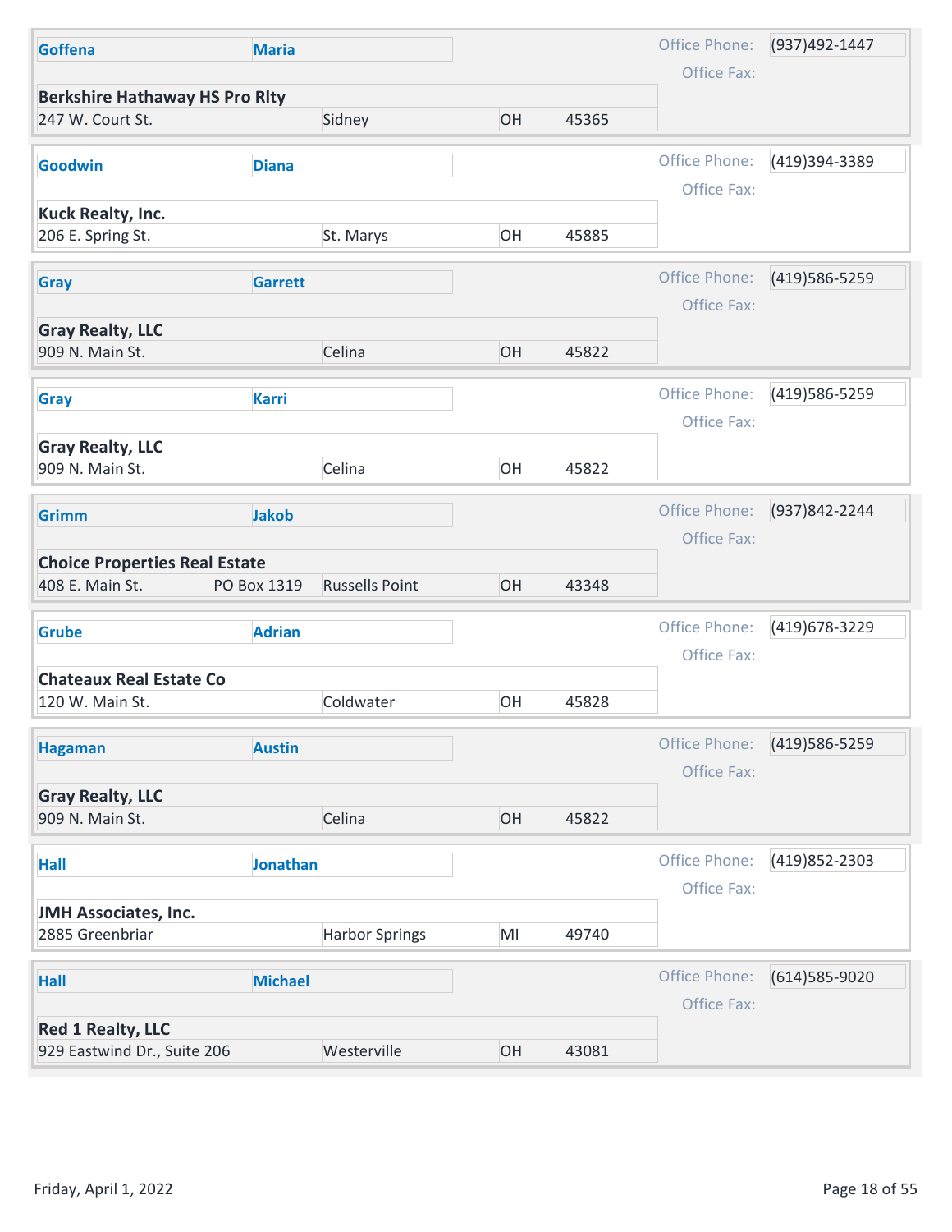| Last Name | First Name | Company | Address | Address 2 | City | State | Zip | Office Phone | Office Fax |
|---|---|---|---|---|---|---|---|---|---|
| Goffena | Maria | Berkshire Hathaway HS Pro Rlty | 247 W. Court St. | | Sidney | OH | 45365 | (937)492-1447 | |
| Goodwin | Diana | Kuck Realty, Inc. | 206 E. Spring St. | | St. Marys | OH | 45885 | (419)394-3389 | |
| Gray | Garrett | Gray Realty, LLC | 909 N. Main St. | | Celina | OH | 45822 | (419)586-5259 | |
| Gray | Karri | Gray Realty, LLC | 909 N. Main St. | | Celina | OH | 45822 | (419)586-5259 | |
| Grimm | Jakob | Choice Properties Real Estate | 408 E. Main St. | PO Box 1319 | Russells Point | OH | 43348 | (937)842-2244 | |
| Grube | Adrian | Chateaux Real Estate Co | 120 W. Main St. | | Coldwater | OH | 45828 | (419)678-3229 | |
| Hagaman | Austin | Gray Realty, LLC | 909 N. Main St. | | Celina | OH | 45822 | (419)586-5259 | |
| Hall | Jonathan | JMH Associates, Inc. | 2885 Greenbriar | | Harbor Springs | MI | 49740 | (419)852-2303 | |
| Hall | Michael | Red 1 Realty, LLC | 929 Eastwind Dr., Suite 206 | | Westerville | OH | 43081 | (614)585-9020 | |

Friday, April 1, 2022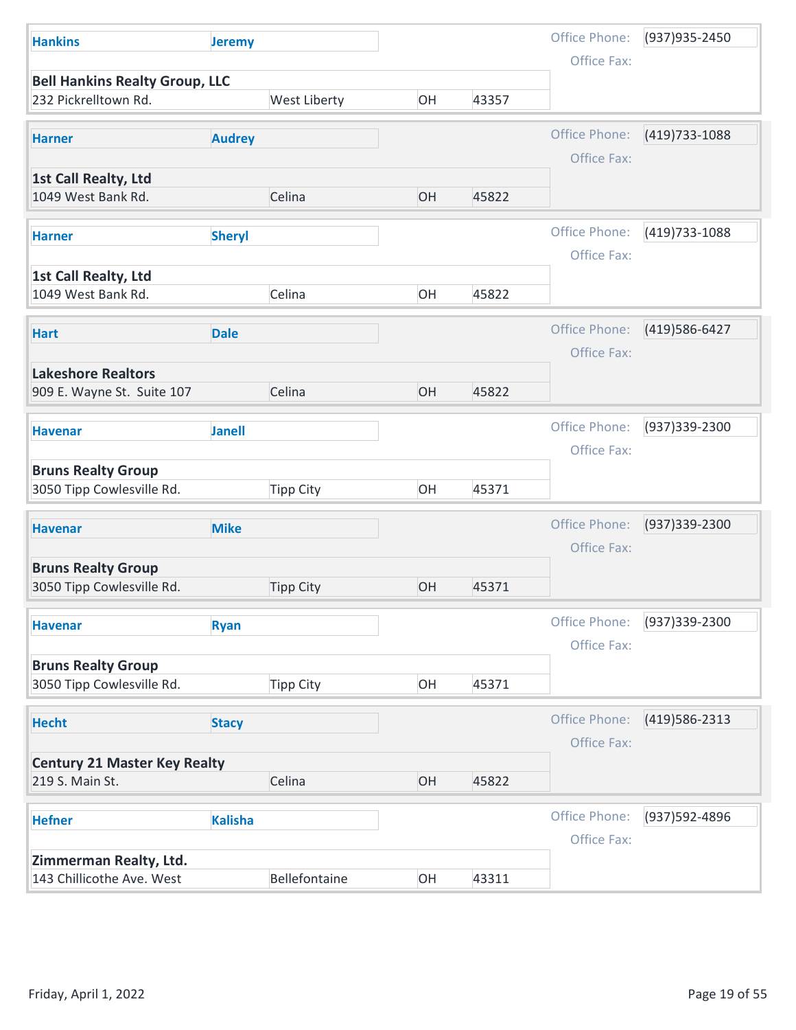| Last Name | First Name | Company | Address | City | State | Zip | Office Phone | Office Fax |
|---|---|---|---|---|---|---|---|---|
| Hankins | Jeremy | Bell Hankins Realty Group, LLC | 232 Pickrelltown Rd. | West Liberty | OH | 43357 | (937)935-2450 | |
| Harner | Audrey | 1st Call Realty, Ltd | 1049 West Bank Rd. | Celina | OH | 45822 | (419)733-1088 | |
| Harner | Sheryl | 1st Call Realty, Ltd | 1049 West Bank Rd. | Celina | OH | 45822 | (419)733-1088 | |
| Hart | Dale | Lakeshore Realtors | 909 E. Wayne St. Suite 107 | Celina | OH | 45822 | (419)586-6427 | |
| Havenar | Janell | Bruns Realty Group | 3050 Tipp Cowlesville Rd. | Tipp City | OH | 45371 | (937)339-2300 | |
| Havenar | Mike | Bruns Realty Group | 3050 Tipp Cowlesville Rd. | Tipp City | OH | 45371 | (937)339-2300 | |
| Havenar | Ryan | Bruns Realty Group | 3050 Tipp Cowlesville Rd. | Tipp City | OH | 45371 | (937)339-2300 | |
| Hecht | Stacy | Century 21 Master Key Realty | 219 S. Main St. | Celina | OH | 45822 | (419)586-2313 | |
| Hefner | Kalisha | Zimmerman Realty, Ltd. | 143 Chillicothe Ave. West | Bellefontaine | OH | 43311 | (937)592-4896 | |

Friday, April 1, 2022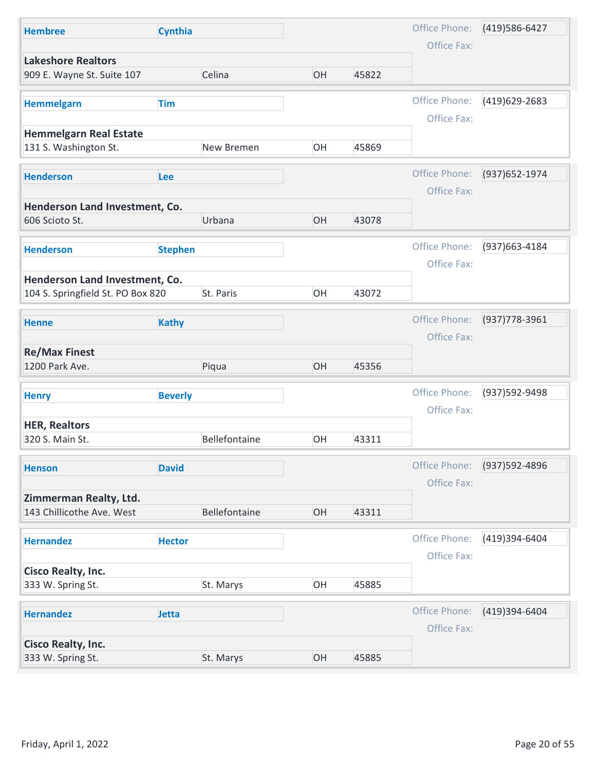**Hembree** **Cynthia**

Office Phone: (419)586-6427

Office Fax:

**Lakeshore Realtors**

909 E. Wayne St. Suite 107 | Celina | OH | 45822

---

**Hemmelgarn** **Tim**

Office Phone: (419)629-2683

Office Fax:

**Hemmelgarn Real Estate**

131 S. Washington St. | New Bremen | OH | 45869

---

**Henderson** **Lee**

Office Phone: (937)652-1974

Office Fax:

**Henderson Land Investment, Co.**

606 Scioto St. | Urbana | OH | 43078

---

**Henderson** **Stephen**

Office Phone: (937)663-4184

Office Fax:

**Henderson Land Investment, Co.**

104 S. Springfield St. PO Box 820 | St. Paris | OH | 43072

---

**Henne** **Kathy**

Office Phone: (937)778-3961

Office Fax:

**Re/Max Finest**

1200 Park Ave. | Piqua | OH | 45356

---

**Henry** **Beverly**

Office Phone: (937)592-9498

Office Fax:

**HER, Realtors**

320 S. Main St. | Bellefontaine | OH | 43311

---

**Henson** **David**

Office Phone: (937)592-4896

Office Fax:

**Zimmerman Realty, Ltd.**

143 Chillicothe Ave. West | Bellefontaine | OH | 43311

---

**Hernandez** **Hector**

Office Phone: (419)394-6404

Office Fax:

**Cisco Realty, Inc.**

333 W. Spring St. | St. Marys | OH | 45885

---

**Hernandez** **Jetta**

Office Phone: (419)394-6404

Office Fax:

**Cisco Realty, Inc.**

333 W. Spring St. | St. Marys | OH | 45885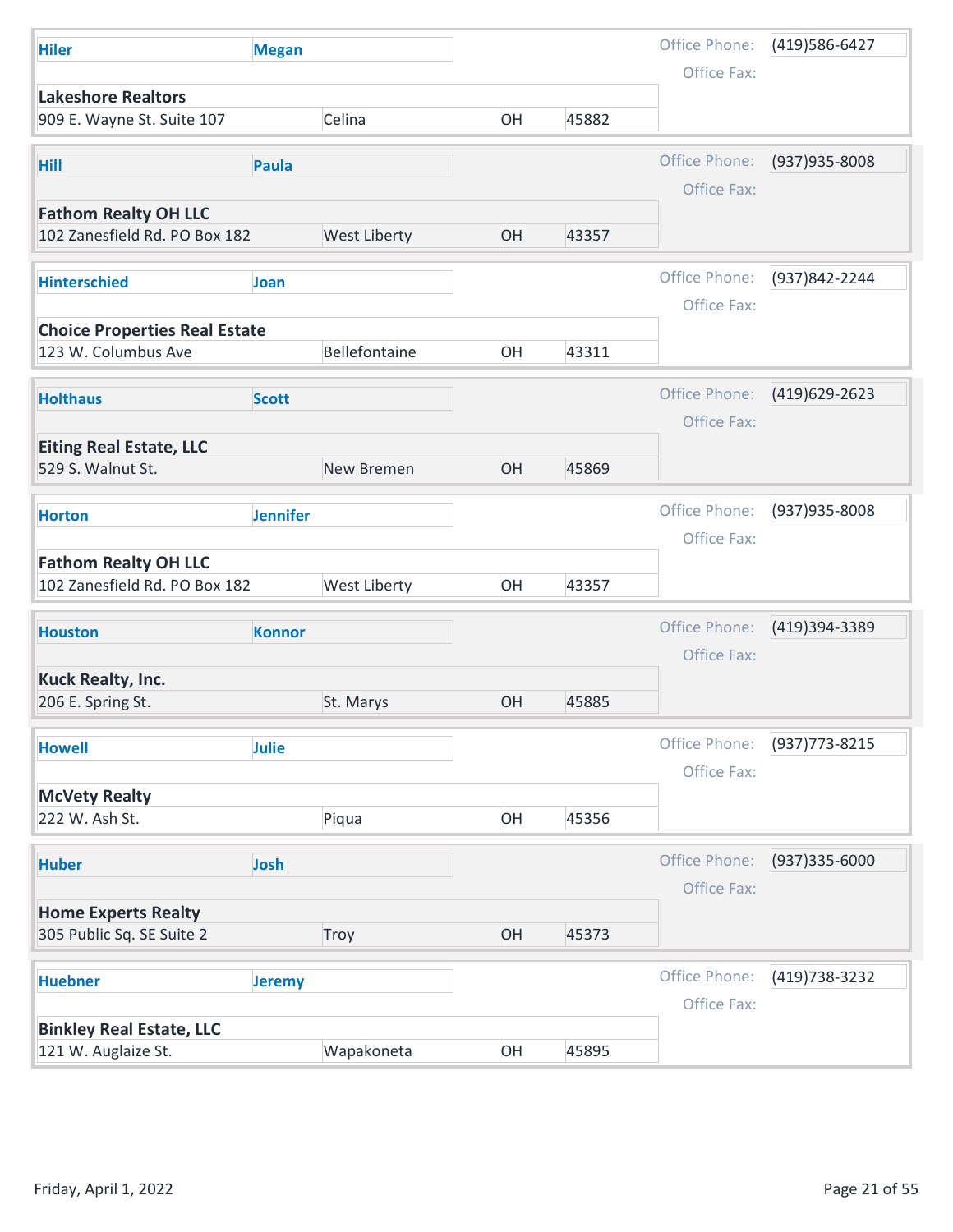| Last Name | First Name | Company | Address | City | State | Zip | Office Phone | Office Fax |
|---|---|---|---|---|---|---|---|---|
| Hiler | Megan | Lakeshore Realtors | 909 E. Wayne St. Suite 107 | Celina | OH | 45882 | (419)586-6427 | |
| Hill | Paula | Fathom Realty OH LLC | 102 Zanesfield Rd. PO Box 182 | West Liberty | OH | 43357 | (937)935-8008 | |
| Hinterschied | Joan | Choice Properties Real Estate | 123 W. Columbus Ave | Bellefontaine | OH | 43311 | (937)842-2244 | |
| Holthaus | Scott | Eiting Real Estate, LLC | 529 S. Walnut St. | New Bremen | OH | 45869 | (419)629-2623 | |
| Horton | Jennifer | Fathom Realty OH LLC | 102 Zanesfield Rd. PO Box 182 | West Liberty | OH | 43357 | (937)935-8008 | |
| Houston | Konnor | Kuck Realty, Inc. | 206 E. Spring St. | St. Marys | OH | 45885 | (419)394-3389 | |
| Howell | Julie | McVety Realty | 222 W. Ash St. | Piqua | OH | 45356 | (937)773-8215 | |
| Huber | Josh | Home Experts Realty | 305 Public Sq. SE Suite 2 | Troy | OH | 45373 | (937)335-6000 | |
| Huebner | Jeremy | Binkley Real Estate, LLC | 121 W. Auglaize St. | Wapakoneta | OH | 45895 | (419)738-3232 | |

Friday, April 1, 2022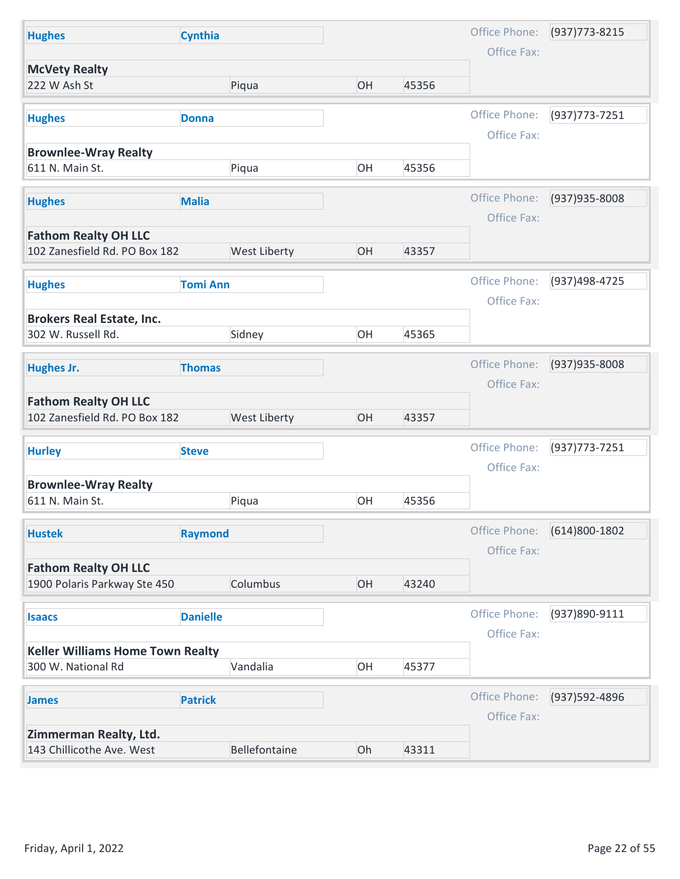| Last Name | First Name | Company | Address | City | State | Zip | Office Phone | Office Fax |
|---|---|---|---|---|---|---|---|---|
| **Hughes** | **Cynthia** | **McVety Realty** | 222 W Ash St | Piqua | OH | 45356 | (937)773-8215 | |
| **Hughes** | **Donna** | **Brownlee-Wray Realty** | 611 N. Main St. | Piqua | OH | 45356 | (937)773-7251 | |
| **Hughes** | **Malia** | **Fathom Realty OH LLC** | 102 Zanesfield Rd. PO Box 182 | West Liberty | OH | 43357 | (937)935-8008 | |
| **Hughes** | **Tomi Ann** | **Brokers Real Estate, Inc.** | 302 W. Russell Rd. | Sidney | OH | 45365 | (937)498-4725 | |
| **Hughes Jr.** | **Thomas** | **Fathom Realty OH LLC** | 102 Zanesfield Rd. PO Box 182 | West Liberty | OH | 43357 | (937)935-8008 | |
| **Hurley** | **Steve** | **Brownlee-Wray Realty** | 611 N. Main St. | Piqua | OH | 45356 | (937)773-7251 | |
| **Hustek** | **Raymond** | **Fathom Realty OH LLC** | 1900 Polaris Parkway Ste 450 | Columbus | OH | 43240 | (614)800-1802 | |
| **Isaacs** | **Danielle** | **Keller Williams Home Town Realty** | 300 W. National Rd | Vandalia | OH | 45377 | (937)890-9111 | |
| **James** | **Patrick** | **Zimmerman Realty, Ltd.** | 143 Chillicothe Ave. West | Bellefontaine | Oh | 43311 | (937)592-4896 | |

Friday, April 1, 2022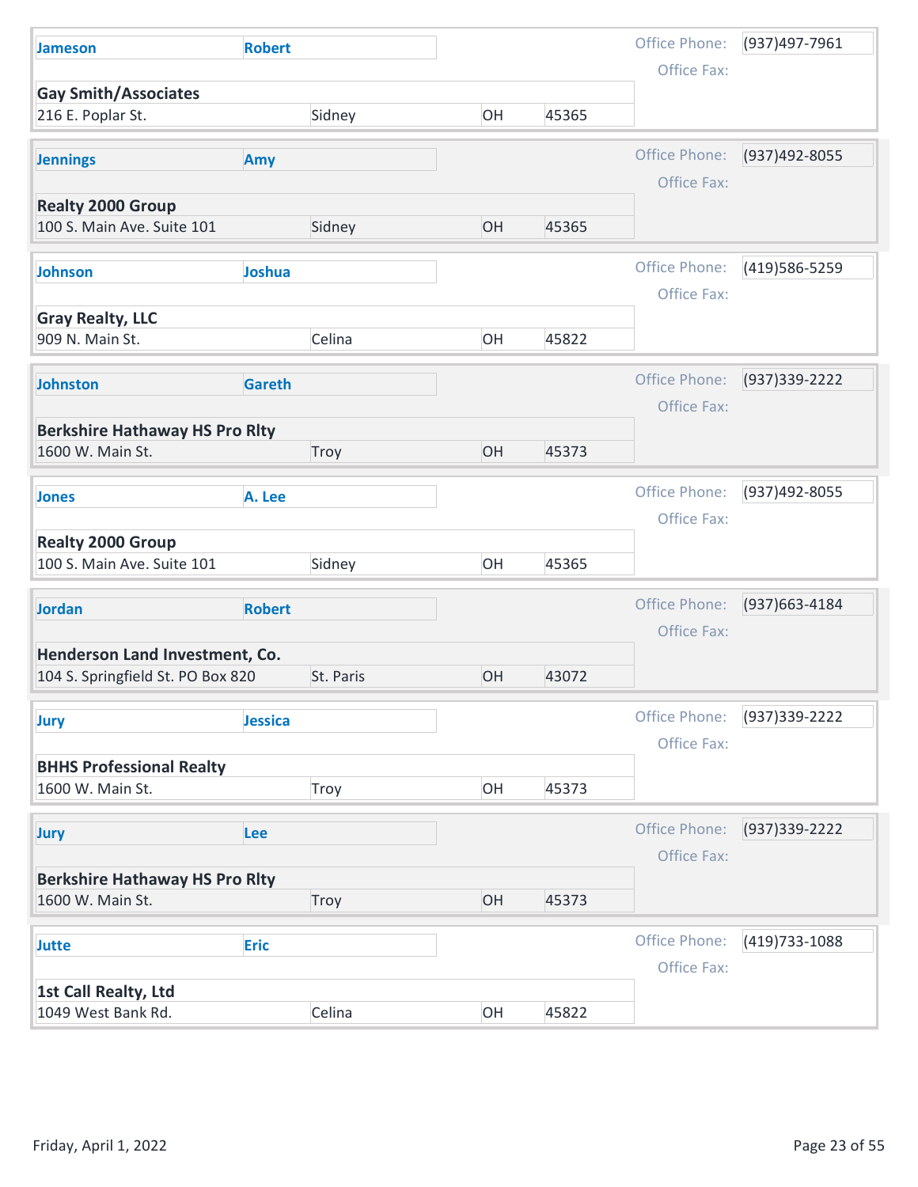| Last Name | First Name | Company | Address | City | State | Zip | Office Phone | Office Fax |
|---|---|---|---|---|---|---|---|---|
| Jameson | Robert | Gay Smith/Associates | 216 E. Poplar St. | Sidney | OH | 45365 | (937)497-7961 | |
| Jennings | Amy | Realty 2000 Group | 100 S. Main Ave. Suite 101 | Sidney | OH | 45365 | (937)492-8055 | |
| Johnson | Joshua | Gray Realty, LLC | 909 N. Main St. | Celina | OH | 45822 | (419)586-5259 | |
| Johnston | Gareth | Berkshire Hathaway HS Pro Rlty | 1600 W. Main St. | Troy | OH | 45373 | (937)339-2222 | |
| Jones | A. Lee | Realty 2000 Group | 100 S. Main Ave. Suite 101 | Sidney | OH | 45365 | (937)492-8055 | |
| Jordan | Robert | Henderson Land Investment, Co. | 104 S. Springfield St. PO Box 820 | St. Paris | OH | 43072 | (937)663-4184 | |
| Jury | Jessica | BHHS Professional Realty | 1600 W. Main St. | Troy | OH | 45373 | (937)339-2222 | |
| Jury | Lee | Berkshire Hathaway HS Pro Rlty | 1600 W. Main St. | Troy | OH | 45373 | (937)339-2222 | |
| Jutte | Eric | 1st Call Realty, Ltd | 1049 West Bank Rd. | Celina | OH | 45822 | (419)733-1088 | |

Friday, April 1, 2022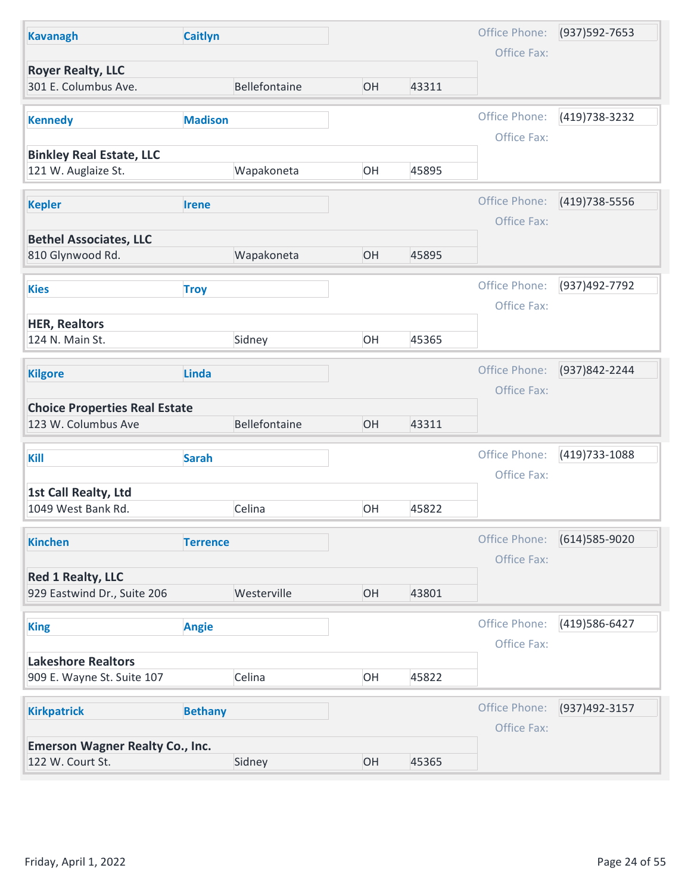| Last Name | First Name | Company | Address | City | State | Zip | Office Phone | Office Fax |
|---|---|---|---|---|---|---|---|---|
| Kavanagh | Caitlyn | Royer Realty, LLC | 301 E. Columbus Ave. | Bellefontaine | OH | 43311 | (937)592-7653 | |
| Kennedy | Madison | Binkley Real Estate, LLC | 121 W. Auglaize St. | Wapakoneta | OH | 45895 | (419)738-3232 | |
| Kepler | Irene | Bethel Associates, LLC | 810 Glynwood Rd. | Wapakoneta | OH | 45895 | (419)738-5556 | |
| Kies | Troy | HER, Realtors | 124 N. Main St. | Sidney | OH | 45365 | (937)492-7792 | |
| Kilgore | Linda | Choice Properties Real Estate | 123 W. Columbus Ave | Bellefontaine | OH | 43311 | (937)842-2244 | |
| Kill | Sarah | 1st Call Realty, Ltd | 1049 West Bank Rd. | Celina | OH | 45822 | (419)733-1088 | |
| Kinchen | Terrence | Red 1 Realty, LLC | 929 Eastwind Dr., Suite 206 | Westerville | OH | 43801 | (614)585-9020 | |
| King | Angie | Lakeshore Realtors | 909 E. Wayne St. Suite 107 | Celina | OH | 45822 | (419)586-6427 | |
| Kirkpatrick | Bethany | Emerson Wagner Realty Co., Inc. | 122 W. Court St. | Sidney | OH | 45365 | (937)492-3157 | |

Friday, April 1, 2022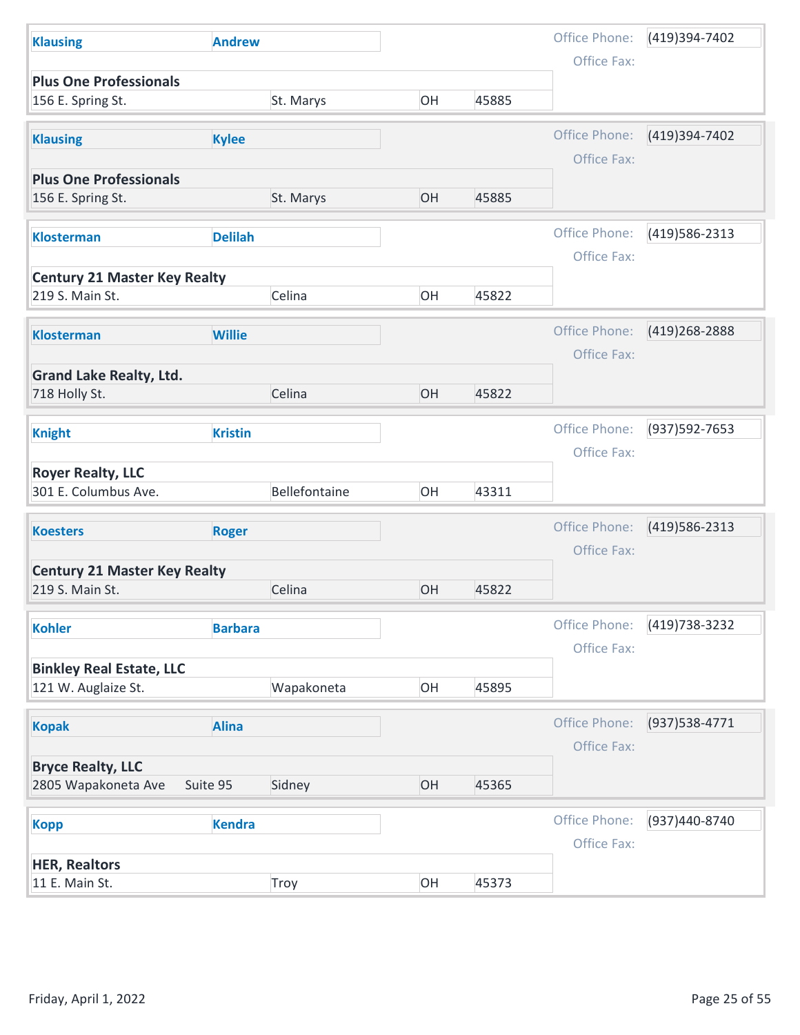| Last Name | First Name | Company | Address | Suite | City | State | Zip | Office Phone | Office Fax |
|---|---|---|---|---|---|---|---|---|---|
| **Klausing** | **Andrew** | **Plus One Professionals** | 156 E. Spring St. | | St. Marys | OH | 45885 | (419)394-7402 | |
| **Klausing** | **Kylee** | **Plus One Professionals** | 156 E. Spring St. | | St. Marys | OH | 45885 | (419)394-7402 | |
| **Klosterman** | **Delilah** | **Century 21 Master Key Realty** | 219 S. Main St. | | Celina | OH | 45822 | (419)586-2313 | |
| **Klosterman** | **Willie** | **Grand Lake Realty, Ltd.** | 718 Holly St. | | Celina | OH | 45822 | (419)268-2888 | |
| **Knight** | **Kristin** | **Royer Realty, LLC** | 301 E. Columbus Ave. | | Bellefontaine | OH | 43311 | (937)592-7653 | |
| **Koesters** | **Roger** | **Century 21 Master Key Realty** | 219 S. Main St. | | Celina | OH | 45822 | (419)586-2313 | |
| **Kohler** | **Barbara** | **Binkley Real Estate, LLC** | 121 W. Auglaize St. | | Wapakoneta | OH | 45895 | (419)738-3232 | |
| **Kopak** | **Alina** | **Bryce Realty, LLC** | 2805 Wapakoneta Ave | Suite 95 | Sidney | OH | 45365 | (937)538-4771 | |
| **Kopp** | **Kendra** | **HER, Realtors** | 11 E. Main St. | | Troy | OH | 45373 | (937)440-8740 | |

Friday, April 1, 2022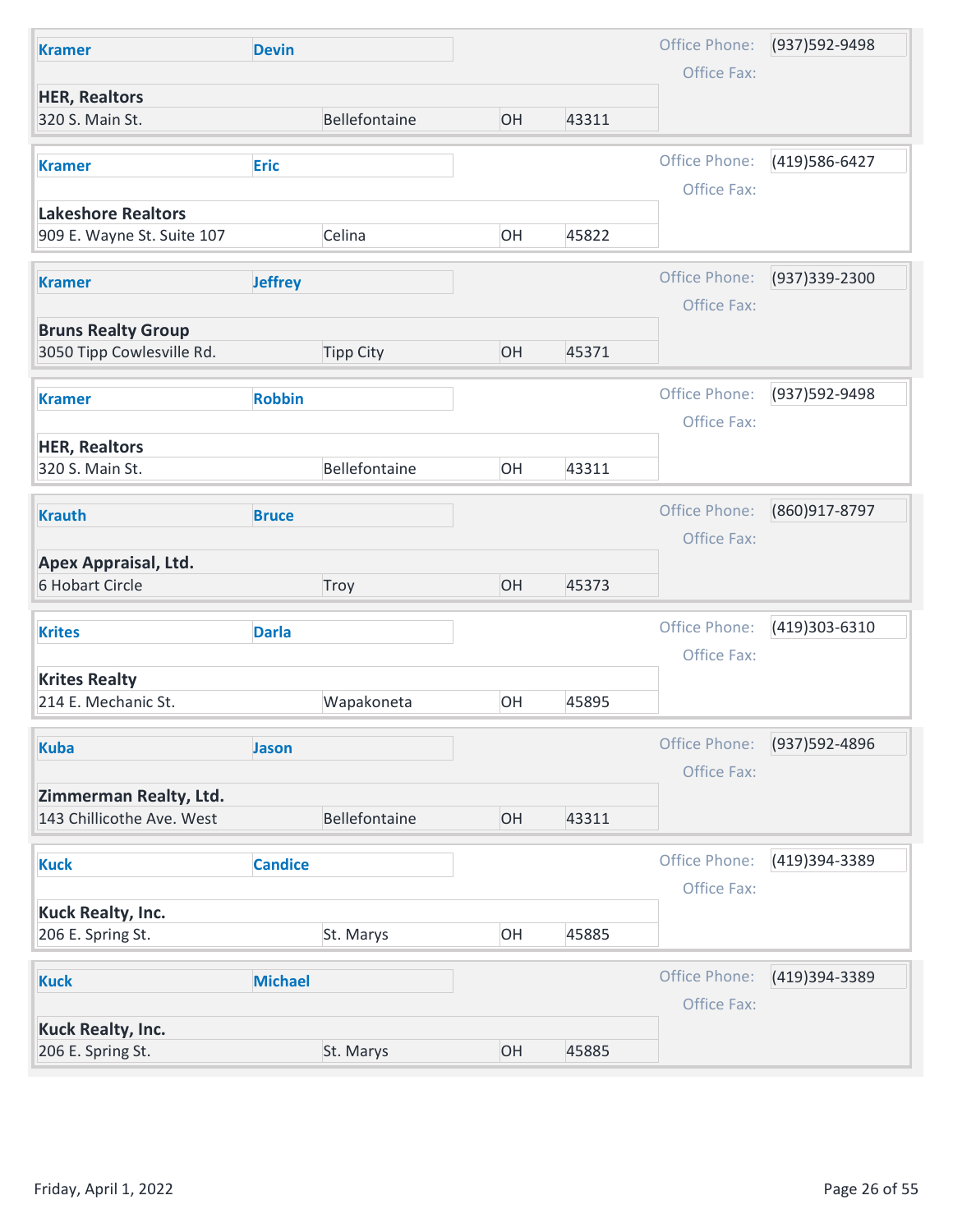| Last Name | First Name | Company | Address | City | State | Zip | Office Phone | Office Fax |
|---|---|---|---|---|---|---|---|---|
| Kramer | Devin | HER, Realtors | 320 S. Main St. | Bellefontaine | OH | 43311 | (937)592-9498 | |
| Kramer | Eric | Lakeshore Realtors | 909 E. Wayne St. Suite 107 | Celina | OH | 45822 | (419)586-6427 | |
| Kramer | Jeffrey | Bruns Realty Group | 3050 Tipp Cowlesville Rd. | Tipp City | OH | 45371 | (937)339-2300 | |
| Kramer | Robbin | HER, Realtors | 320 S. Main St. | Bellefontaine | OH | 43311 | (937)592-9498 | |
| Krauth | Bruce | Apex Appraisal, Ltd. | 6 Hobart Circle | Troy | OH | 45373 | (860)917-8797 | |
| Krites | Darla | Krites Realty | 214 E. Mechanic St. | Wapakoneta | OH | 45895 | (419)303-6310 | |
| Kuba | Jason | Zimmerman Realty, Ltd. | 143 Chillicothe Ave. West | Bellefontaine | OH | 43311 | (937)592-4896 | |
| Kuck | Candice | Kuck Realty, Inc. | 206 E. Spring St. | St. Marys | OH | 45885 | (419)394-3389 | |
| Kuck | Michael | Kuck Realty, Inc. | 206 E. Spring St. | St. Marys | OH | 45885 | (419)394-3389 | |

Friday, April 1, 2022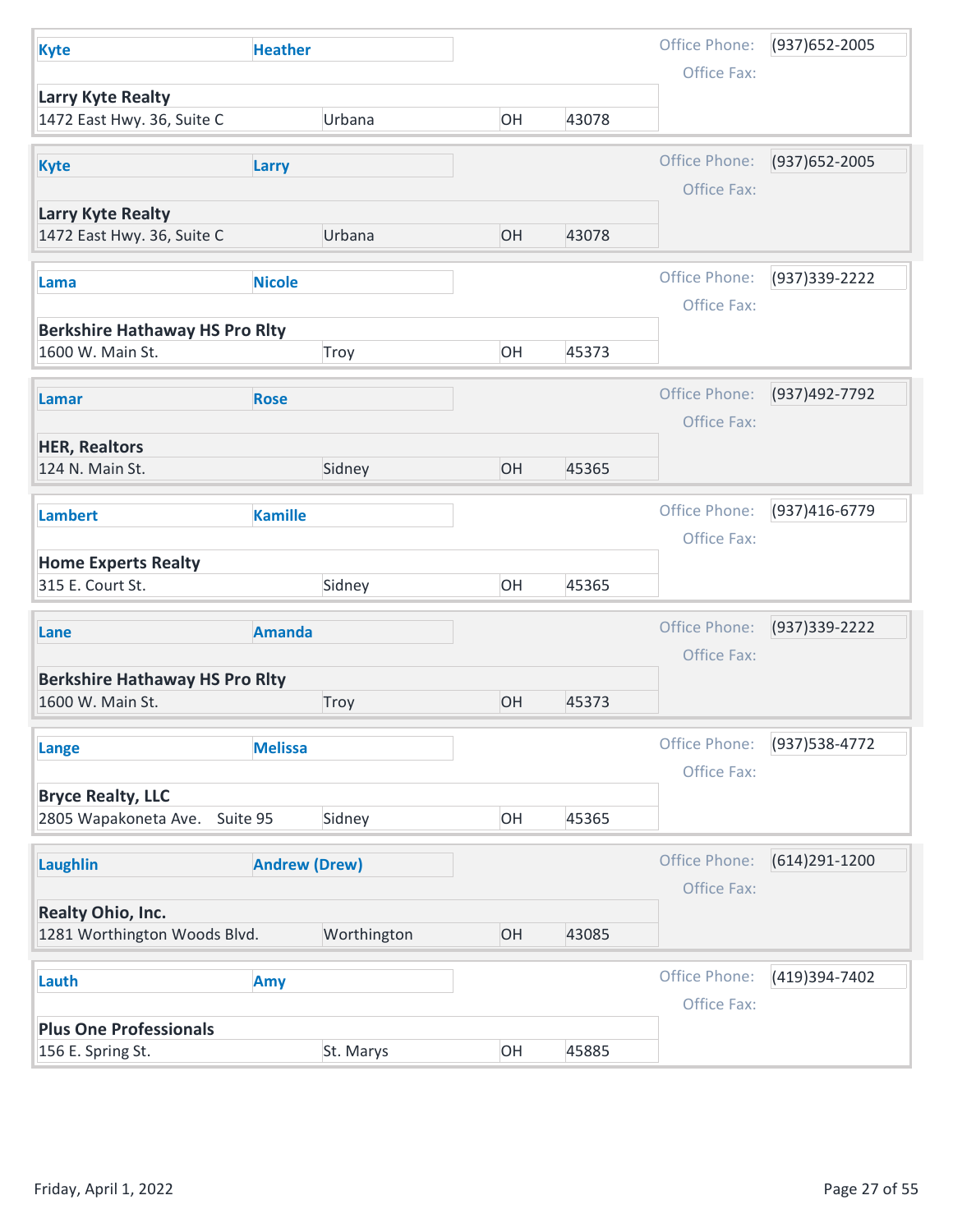| Last Name | First Name | Company | Address | City | State | Zip | Office Phone | Office Fax |
|---|---|---|---|---|---|---|---|---|
| Kyte | Heather | Larry Kyte Realty | 1472 East Hwy. 36, Suite C | Urbana | OH | 43078 | (937)652-2005 | |
| Kyte | Larry | Larry Kyte Realty | 1472 East Hwy. 36, Suite C | Urbana | OH | 43078 | (937)652-2005 | |
| Lama | Nicole | Berkshire Hathaway HS Pro Rlty | 1600 W. Main St. | Troy | OH | 45373 | (937)339-2222 | |
| Lamar | Rose | HER, Realtors | 124 N. Main St. | Sidney | OH | 45365 | (937)492-7792 | |
| Lambert | Kamille | Home Experts Realty | 315 E. Court St. | Sidney | OH | 45365 | (937)416-6779 | |
| Lane | Amanda | Berkshire Hathaway HS Pro Rlty | 1600 W. Main St. | Troy | OH | 45373 | (937)339-2222 | |
| Lange | Melissa | Bryce Realty, LLC | 2805 Wapakoneta Ave. Suite 95 | Sidney | OH | 45365 | (937)538-4772 | |
| Laughlin | Andrew (Drew) | Realty Ohio, Inc. | 1281 Worthington Woods Blvd. | Worthington | OH | 43085 | (614)291-1200 | |
| Lauth | Amy | Plus One Professionals | 156 E. Spring St. | St. Marys | OH | 45885 | (419)394-7402 | |

Friday, April 1, 2022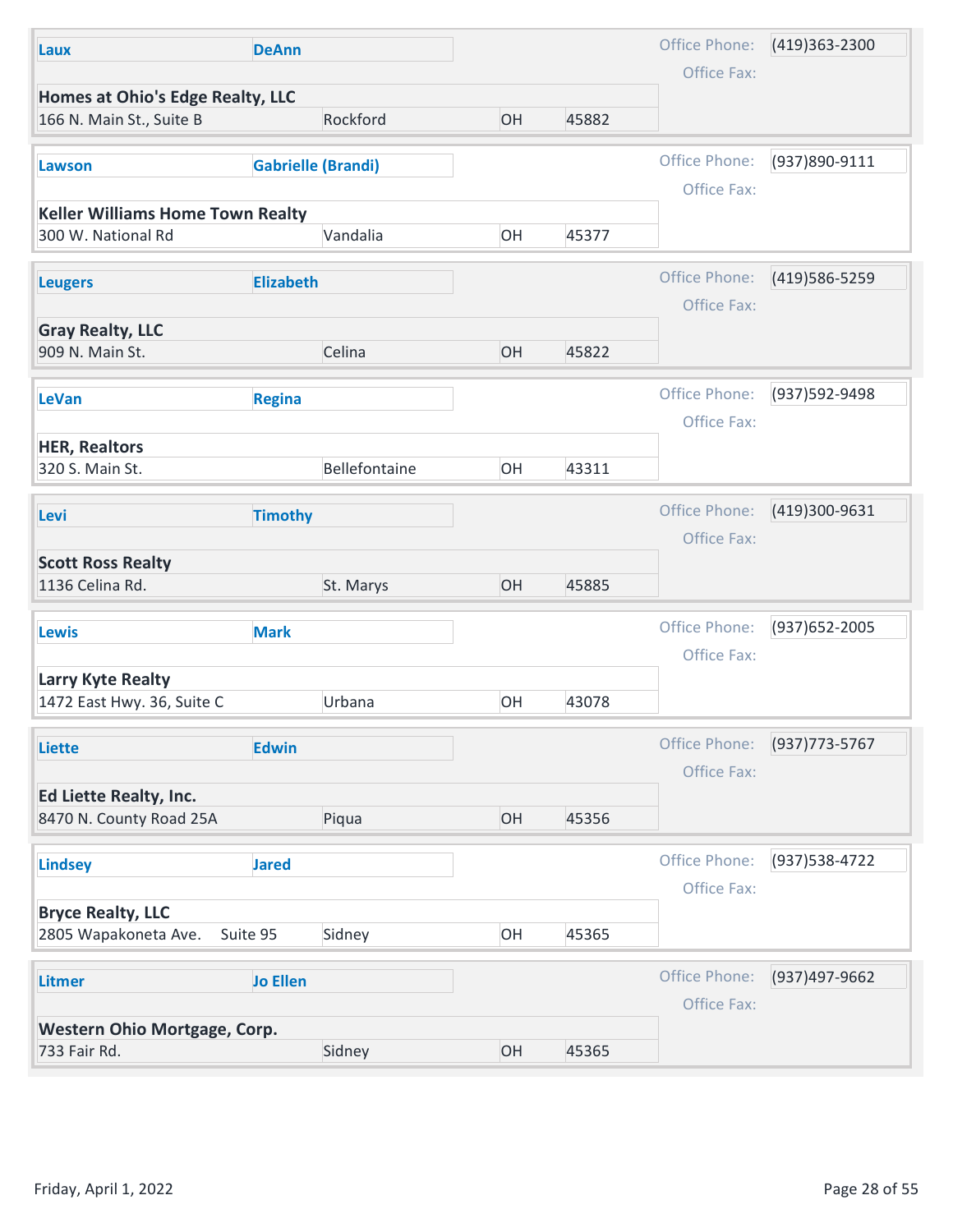| Last Name | First Name | Company | Address | City | State | Zip | Office Phone | Office Fax |
|---|---|---|---|---|---|---|---|---|
| Laux | DeAnn | Homes at Ohio's Edge Realty, LLC | 166 N. Main St., Suite B | Rockford | OH | 45882 | (419)363-2300 | |
| Lawson | Gabrielle (Brandi) | Keller Williams Home Town Realty | 300 W. National Rd | Vandalia | OH | 45377 | (937)890-9111 | |
| Leugers | Elizabeth | Gray Realty, LLC | 909 N. Main St. | Celina | OH | 45822 | (419)586-5259 | |
| LeVan | Regina | HER, Realtors | 320 S. Main St. | Bellefontaine | OH | 43311 | (937)592-9498 | |
| Levi | Timothy | Scott Ross Realty | 1136 Celina Rd. | St. Marys | OH | 45885 | (419)300-9631 | |
| Lewis | Mark | Larry Kyte Realty | 1472 East Hwy. 36, Suite C | Urbana | OH | 43078 | (937)652-2005 | |
| Liette | Edwin | Ed Liette Realty, Inc. | 8470 N. County Road 25A | Piqua | OH | 45356 | (937)773-5767 | |
| Lindsey | Jared | Bryce Realty, LLC | 2805 Wapakoneta Ave. Suite 95 | Sidney | OH | 45365 | (937)538-4722 | |
| Litmer | Jo Ellen | Western Ohio Mortgage, Corp. | 733 Fair Rd. | Sidney | OH | 45365 | (937)497-9662 | |

Friday, April 1, 2022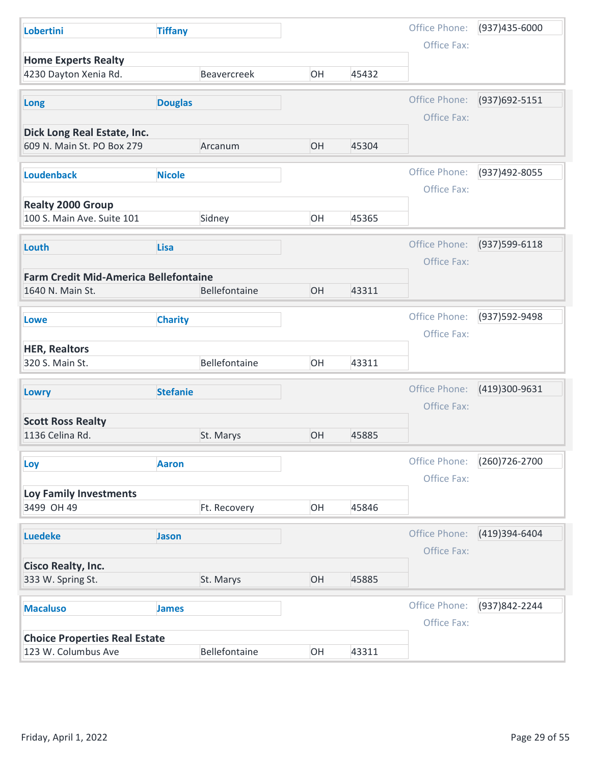| Last Name | First Name | Company | Address | City | State | Zip | Office Phone | Office Fax |
|---|---|---|---|---|---|---|---|---|
| Lobertini | Tiffany | Home Experts Realty | 4230 Dayton Xenia Rd. | Beavercreek | OH | 45432 | (937)435-6000 | |
| Long | Douglas | Dick Long Real Estate, Inc. | 609 N. Main St. PO Box 279 | Arcanum | OH | 45304 | (937)692-5151 | |
| Loudenback | Nicole | Realty 2000 Group | 100 S. Main Ave. Suite 101 | Sidney | OH | 45365 | (937)492-8055 | |
| Louth | Lisa | Farm Credit Mid-America Bellefontaine | 1640 N. Main St. | Bellefontaine | OH | 43311 | (937)599-6118 | |
| Lowe | Charity | HER, Realtors | 320 S. Main St. | Bellefontaine | OH | 43311 | (937)592-9498 | |
| Lowry | Stefanie | Scott Ross Realty | 1136 Celina Rd. | St. Marys | OH | 45885 | (419)300-9631 | |
| Loy | Aaron | Loy Family Investments | 3499 OH 49 | Ft. Recovery | OH | 45846 | (260)726-2700 | |
| Luedeke | Jason | Cisco Realty, Inc. | 333 W. Spring St. | St. Marys | OH | 45885 | (419)394-6404 | |
| Macaluso | James | Choice Properties Real Estate | 123 W. Columbus Ave | Bellefontaine | OH | 43311 | (937)842-2244 | |

Friday, April 1, 2022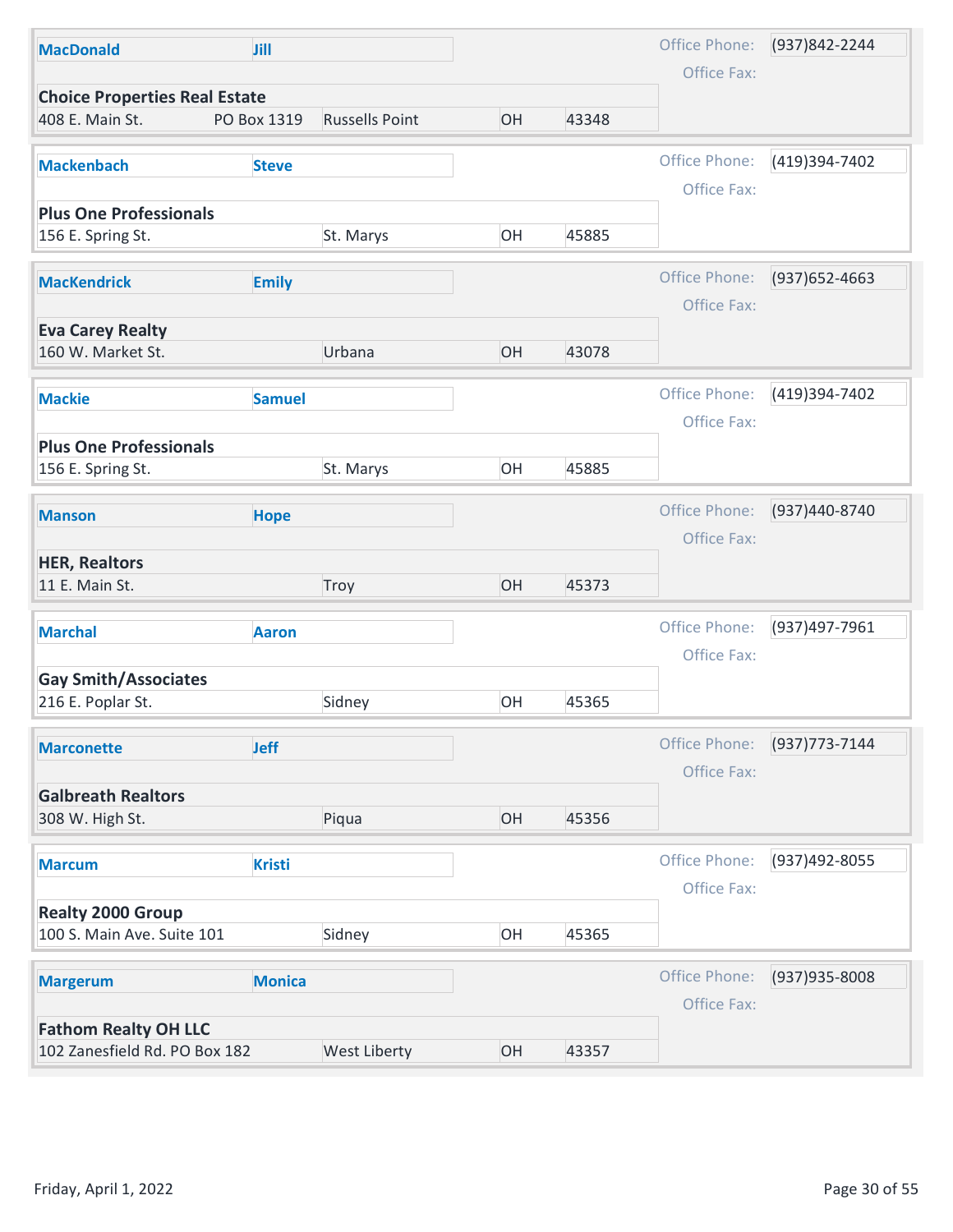| Last Name | First Name | Company | Address | City | State | Zip | Office Phone | Office Fax |
|---|---|---|---|---|---|---|---|---|
| **MacDonald** | **Jill** | **Choice Properties Real Estate** | 408 E. Main St. PO Box 1319 | Russells Point | OH | 43348 | (937)842-2244 | |
| **Mackenbach** | **Steve** | **Plus One Professionals** | 156 E. Spring St. | St. Marys | OH | 45885 | (419)394-7402 | |
| **MacKendrick** | **Emily** | **Eva Carey Realty** | 160 W. Market St. | Urbana | OH | 43078 | (937)652-4663 | |
| **Mackie** | **Samuel** | **Plus One Professionals** | 156 E. Spring St. | St. Marys | OH | 45885 | (419)394-7402 | |
| **Manson** | **Hope** | **HER, Realtors** | 11 E. Main St. | Troy | OH | 45373 | (937)440-8740 | |
| **Marchal** | **Aaron** | **Gay Smith/Associates** | 216 E. Poplar St. | Sidney | OH | 45365 | (937)497-7961 | |
| **Marconette** | **Jeff** | **Galbreath Realtors** | 308 W. High St. | Piqua | OH | 45356 | (937)773-7144 | |
| **Marcum** | **Kristi** | **Realty 2000 Group** | 100 S. Main Ave. Suite 101 | Sidney | OH | 45365 | (937)492-8055 | |
| **Margerum** | **Monica** | **Fathom Realty OH LLC** | 102 Zanesfield Rd. PO Box 182 | West Liberty | OH | 43357 | (937)935-8008 | |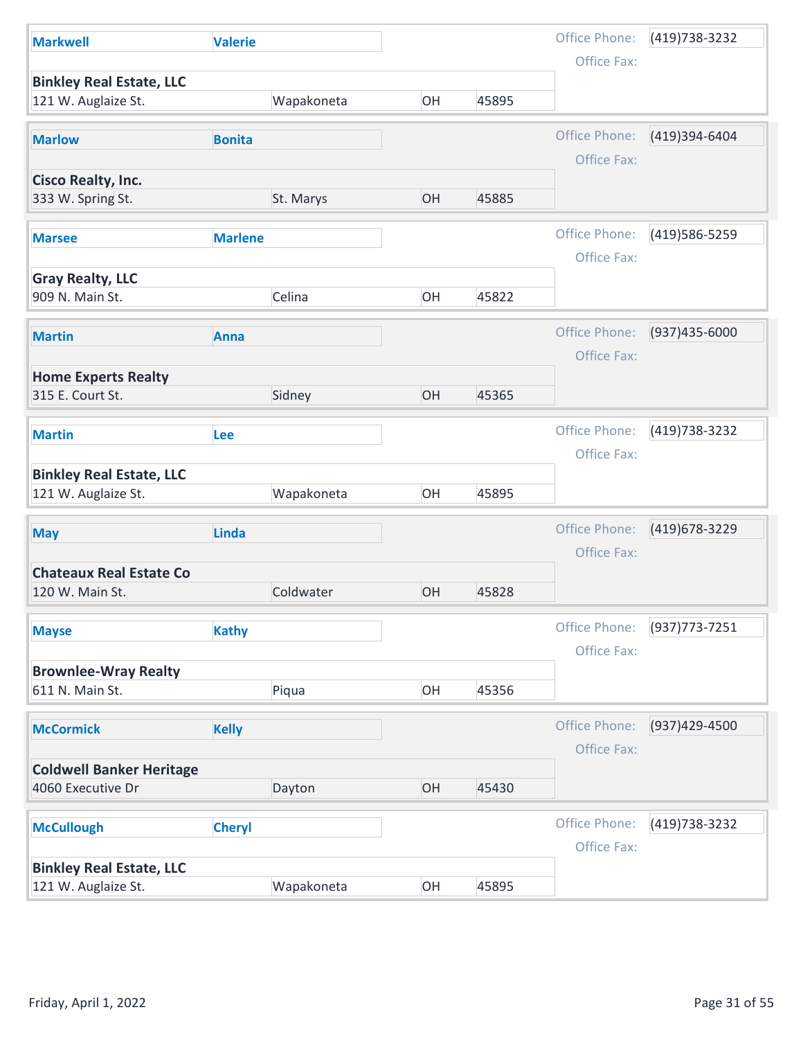| Last Name | First Name | Company | Address | City | State | Zip | Office Phone | Office Fax |
|---|---|---|---|---|---|---|---|---|
| Markwell | Valerie | Binkley Real Estate, LLC | 121 W. Auglaize St. | Wapakoneta | OH | 45895 | (419)738-3232 | |
| Marlow | Bonita | Cisco Realty, Inc. | 333 W. Spring St. | St. Marys | OH | 45885 | (419)394-6404 | |
| Marsee | Marlene | Gray Realty, LLC | 909 N. Main St. | Celina | OH | 45822 | (419)586-5259 | |
| Martin | Anna | Home Experts Realty | 315 E. Court St. | Sidney | OH | 45365 | (937)435-6000 | |
| Martin | Lee | Binkley Real Estate, LLC | 121 W. Auglaize St. | Wapakoneta | OH | 45895 | (419)738-3232 | |
| May | Linda | Chateaux Real Estate Co | 120 W. Main St. | Coldwater | OH | 45828 | (419)678-3229 | |
| Mayse | Kathy | Brownlee-Wray Realty | 611 N. Main St. | Piqua | OH | 45356 | (937)773-7251 | |
| McCormick | Kelly | Coldwell Banker Heritage | 4060 Executive Dr | Dayton | OH | 45430 | (937)429-4500 | |
| McCullough | Cheryl | Binkley Real Estate, LLC | 121 W. Auglaize St. | Wapakoneta | OH | 45895 | (419)738-3232 | |

Friday, April 1, 2022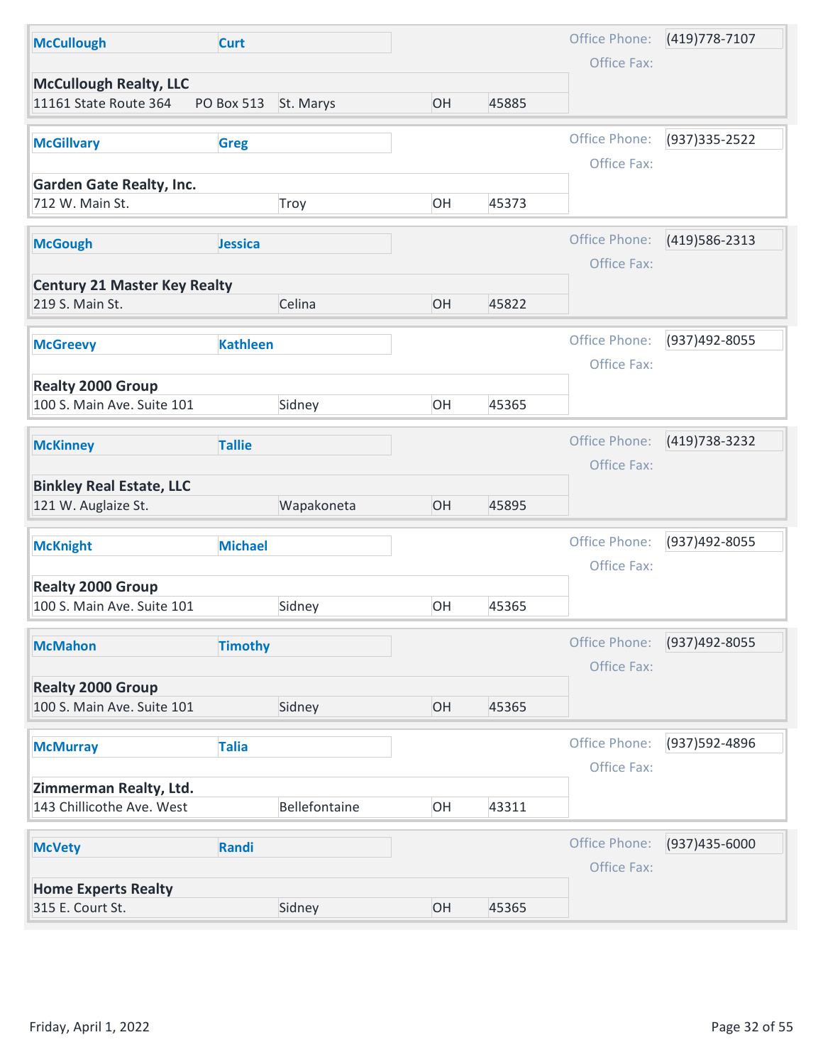| Last Name | First Name | Company | Address | Address 2 | City | State | Zip | Office Phone | Office Fax |
|---|---|---|---|---|---|---|---|---|---|
| McCullough | Curt | McCullough Realty, LLC | 11161 State Route 364 | PO Box 513 | St. Marys | OH | 45885 | (419)778-7107 | |
| McGillvary | Greg | Garden Gate Realty, Inc. | 712 W. Main St. | | Troy | OH | 45373 | (937)335-2522 | |
| McGough | Jessica | Century 21 Master Key Realty | 219 S. Main St. | | Celina | OH | 45822 | (419)586-2313 | |
| McGreevy | Kathleen | Realty 2000 Group | 100 S. Main Ave. Suite 101 | | Sidney | OH | 45365 | (937)492-8055 | |
| McKinney | Tallie | Binkley Real Estate, LLC | 121 W. Auglaize St. | | Wapakoneta | OH | 45895 | (419)738-3232 | |
| McKnight | Michael | Realty 2000 Group | 100 S. Main Ave. Suite 101 | | Sidney | OH | 45365 | (937)492-8055 | |
| McMahon | Timothy | Realty 2000 Group | 100 S. Main Ave. Suite 101 | | Sidney | OH | 45365 | (937)492-8055 | |
| McMurray | Talia | Zimmerman Realty, Ltd. | 143 Chillicothe Ave. West | | Bellefontaine | OH | 43311 | (937)592-4896 | |
| McVety | Randi | Home Experts Realty | 315 E. Court St. | | Sidney | OH | 45365 | (937)435-6000 | |

Friday, April 1, 2022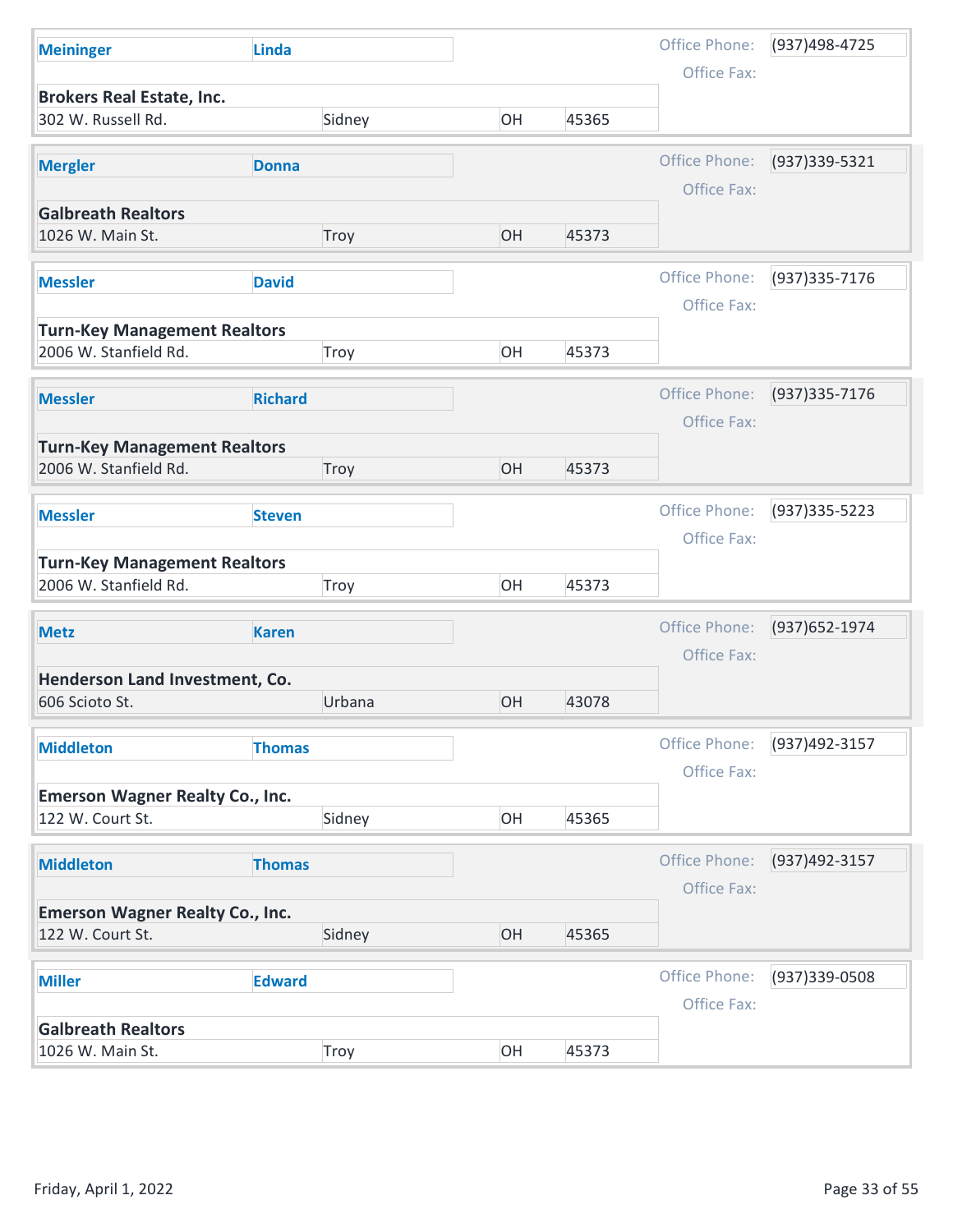| Last Name | First Name | Company | Address | City | State | Zip | Office Phone | Office Fax |
|---|---|---|---|---|---|---|---|---|
| Meininger | Linda | Brokers Real Estate, Inc. | 302 W. Russell Rd. | Sidney | OH | 45365 | (937)498-4725 | |
| Mergler | Donna | Galbreath Realtors | 1026 W. Main St. | Troy | OH | 45373 | (937)339-5321 | |
| Messler | David | Turn-Key Management Realtors | 2006 W. Stanfield Rd. | Troy | OH | 45373 | (937)335-7176 | |
| Messler | Richard | Turn-Key Management Realtors | 2006 W. Stanfield Rd. | Troy | OH | 45373 | (937)335-7176 | |
| Messler | Steven | Turn-Key Management Realtors | 2006 W. Stanfield Rd. | Troy | OH | 45373 | (937)335-5223 | |
| Metz | Karen | Henderson Land Investment, Co. | 606 Scioto St. | Urbana | OH | 43078 | (937)652-1974 | |
| Middleton | Thomas | Emerson Wagner Realty Co., Inc. | 122 W. Court St. | Sidney | OH | 45365 | (937)492-3157 | |
| Middleton | Thomas | Emerson Wagner Realty Co., Inc. | 122 W. Court St. | Sidney | OH | 45365 | (937)492-3157 | |
| Miller | Edward | Galbreath Realtors | 1026 W. Main St. | Troy | OH | 45373 | (937)339-0508 | |

Friday, April 1, 2022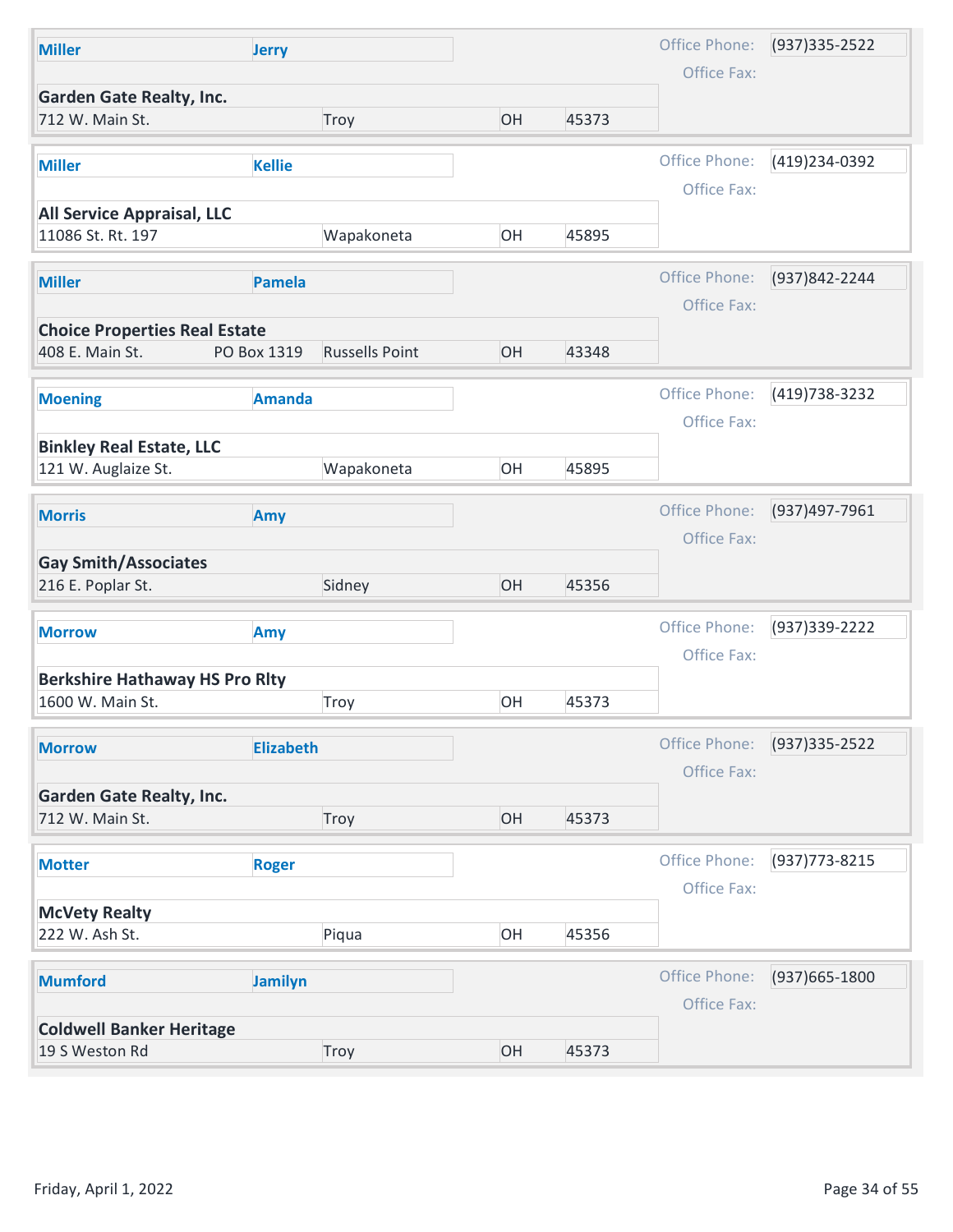| Last Name | First Name | Company | Address | PO Box | City | State | Zip | Office Phone | Office Fax |
|---|---|---|---|---|---|---|---|---|---|
| Miller | Jerry | Garden Gate Realty, Inc. | 712 W. Main St. | | Troy | OH | 45373 | (937)335-2522 | |
| Miller | Kellie | All Service Appraisal, LLC | 11086 St. Rt. 197 | | Wapakoneta | OH | 45895 | (419)234-0392 | |
| Miller | Pamela | Choice Properties Real Estate | 408 E. Main St. | PO Box 1319 | Russells Point | OH | 43348 | (937)842-2244 | |
| Moening | Amanda | Binkley Real Estate, LLC | 121 W. Auglaize St. | | Wapakoneta | OH | 45895 | (419)738-3232 | |
| Morris | Amy | Gay Smith/Associates | 216 E. Poplar St. | | Sidney | OH | 45356 | (937)497-7961 | |
| Morrow | Amy | Berkshire Hathaway HS Pro Rlty | 1600 W. Main St. | | Troy | OH | 45373 | (937)339-2222 | |
| Morrow | Elizabeth | Garden Gate Realty, Inc. | 712 W. Main St. | | Troy | OH | 45373 | (937)335-2522 | |
| Motter | Roger | McVety Realty | 222 W. Ash St. | | Piqua | OH | 45356 | (937)773-8215 | |
| Mumford | Jamilyn | Coldwell Banker Heritage | 19 S Weston Rd | | Troy | OH | 45373 | (937)665-1800 | |

Friday, April 1, 2022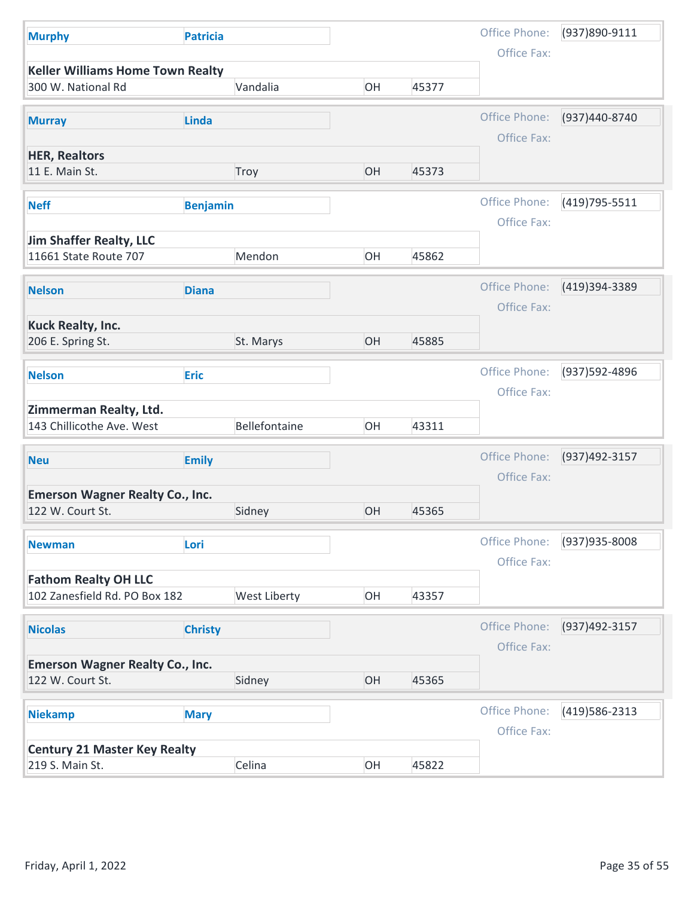| Last Name | First Name | Office | Address | City | State | Zip | Office Phone | Office Fax |
|---|---|---|---|---|---|---|---|---|
| Murphy | Patricia | Keller Williams Home Town Realty | 300 W. National Rd | Vandalia | OH | 45377 | (937)890-9111 | |
| Murray | Linda | HER, Realtors | 11 E. Main St. | Troy | OH | 45373 | (937)440-8740 | |
| Neff | Benjamin | Jim Shaffer Realty, LLC | 11661 State Route 707 | Mendon | OH | 45862 | (419)795-5511 | |
| Nelson | Diana | Kuck Realty, Inc. | 206 E. Spring St. | St. Marys | OH | 45885 | (419)394-3389 | |
| Nelson | Eric | Zimmerman Realty, Ltd. | 143 Chillicothe Ave. West | Bellefontaine | OH | 43311 | (937)592-4896 | |
| Neu | Emily | Emerson Wagner Realty Co., Inc. | 122 W. Court St. | Sidney | OH | 45365 | (937)492-3157 | |
| Newman | Lori | Fathom Realty OH LLC | 102 Zanesfield Rd. PO Box 182 | West Liberty | OH | 43357 | (937)935-8008 | |
| Nicolas | Christy | Emerson Wagner Realty Co., Inc. | 122 W. Court St. | Sidney | OH | 45365 | (937)492-3157 | |
| Niekamp | Mary | Century 21 Master Key Realty | 219 S. Main St. | Celina | OH | 45822 | (419)586-2313 | |

Friday, April 1, 2022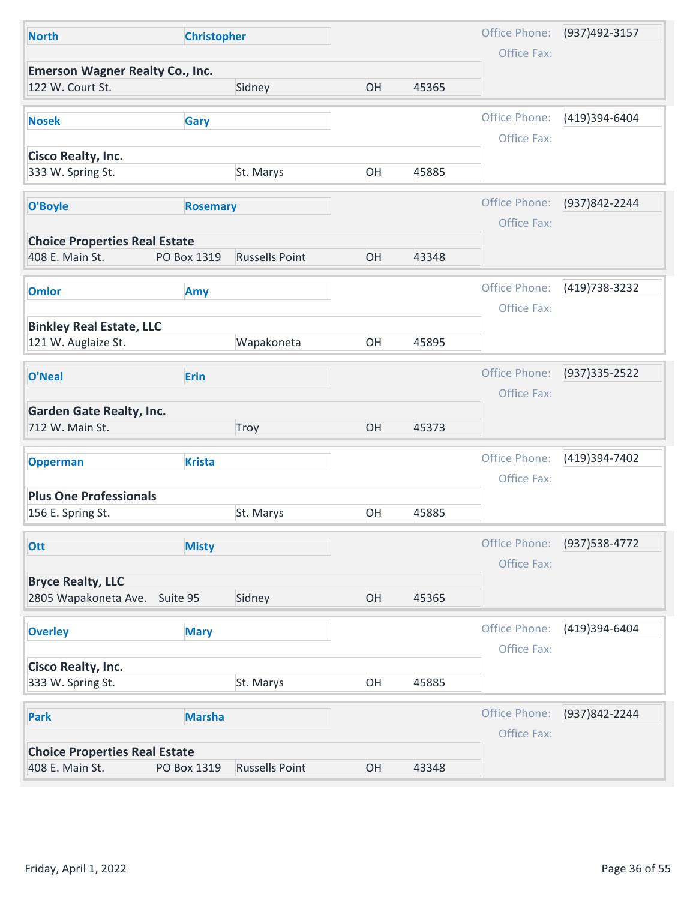**North** **Christopher**

Office Phone: (937)492-3157

Office Fax:

**Emerson Wagner Realty Co., Inc.**

122 W. Court St. Sidney OH 45365

---

**Nosek** **Gary**

Office Phone: (419)394-6404

Office Fax:

**Cisco Realty, Inc.**

333 W. Spring St. St. Marys OH 45885

---

**O'Boyle** **Rosemary**

Office Phone: (937)842-2244

Office Fax:

**Choice Properties Real Estate**

408 E. Main St. PO Box 1319 Russells Point OH 43348

---

**Omlor** **Amy**

Office Phone: (419)738-3232

Office Fax:

**Binkley Real Estate, LLC**

121 W. Auglaize St. Wapakoneta OH 45895

---

**O'Neal** **Erin**

Office Phone: (937)335-2522

Office Fax:

**Garden Gate Realty, Inc.**

712 W. Main St. Troy OH 45373

---

**Opperman** **Krista**

Office Phone: (419)394-7402

Office Fax:

**Plus One Professionals**

156 E. Spring St. St. Marys OH 45885

---

**Ott** **Misty**

Office Phone: (937)538-4772

Office Fax:

**Bryce Realty, LLC**

2805 Wapakoneta Ave. Suite 95 Sidney OH 45365

---

**Overley** **Mary**

Office Phone: (419)394-6404

Office Fax:

**Cisco Realty, Inc.**

333 W. Spring St. St. Marys OH 45885

---

**Park** **Marsha**

Office Phone: (937)842-2244

Office Fax:

**Choice Properties Real Estate**

408 E. Main St. PO Box 1319 Russells Point OH 43348

Friday, April 1, 2022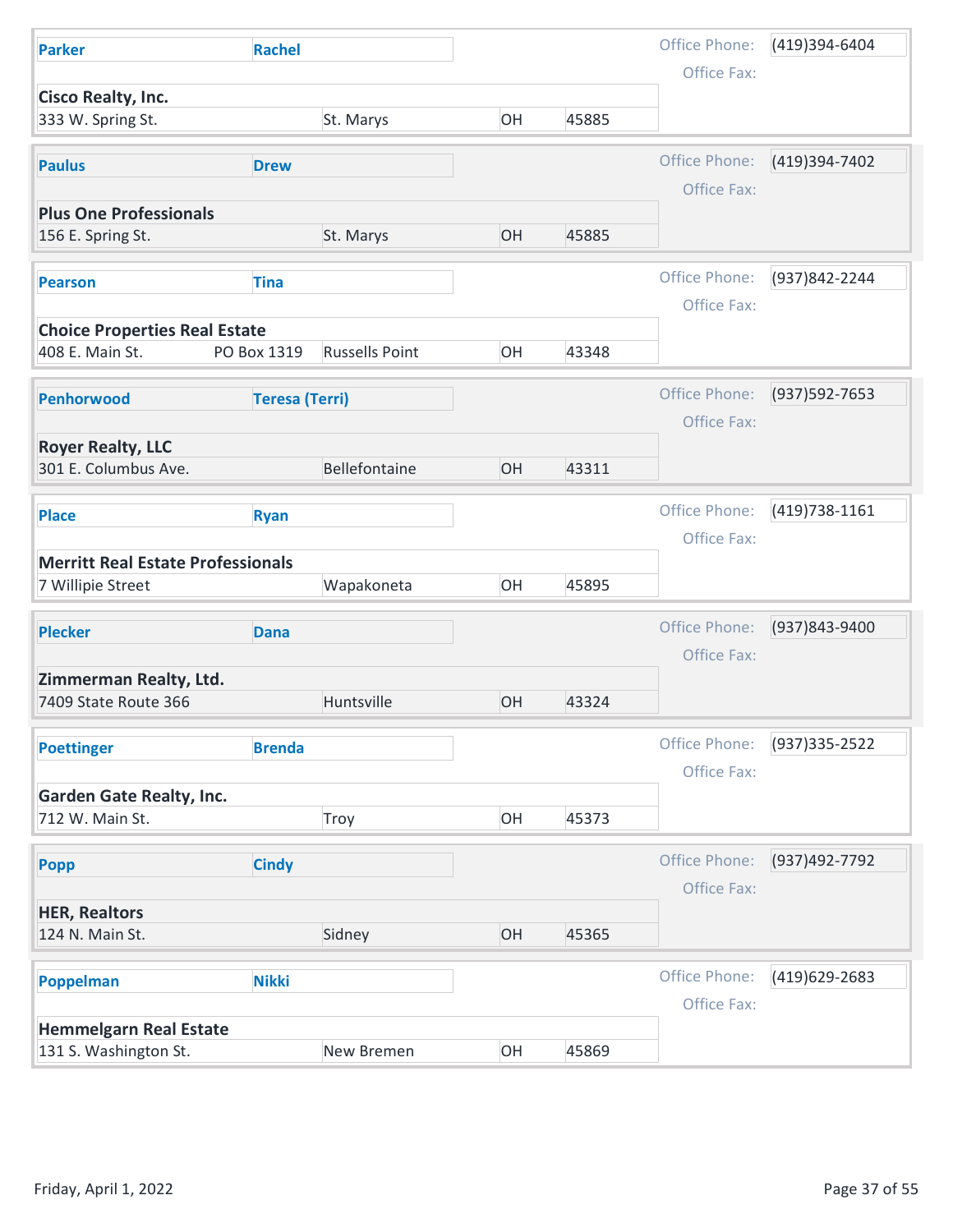| Last Name | First Name | Company | Address | PO Box | City | State | Zip | Office Phone | Office Fax |
|---|---|---|---|---|---|---|---|---|---|
| Parker | Rachel | Cisco Realty, Inc. | 333 W. Spring St. | | St. Marys | OH | 45885 | (419)394-6404 | |
| Paulus | Drew | Plus One Professionals | 156 E. Spring St. | | St. Marys | OH | 45885 | (419)394-7402 | |
| Pearson | Tina | Choice Properties Real Estate | 408 E. Main St. | PO Box 1319 | Russells Point | OH | 43348 | (937)842-2244 | |
| Penhorwood | Teresa (Terri) | Royer Realty, LLC | 301 E. Columbus Ave. | | Bellefontaine | OH | 43311 | (937)592-7653 | |
| Place | Ryan | Merritt Real Estate Professionals | 7 Willipie Street | | Wapakoneta | OH | 45895 | (419)738-1161 | |
| Plecker | Dana | Zimmerman Realty, Ltd. | 7409 State Route 366 | | Huntsville | OH | 43324 | (937)843-9400 | |
| Poettinger | Brenda | Garden Gate Realty, Inc. | 712 W. Main St. | | Troy | OH | 45373 | (937)335-2522 | |
| Popp | Cindy | HER, Realtors | 124 N. Main St. | | Sidney | OH | 45365 | (937)492-7792 | |
| Poppelman | Nikki | Hemmelgarn Real Estate | 131 S. Washington St. | | New Bremen | OH | 45869 | (419)629-2683 | |

Friday, April 1, 2022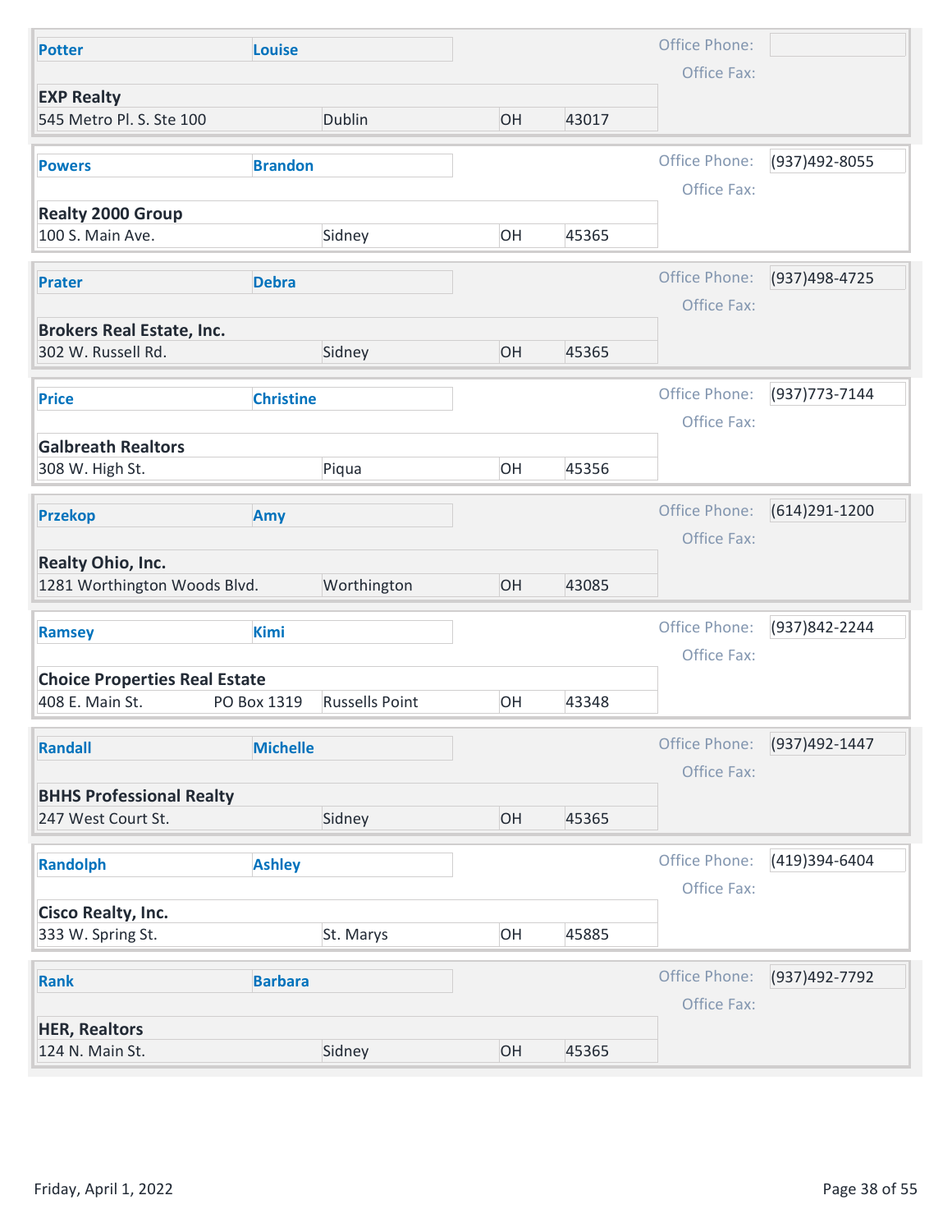| Last Name | First Name | Company | Address | PO Box | City | State | Zip | Office Phone | Office Fax |
|---|---|---|---|---|---|---|---|---|---|
| Potter | Louise | EXP Realty | 545 Metro Pl. S. Ste 100 | | Dublin | OH | 43017 | | |
| Powers | Brandon | Realty 2000 Group | 100 S. Main Ave. | | Sidney | OH | 45365 | (937)492-8055 | |
| Prater | Debra | Brokers Real Estate, Inc. | 302 W. Russell Rd. | | Sidney | OH | 45365 | (937)498-4725 | |
| Price | Christine | Galbreath Realtors | 308 W. High St. | | Piqua | OH | 45356 | (937)773-7144 | |
| Przekop | Amy | Realty Ohio, Inc. | 1281 Worthington Woods Blvd. | | Worthington | OH | 43085 | (614)291-1200 | |
| Ramsey | Kimi | Choice Properties Real Estate | 408 E. Main St. | PO Box 1319 | Russells Point | OH | 43348 | (937)842-2244 | |
| Randall | Michelle | BHHS Professional Realty | 247 West Court St. | | Sidney | OH | 45365 | (937)492-1447 | |
| Randolph | Ashley | Cisco Realty, Inc. | 333 W. Spring St. | | St. Marys | OH | 45885 | (419)394-6404 | |
| Rank | Barbara | HER, Realtors | 124 N. Main St. | | Sidney | OH | 45365 | (937)492-7792 | |

Friday, April 1, 2022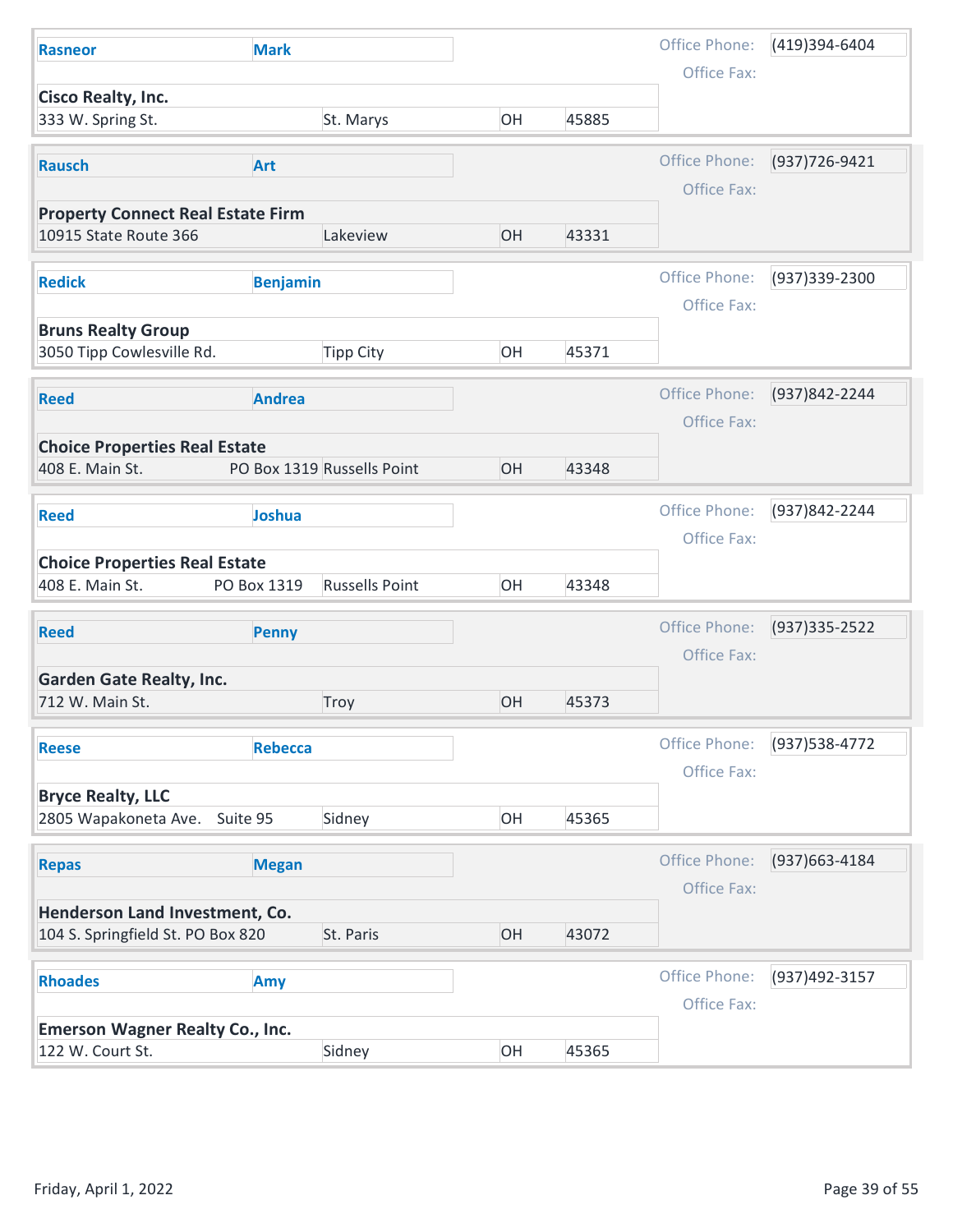| Last Name | First Name | Company | Address | Address 2 | City | State | Zip | Office Phone | Office Fax |
|---|---|---|---|---|---|---|---|---|---|
| Rasneor | Mark | Cisco Realty, Inc. | 333 W. Spring St. | | St. Marys | OH | 45885 | (419)394-6404 | |
| Rausch | Art | Property Connect Real Estate Firm | 10915 State Route 366 | | Lakeview | OH | 43331 | (937)726-9421 | |
| Redick | Benjamin | Bruns Realty Group | 3050 Tipp Cowlesville Rd. | | Tipp City | OH | 45371 | (937)339-2300 | |
| Reed | Andrea | Choice Properties Real Estate | 408 E. Main St. | PO Box 1319 | Russells Point | OH | 43348 | (937)842-2244 | |
| Reed | Joshua | Choice Properties Real Estate | 408 E. Main St. | PO Box 1319 | Russells Point | OH | 43348 | (937)842-2244 | |
| Reed | Penny | Garden Gate Realty, Inc. | 712 W. Main St. | | Troy | OH | 45373 | (937)335-2522 | |
| Reese | Rebecca | Bryce Realty, LLC | 2805 Wapakoneta Ave. | Suite 95 | Sidney | OH | 45365 | (937)538-4772 | |
| Repas | Megan | Henderson Land Investment, Co. | 104 S. Springfield St. PO Box 820 | | St. Paris | OH | 43072 | (937)663-4184 | |
| Rhoades | Amy | Emerson Wagner Realty Co., Inc. | 122 W. Court St. | | Sidney | OH | 45365 | (937)492-3157 | |

Friday, April 1, 2022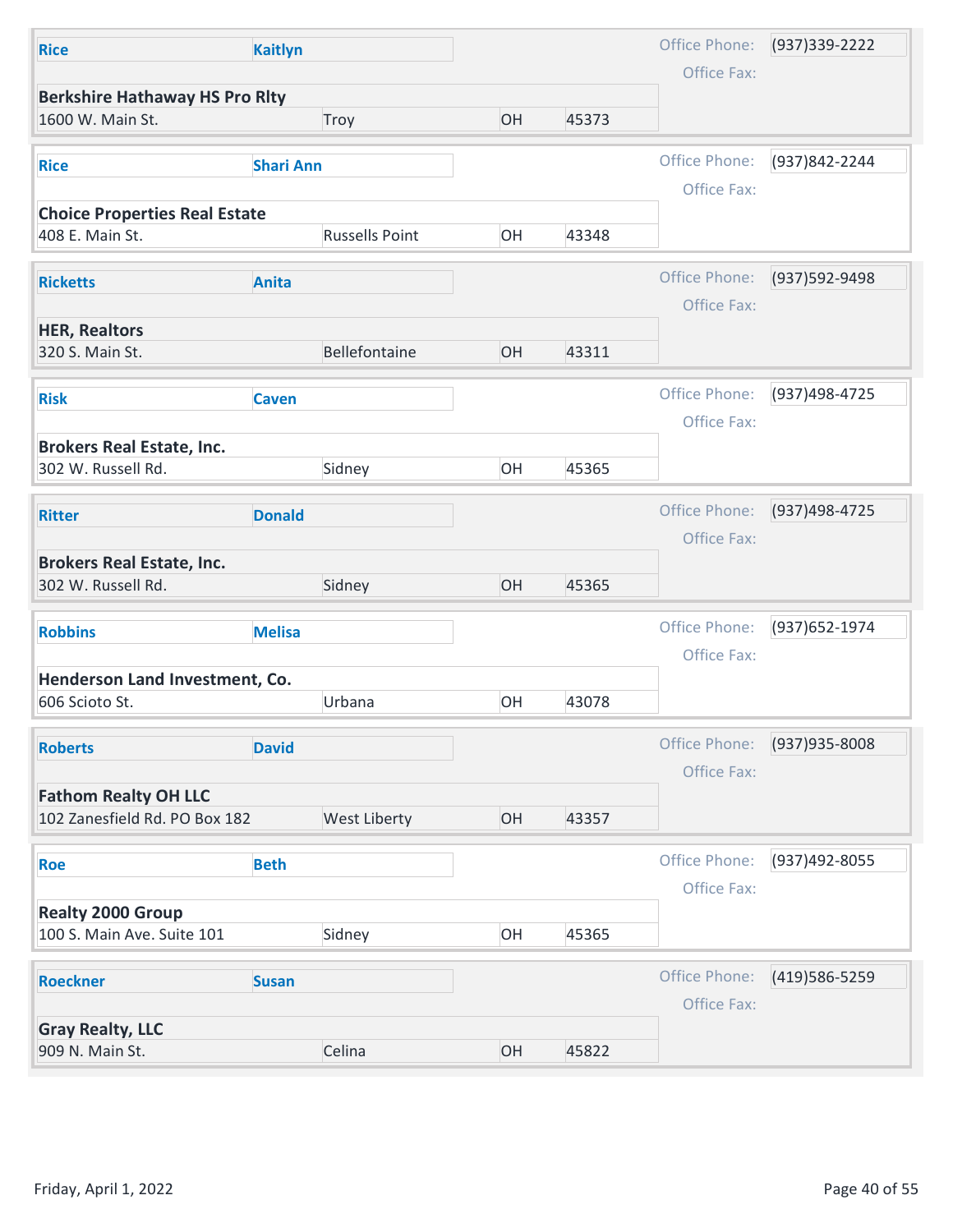| Last Name | First Name | Company | Address | City | State | Zip | Office Phone | Office Fax |
|---|---|---|---|---|---|---|---|---|
| Rice | Kaitlyn | Berkshire Hathaway HS Pro Rlty | 1600 W. Main St. | Troy | OH | 45373 | (937)339-2222 | |
| Rice | Shari Ann | Choice Properties Real Estate | 408 E. Main St. | Russells Point | OH | 43348 | (937)842-2244 | |
| Ricketts | Anita | HER, Realtors | 320 S. Main St. | Bellefontaine | OH | 43311 | (937)592-9498 | |
| Risk | Caven | Brokers Real Estate, Inc. | 302 W. Russell Rd. | Sidney | OH | 45365 | (937)498-4725 | |
| Ritter | Donald | Brokers Real Estate, Inc. | 302 W. Russell Rd. | Sidney | OH | 45365 | (937)498-4725 | |
| Robbins | Melisa | Henderson Land Investment, Co. | 606 Scioto St. | Urbana | OH | 43078 | (937)652-1974 | |
| Roberts | David | Fathom Realty OH LLC | 102 Zanesfield Rd. PO Box 182 | West Liberty | OH | 43357 | (937)935-8008 | |
| Roe | Beth | Realty 2000 Group | 100 S. Main Ave. Suite 101 | Sidney | OH | 45365 | (937)492-8055 | |
| Roeckner | Susan | Gray Realty, LLC | 909 N. Main St. | Celina | OH | 45822 | (419)586-5259 | |

Friday, April 1, 2022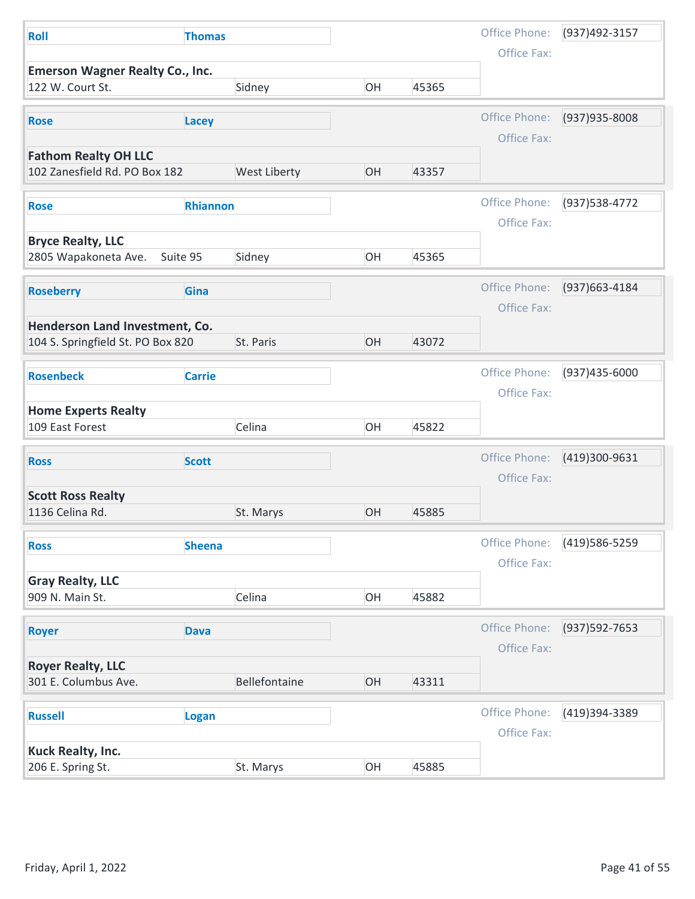| Last Name | First Name | Company | Address | City | State | Zip | Office Phone | Office Fax |
|---|---|---|---|---|---|---|---|---|
| Roll | Thomas | Emerson Wagner Realty Co., Inc. | 122 W. Court St. | Sidney | OH | 45365 | (937)492-3157 | |
| Rose | Lacey | Fathom Realty OH LLC | 102 Zanesfield Rd. PO Box 182 | West Liberty | OH | 43357 | (937)935-8008 | |
| Rose | Rhiannon | Bryce Realty, LLC | 2805 Wapakoneta Ave. Suite 95 | Sidney | OH | 45365 | (937)538-4772 | |
| Roseberry | Gina | Henderson Land Investment, Co. | 104 S. Springfield St. PO Box 820 | St. Paris | OH | 43072 | (937)663-4184 | |
| Rosenbeck | Carrie | Home Experts Realty | 109 East Forest | Celina | OH | 45822 | (937)435-6000 | |
| Ross | Scott | Scott Ross Realty | 1136 Celina Rd. | St. Marys | OH | 45885 | (419)300-9631 | |
| Ross | Sheena | Gray Realty, LLC | 909 N. Main St. | Celina | OH | 45882 | (419)586-5259 | |
| Royer | Dava | Royer Realty, LLC | 301 E. Columbus Ave. | Bellefontaine | OH | 43311 | (937)592-7653 | |
| Russell | Logan | Kuck Realty, Inc. | 206 E. Spring St. | St. Marys | OH | 45885 | (419)394-3389 | |

Friday, April 1, 2022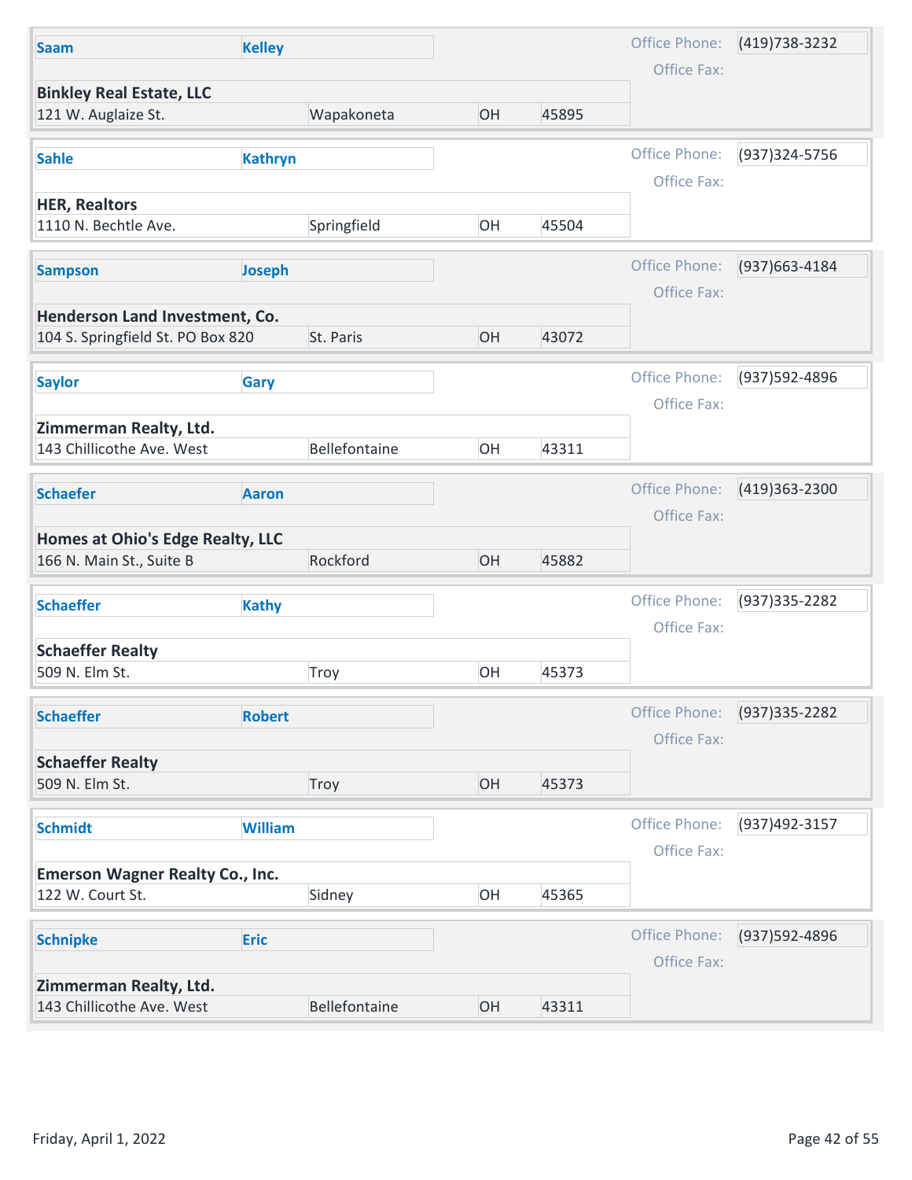| Last Name | First Name | Company | Address | City | State | Zip | Office Phone | Office Fax |
|---|---|---|---|---|---|---|---|---|
| Saam | Kelley | Binkley Real Estate, LLC | 121 W. Auglaize St. | Wapakoneta | OH | 45895 | (419)738-3232 | |
| Sahle | Kathryn | HER, Realtors | 1110 N. Bechtle Ave. | Springfield | OH | 45504 | (937)324-5756 | |
| Sampson | Joseph | Henderson Land Investment, Co. | 104 S. Springfield St. PO Box 820 | St. Paris | OH | 43072 | (937)663-4184 | |
| Saylor | Gary | Zimmerman Realty, Ltd. | 143 Chillicothe Ave. West | Bellefontaine | OH | 43311 | (937)592-4896 | |
| Schaefer | Aaron | Homes at Ohio's Edge Realty, LLC | 166 N. Main St., Suite B | Rockford | OH | 45882 | (419)363-2300 | |
| Schaeffer | Kathy | Schaeffer Realty | 509 N. Elm St. | Troy | OH | 45373 | (937)335-2282 | |
| Schaeffer | Robert | Schaeffer Realty | 509 N. Elm St. | Troy | OH | 45373 | (937)335-2282 | |
| Schmidt | William | Emerson Wagner Realty Co., Inc. | 122 W. Court St. | Sidney | OH | 45365 | (937)492-3157 | |
| Schnipke | Eric | Zimmerman Realty, Ltd. | 143 Chillicothe Ave. West | Bellefontaine | OH | 43311 | (937)592-4896 | |

Friday, April 1, 2022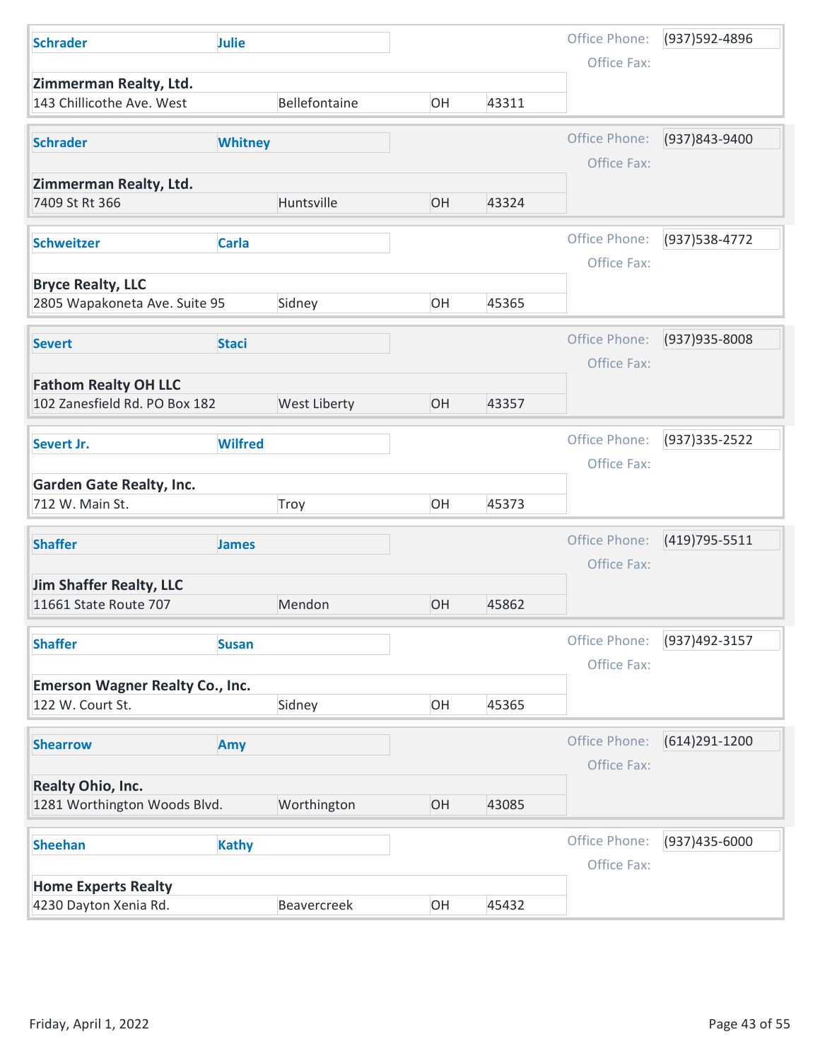| Last Name | First Name | Company | Address | City | State | Zip | Office Phone | Office Fax |
|---|---|---|---|---|---|---|---|---|
| Schrader | Julie | Zimmerman Realty, Ltd. | 143 Chillicothe Ave. West | Bellefontaine | OH | 43311 | (937)592-4896 | |
| Schrader | Whitney | Zimmerman Realty, Ltd. | 7409 St Rt 366 | Huntsville | OH | 43324 | (937)843-9400 | |
| Schweitzer | Carla | Bryce Realty, LLC | 2805 Wapakoneta Ave. Suite 95 | Sidney | OH | 45365 | (937)538-4772 | |
| Severt | Staci | Fathom Realty OH LLC | 102 Zanesfield Rd. PO Box 182 | West Liberty | OH | 43357 | (937)935-8008 | |
| Severt Jr. | Wilfred | Garden Gate Realty, Inc. | 712 W. Main St. | Troy | OH | 45373 | (937)335-2522 | |
| Shaffer | James | Jim Shaffer Realty, LLC | 11661 State Route 707 | Mendon | OH | 45862 | (419)795-5511 | |
| Shaffer | Susan | Emerson Wagner Realty Co., Inc. | 122 W. Court St. | Sidney | OH | 45365 | (937)492-3157 | |
| Shearrow | Amy | Realty Ohio, Inc. | 1281 Worthington Woods Blvd. | Worthington | OH | 43085 | (614)291-1200 | |
| Sheehan | Kathy | Home Experts Realty | 4230 Dayton Xenia Rd. | Beavercreek | OH | 45432 | (937)435-6000 | |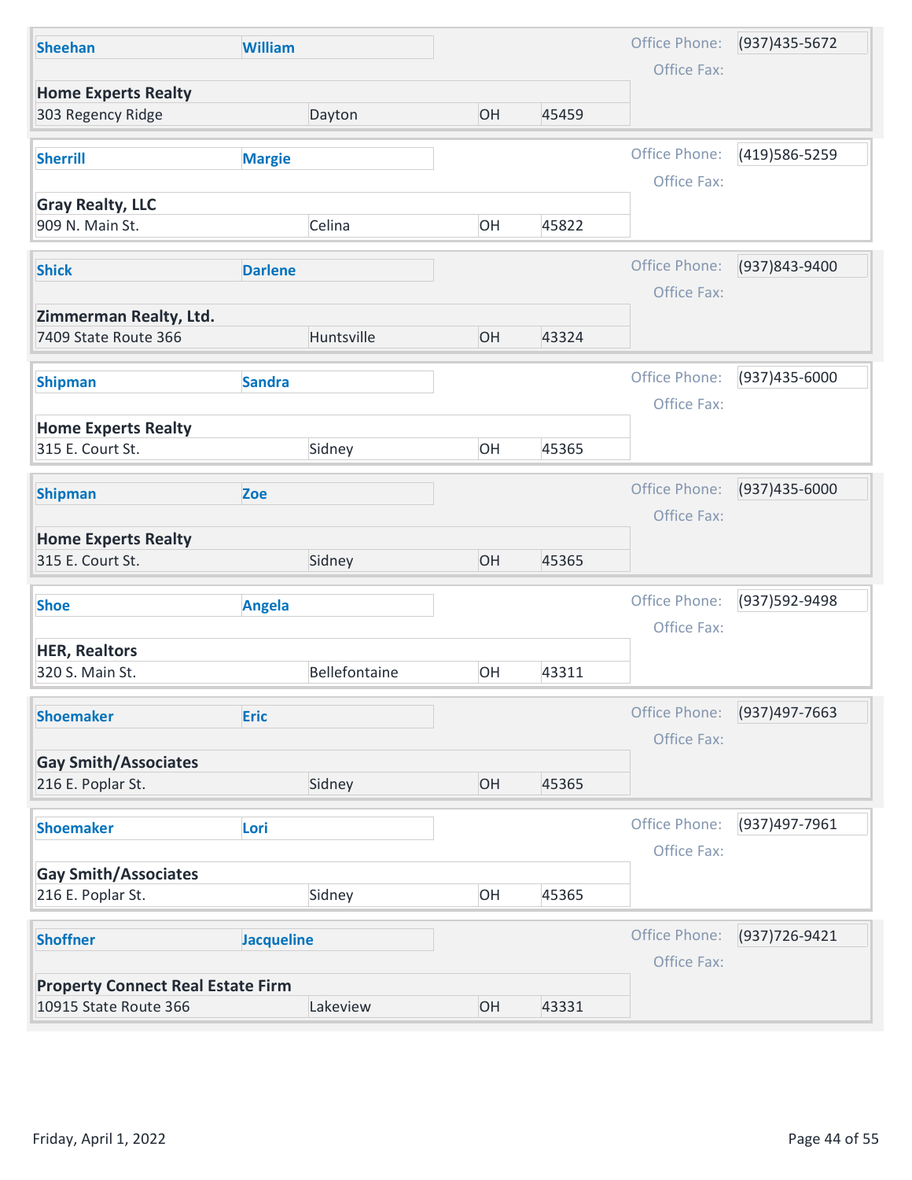| Last Name | First Name | Company | Address | City | State | Zip | Office Phone | Office Fax |
|---|---|---|---|---|---|---|---|---|
| Sheehan | William | Home Experts Realty | 303 Regency Ridge | Dayton | OH | 45459 | (937)435-5672 | |
| Sherrill | Margie | Gray Realty, LLC | 909 N. Main St. | Celina | OH | 45822 | (419)586-5259 | |
| Shick | Darlene | Zimmerman Realty, Ltd. | 7409 State Route 366 | Huntsville | OH | 43324 | (937)843-9400 | |
| Shipman | Sandra | Home Experts Realty | 315 E. Court St. | Sidney | OH | 45365 | (937)435-6000 | |
| Shipman | Zoe | Home Experts Realty | 315 E. Court St. | Sidney | OH | 45365 | (937)435-6000 | |
| Shoe | Angela | HER, Realtors | 320 S. Main St. | Bellefontaine | OH | 43311 | (937)592-9498 | |
| Shoemaker | Eric | Gay Smith/Associates | 216 E. Poplar St. | Sidney | OH | 45365 | (937)497-7663 | |
| Shoemaker | Lori | Gay Smith/Associates | 216 E. Poplar St. | Sidney | OH | 45365 | (937)497-7961 | |
| Shoffner | Jacqueline | Property Connect Real Estate Firm | 10915 State Route 366 | Lakeview | OH | 43331 | (937)726-9421 | |

Friday, April 1, 2022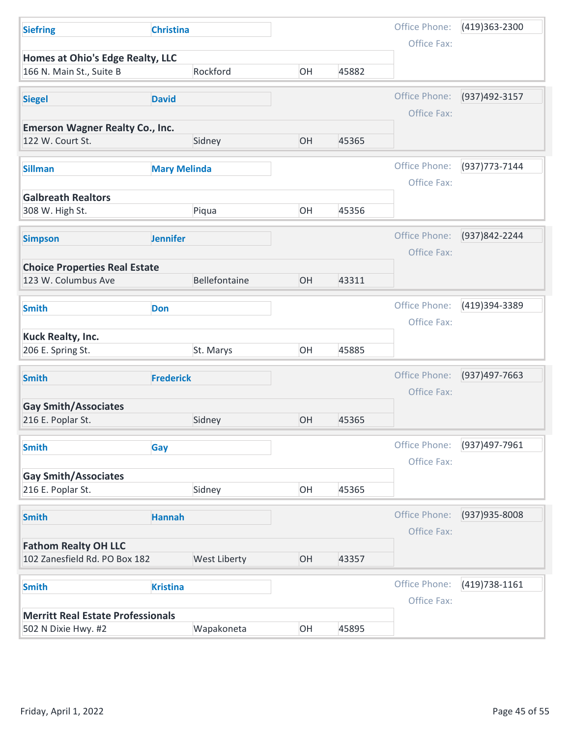| Last Name | First Name | Company | Address | City | State | Zip | Office Phone | Office Fax |
|---|---|---|---|---|---|---|---|---|
| Siefring | Christina | Homes at Ohio's Edge Realty, LLC | 166 N. Main St., Suite B | Rockford | OH | 45882 | (419)363-2300 | |
| Siegel | David | Emerson Wagner Realty Co., Inc. | 122 W. Court St. | Sidney | OH | 45365 | (937)492-3157 | |
| Sillman | Mary Melinda | Galbreath Realtors | 308 W. High St. | Piqua | OH | 45356 | (937)773-7144 | |
| Simpson | Jennifer | Choice Properties Real Estate | 123 W. Columbus Ave | Bellefontaine | OH | 43311 | (937)842-2244 | |
| Smith | Don | Kuck Realty, Inc. | 206 E. Spring St. | St. Marys | OH | 45885 | (419)394-3389 | |
| Smith | Frederick | Gay Smith/Associates | 216 E. Poplar St. | Sidney | OH | 45365 | (937)497-7663 | |
| Smith | Gay | Gay Smith/Associates | 216 E. Poplar St. | Sidney | OH | 45365 | (937)497-7961 | |
| Smith | Hannah | Fathom Realty OH LLC | 102 Zanesfield Rd. PO Box 182 | West Liberty | OH | 43357 | (937)935-8008 | |
| Smith | Kristina | Merritt Real Estate Professionals | 502 N Dixie Hwy. #2 | Wapakoneta | OH | 45895 | (419)738-1161 | |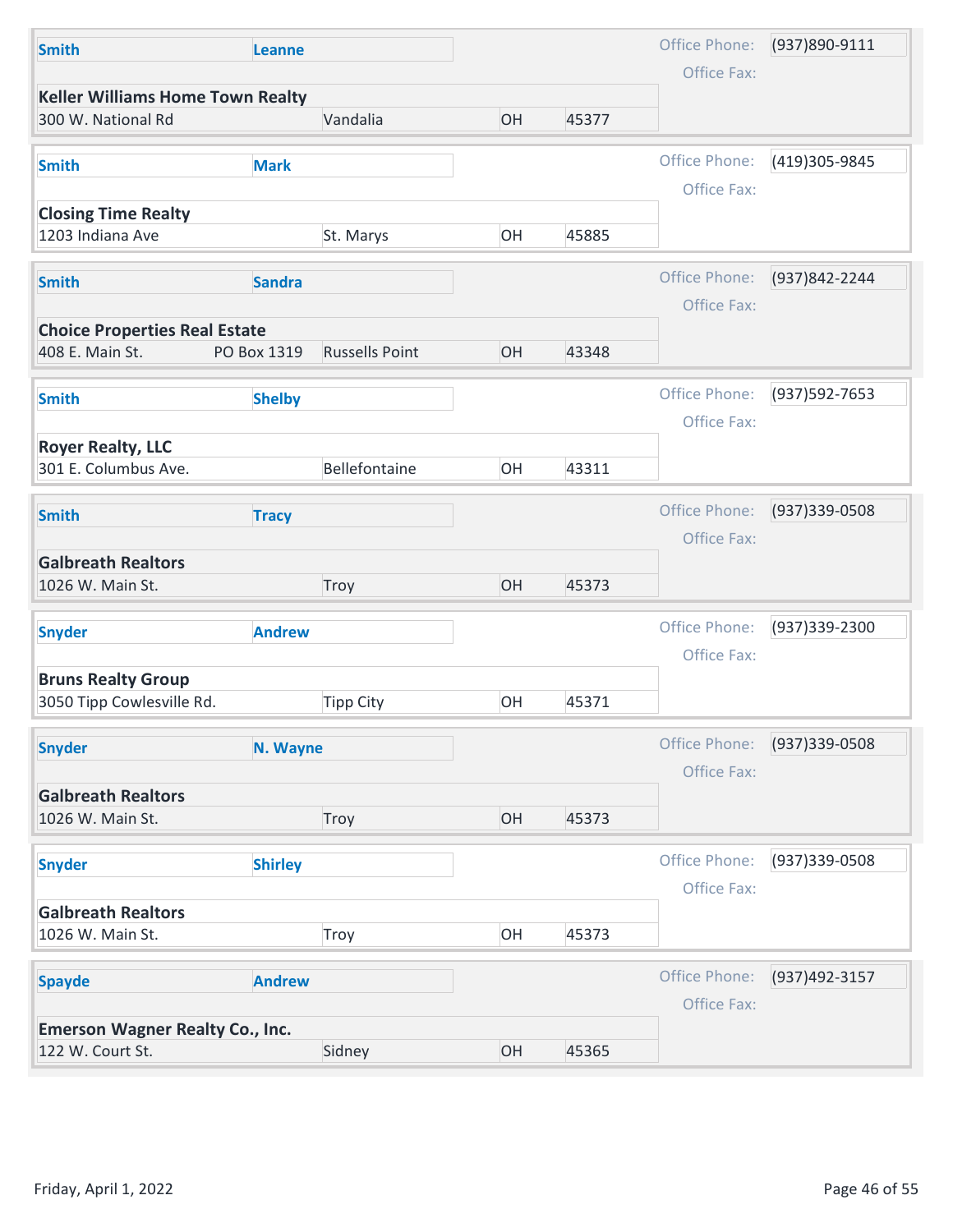| Last Name | First Name | Office | Address | Address 2 | City | State | Zip | Office Phone | Office Fax |
|---|---|---|---|---|---|---|---|---|---|
| Smith | Leanne | Keller Williams Home Town Realty | 300 W. National Rd | | Vandalia | OH | 45377 | (937)890-9111 | |
| Smith | Mark | Closing Time Realty | 1203 Indiana Ave | | St. Marys | OH | 45885 | (419)305-9845 | |
| Smith | Sandra | Choice Properties Real Estate | 408 E. Main St. | PO Box 1319 | Russells Point | OH | 43348 | (937)842-2244 | |
| Smith | Shelby | Royer Realty, LLC | 301 E. Columbus Ave. | | Bellefontaine | OH | 43311 | (937)592-7653 | |
| Smith | Tracy | Galbreath Realtors | 1026 W. Main St. | | Troy | OH | 45373 | (937)339-0508 | |
| Snyder | Andrew | Bruns Realty Group | 3050 Tipp Cowlesville Rd. | | Tipp City | OH | 45371 | (937)339-2300 | |
| Snyder | N. Wayne | Galbreath Realtors | 1026 W. Main St. | | Troy | OH | 45373 | (937)339-0508 | |
| Snyder | Shirley | Galbreath Realtors | 1026 W. Main St. | | Troy | OH | 45373 | (937)339-0508 | |
| Spayde | Andrew | Emerson Wagner Realty Co., Inc. | 122 W. Court St. | | Sidney | OH | 45365 | (937)492-3157 | |

Friday, April 1, 2022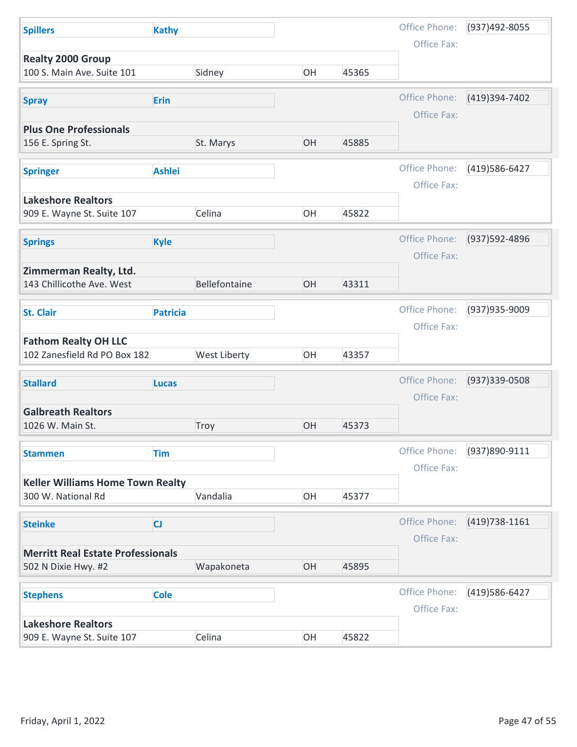| Last Name | First Name | Office | Address | City | State | Zip | Office Phone | Office Fax |
|---|---|---|---|---|---|---|---|---|
| Spillers | Kathy | Realty 2000 Group | 100 S. Main Ave. Suite 101 | Sidney | OH | 45365 | (937)492-8055 | |
| Spray | Erin | Plus One Professionals | 156 E. Spring St. | St. Marys | OH | 45885 | (419)394-7402 | |
| Springer | Ashlei | Lakeshore Realtors | 909 E. Wayne St. Suite 107 | Celina | OH | 45822 | (419)586-6427 | |
| Springs | Kyle | Zimmerman Realty, Ltd. | 143 Chillicothe Ave. West | Bellefontaine | OH | 43311 | (937)592-4896 | |
| St. Clair | Patricia | Fathom Realty OH LLC | 102 Zanesfield Rd PO Box 182 | West Liberty | OH | 43357 | (937)935-9009 | |
| Stallard | Lucas | Galbreath Realtors | 1026 W. Main St. | Troy | OH | 45373 | (937)339-0508 | |
| Stammen | Tim | Keller Williams Home Town Realty | 300 W. National Rd | Vandalia | OH | 45377 | (937)890-9111 | |
| Steinke | CJ | Merritt Real Estate Professionals | 502 N Dixie Hwy. #2 | Wapakoneta | OH | 45895 | (419)738-1161 | |
| Stephens | Cole | Lakeshore Realtors | 909 E. Wayne St. Suite 107 | Celina | OH | 45822 | (419)586-6427 | |

Friday, April 1, 2022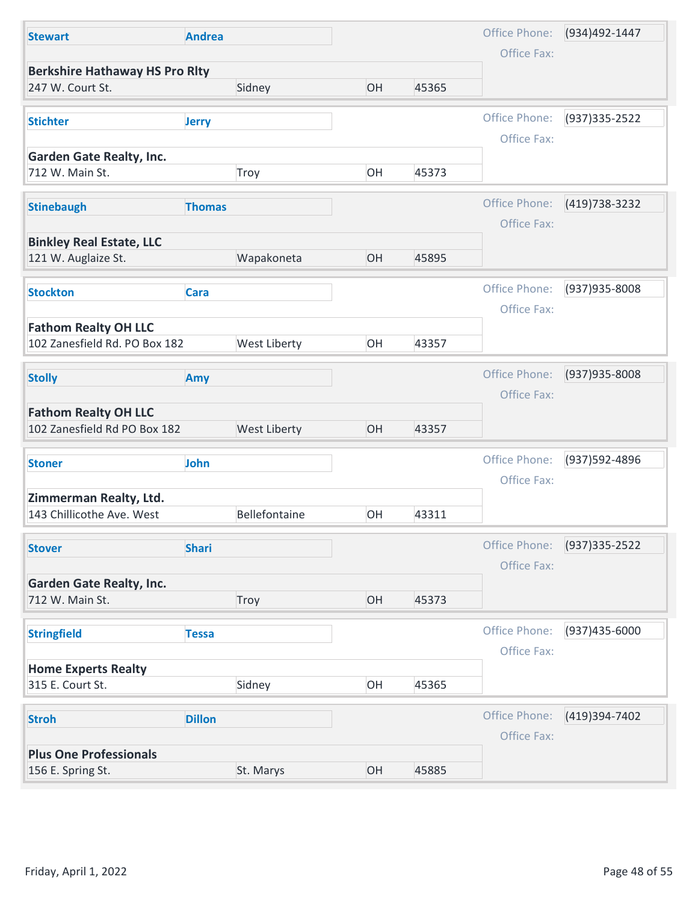| Last Name | First Name | Company | Address | City | State | Zip | Office Phone | Office Fax |
|---|---|---|---|---|---|---|---|---|
| Stewart | Andrea | Berkshire Hathaway HS Pro Rlty | 247 W. Court St. | Sidney | OH | 45365 | (934)492-1447 | |
| Stichter | Jerry | Garden Gate Realty, Inc. | 712 W. Main St. | Troy | OH | 45373 | (937)335-2522 | |
| Stinebaugh | Thomas | Binkley Real Estate, LLC | 121 W. Auglaize St. | Wapakoneta | OH | 45895 | (419)738-3232 | |
| Stockton | Cara | Fathom Realty OH LLC | 102 Zanesfield Rd. PO Box 182 | West Liberty | OH | 43357 | (937)935-8008 | |
| Stolly | Amy | Fathom Realty OH LLC | 102 Zanesfield Rd PO Box 182 | West Liberty | OH | 43357 | (937)935-8008 | |
| Stoner | John | Zimmerman Realty, Ltd. | 143 Chillicothe Ave. West | Bellefontaine | OH | 43311 | (937)592-4896 | |
| Stover | Shari | Garden Gate Realty, Inc. | 712 W. Main St. | Troy | OH | 45373 | (937)335-2522 | |
| Stringfield | Tessa | Home Experts Realty | 315 E. Court St. | Sidney | OH | 45365 | (937)435-6000 | |
| Stroh | Dillon | Plus One Professionals | 156 E. Spring St. | St. Marys | OH | 45885 | (419)394-7402 | |

Friday, April 1, 2022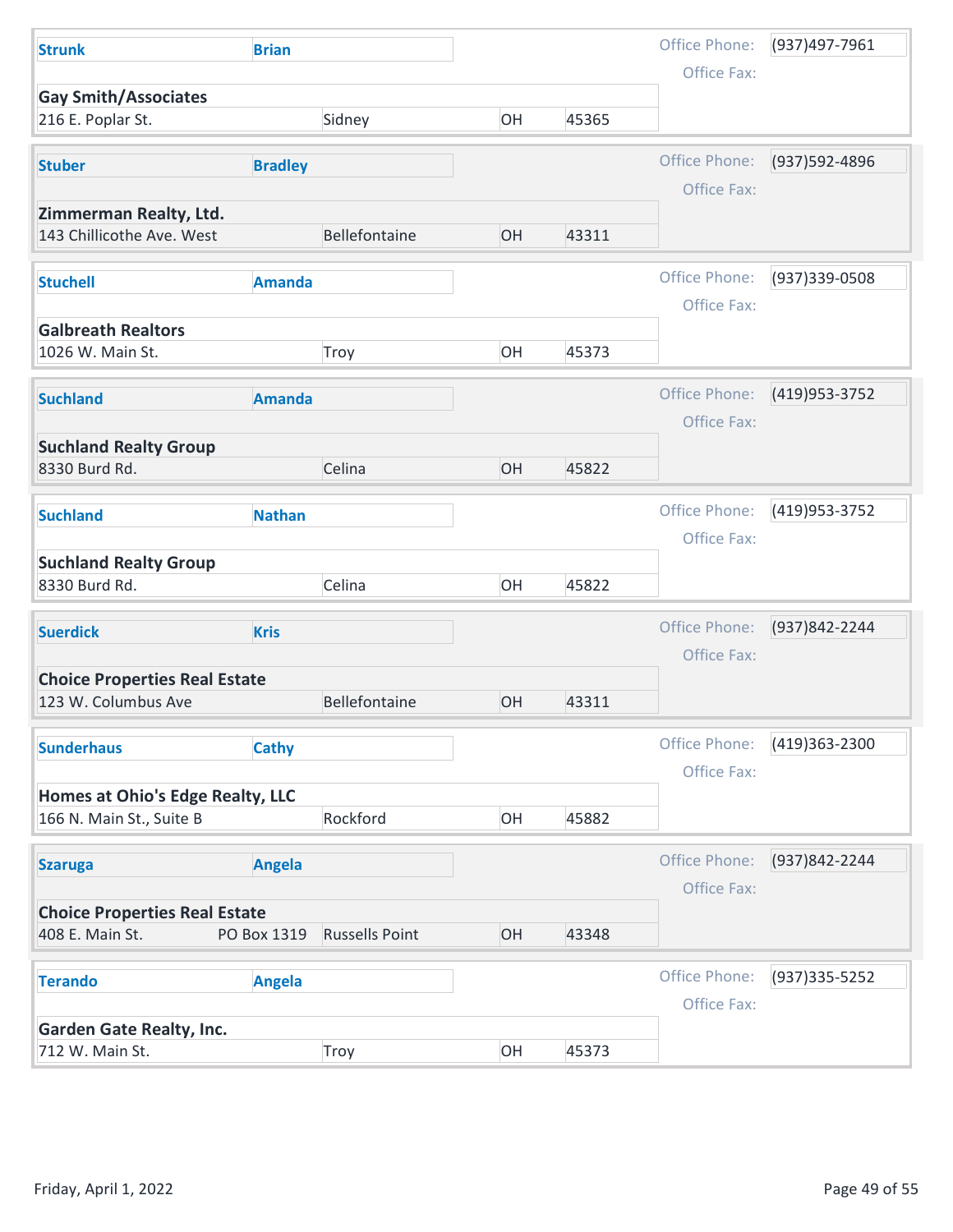| Last Name | First Name | Company | Address | Address 2 | City | State | Zip | Office Phone | Office Fax |
|---|---|---|---|---|---|---|---|---|---|
| Strunk | Brian | Gay Smith/Associates | 216 E. Poplar St. | | Sidney | OH | 45365 | (937)497-7961 | |
| Stuber | Bradley | Zimmerman Realty, Ltd. | 143 Chillicothe Ave. West | | Bellefontaine | OH | 43311 | (937)592-4896 | |
| Stuchell | Amanda | Galbreath Realtors | 1026 W. Main St. | | Troy | OH | 45373 | (937)339-0508 | |
| Suchland | Amanda | Suchland Realty Group | 8330 Burd Rd. | | Celina | OH | 45822 | (419)953-3752 | |
| Suchland | Nathan | Suchland Realty Group | 8330 Burd Rd. | | Celina | OH | 45822 | (419)953-3752 | |
| Suerdick | Kris | Choice Properties Real Estate | 123 W. Columbus Ave | | Bellefontaine | OH | 43311 | (937)842-2244 | |
| Sunderhaus | Cathy | Homes at Ohio's Edge Realty, LLC | 166 N. Main St., Suite B | | Rockford | OH | 45882 | (419)363-2300 | |
| Szaruga | Angela | Choice Properties Real Estate | 408 E. Main St. | PO Box 1319 | Russells Point | OH | 43348 | (937)842-2244 | |
| Terando | Angela | Garden Gate Realty, Inc. | 712 W. Main St. | | Troy | OH | 45373 | (937)335-5252 | |

Friday, April 1, 2022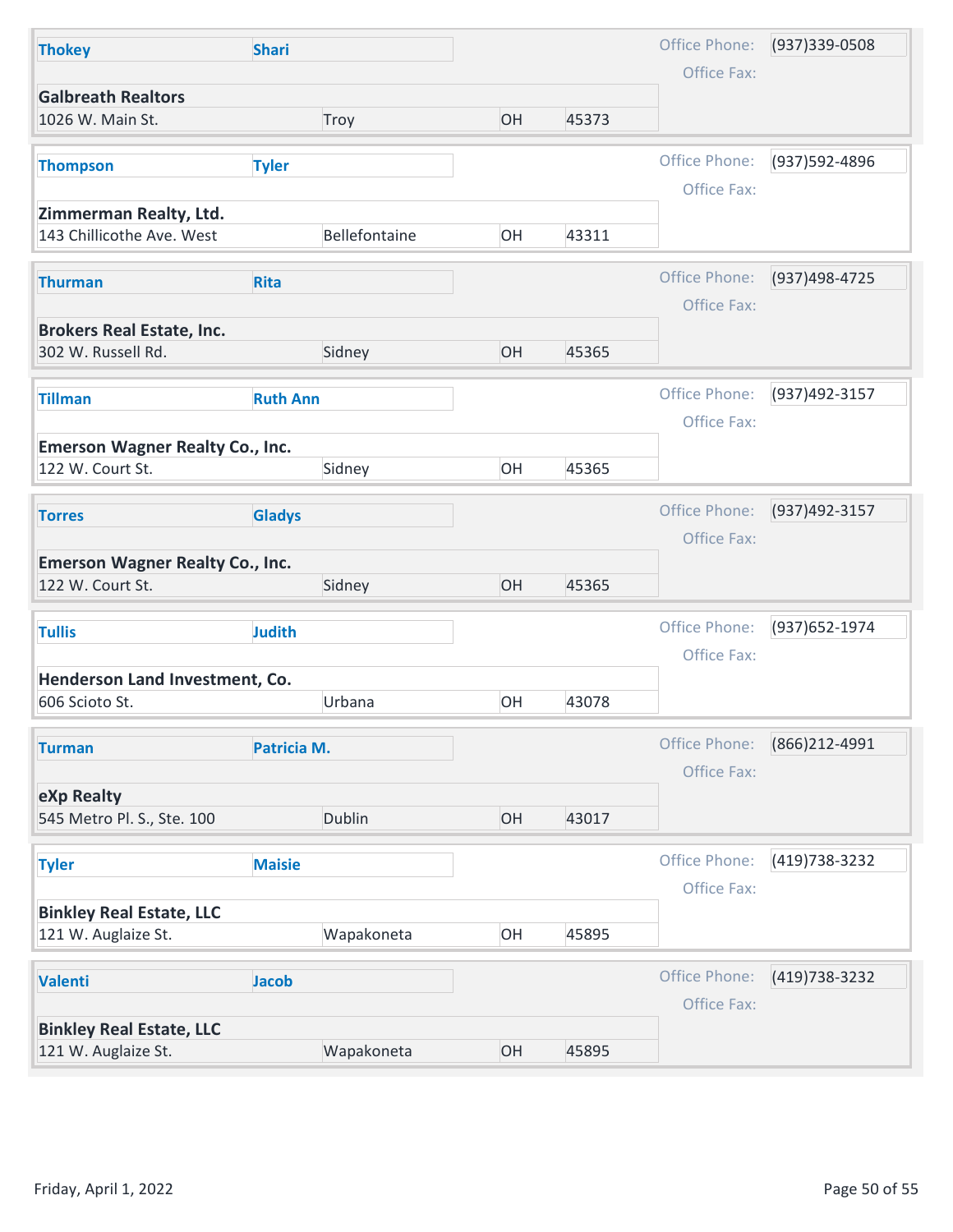| Last Name | First Name | Company | Address | City | State | Zip | Office Phone | Office Fax |
|---|---|---|---|---|---|---|---|---|
| Thokey | Shari | Galbreath Realtors | 1026 W. Main St. | Troy | OH | 45373 | (937)339-0508 | |
| Thompson | Tyler | Zimmerman Realty, Ltd. | 143 Chillicothe Ave. West | Bellefontaine | OH | 43311 | (937)592-4896 | |
| Thurman | Rita | Brokers Real Estate, Inc. | 302 W. Russell Rd. | Sidney | OH | 45365 | (937)498-4725 | |
| Tillman | Ruth Ann | Emerson Wagner Realty Co., Inc. | 122 W. Court St. | Sidney | OH | 45365 | (937)492-3157 | |
| Torres | Gladys | Emerson Wagner Realty Co., Inc. | 122 W. Court St. | Sidney | OH | 45365 | (937)492-3157 | |
| Tullis | Judith | Henderson Land Investment, Co. | 606 Scioto St. | Urbana | OH | 43078 | (937)652-1974 | |
| Turman | Patricia M. | eXp Realty | 545 Metro Pl. S., Ste. 100 | Dublin | OH | 43017 | (866)212-4991 | |
| Tyler | Maisie | Binkley Real Estate, LLC | 121 W. Auglaize St. | Wapakoneta | OH | 45895 | (419)738-3232 | |
| Valenti | Jacob | Binkley Real Estate, LLC | 121 W. Auglaize St. | Wapakoneta | OH | 45895 | (419)738-3232 | |

Friday, April 1, 2022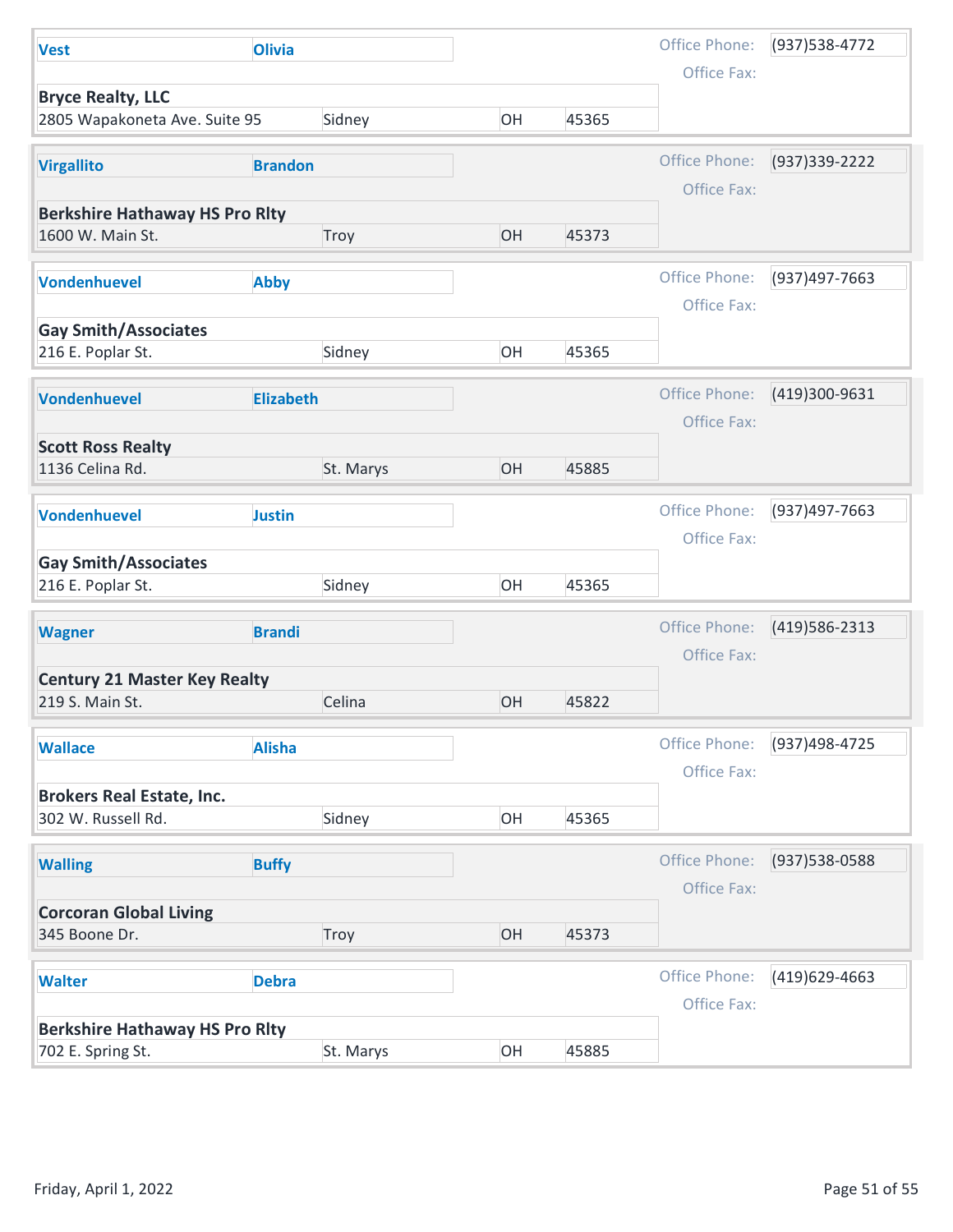| Last Name | First Name | Company | Address | City | State | Zip | Office Phone | Office Fax |
|---|---|---|---|---|---|---|---|---|
| Vest | Olivia | Bryce Realty, LLC | 2805 Wapakoneta Ave. Suite 95 | Sidney | OH | 45365 | (937)538-4772 | |
| Virgallito | Brandon | Berkshire Hathaway HS Pro Rlty | 1600 W. Main St. | Troy | OH | 45373 | (937)339-2222 | |
| Vondenhuevel | Abby | Gay Smith/Associates | 216 E. Poplar St. | Sidney | OH | 45365 | (937)497-7663 | |
| Vondenhuevel | Elizabeth | Scott Ross Realty | 1136 Celina Rd. | St. Marys | OH | 45885 | (419)300-9631 | |
| Vondenhuevel | Justin | Gay Smith/Associates | 216 E. Poplar St. | Sidney | OH | 45365 | (937)497-7663 | |
| Wagner | Brandi | Century 21 Master Key Realty | 219 S. Main St. | Celina | OH | 45822 | (419)586-2313 | |
| Wallace | Alisha | Brokers Real Estate, Inc. | 302 W. Russell Rd. | Sidney | OH | 45365 | (937)498-4725 | |
| Walling | Buffy | Corcoran Global Living | 345 Boone Dr. | Troy | OH | 45373 | (937)538-0588 | |
| Walter | Debra | Berkshire Hathaway HS Pro Rlty | 702 E. Spring St. | St. Marys | OH | 45885 | (419)629-4663 | |

Friday, April 1, 2022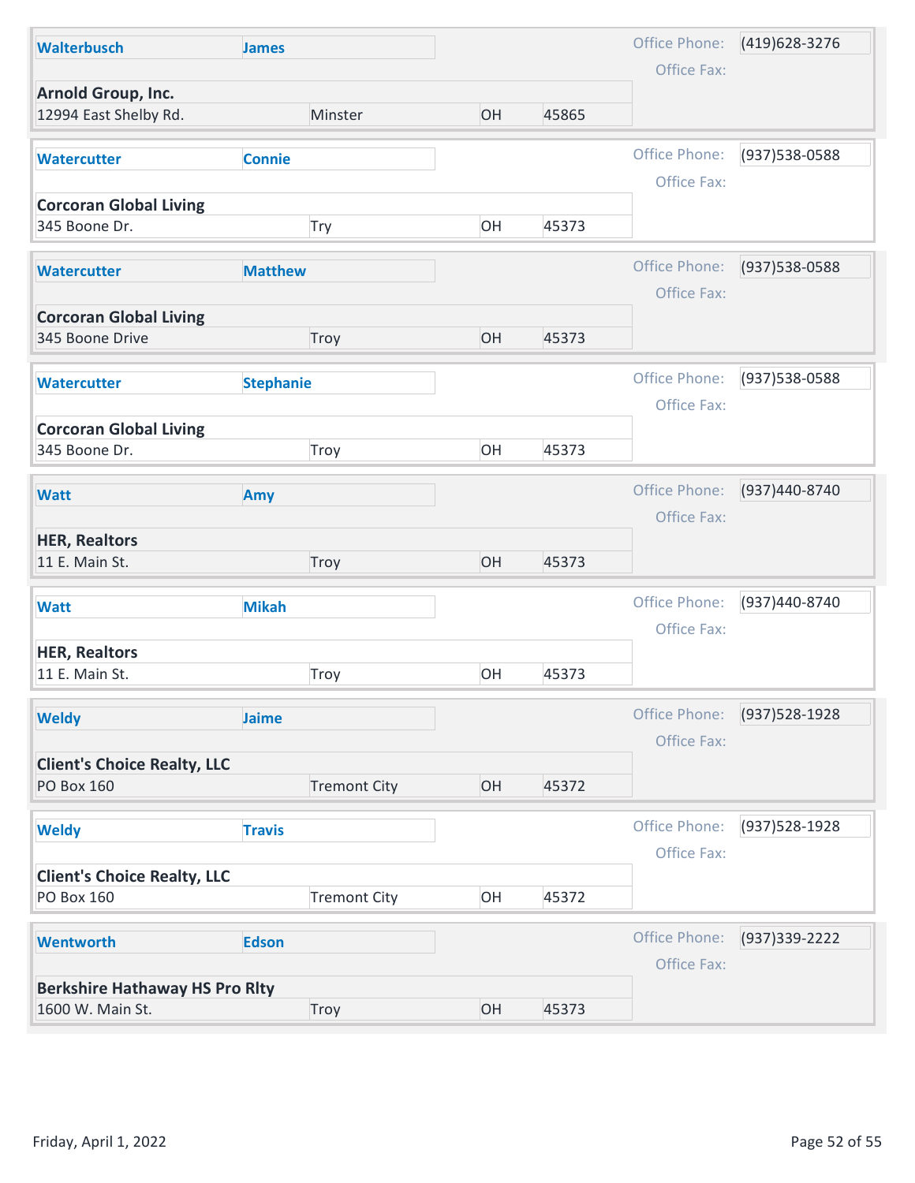| Last Name | First Name | Company | Address | City | State | Zip | Office Phone | Office Fax |
|---|---|---|---|---|---|---|---|---|
| Walterbusch | James | Arnold Group, Inc. | 12994 East Shelby Rd. | Minster | OH | 45865 | (419)628-3276 | |
| Watercutter | Connie | Corcoran Global Living | 345 Boone Dr. | Try | OH | 45373 | (937)538-0588 | |
| Watercutter | Matthew | Corcoran Global Living | 345 Boone Drive | Troy | OH | 45373 | (937)538-0588 | |
| Watercutter | Stephanie | Corcoran Global Living | 345 Boone Dr. | Troy | OH | 45373 | (937)538-0588 | |
| Watt | Amy | HER, Realtors | 11 E. Main St. | Troy | OH | 45373 | (937)440-8740 | |
| Watt | Mikah | HER, Realtors | 11 E. Main St. | Troy | OH | 45373 | (937)440-8740 | |
| Weldy | Jaime | Client's Choice Realty, LLC | PO Box 160 | Tremont City | OH | 45372 | (937)528-1928 | |
| Weldy | Travis | Client's Choice Realty, LLC | PO Box 160 | Tremont City | OH | 45372 | (937)528-1928 | |
| Wentworth | Edson | Berkshire Hathaway HS Pro Rlty | 1600 W. Main St. | Troy | OH | 45373 | (937)339-2222 | |

Friday, April 1, 2022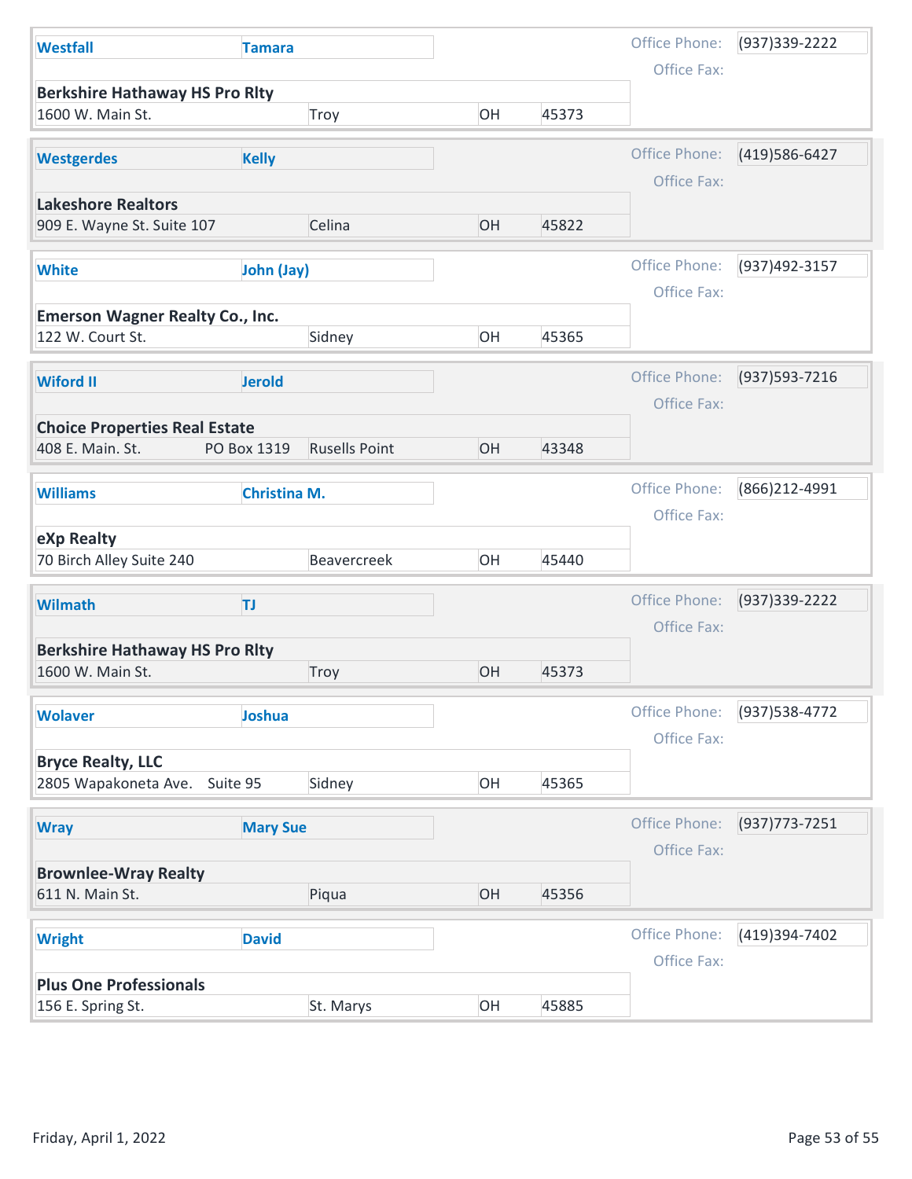| Last Name | First Name | Company | Address | City | State | Zip | Office Phone | Office Fax |
|---|---|---|---|---|---|---|---|---|
| Westfall | Tamara | Berkshire Hathaway HS Pro Rlty | 1600 W. Main St. | Troy | OH | 45373 | (937)339-2222 | |
| Westgerdes | Kelly | Lakeshore Realtors | 909 E. Wayne St. Suite 107 | Celina | OH | 45822 | (419)586-6427 | |
| White | John (Jay) | Emerson Wagner Realty Co., Inc. | 122 W. Court St. | Sidney | OH | 45365 | (937)492-3157 | |
| Wiford II | Jerold | Choice Properties Real Estate | 408 E. Main. St. PO Box 1319 | Rusells Point | OH | 43348 | (937)593-7216 | |
| Williams | Christina M. | eXp Realty | 70 Birch Alley Suite 240 | Beavercreek | OH | 45440 | (866)212-4991 | |
| Wilmath | TJ | Berkshire Hathaway HS Pro Rlty | 1600 W. Main St. | Troy | OH | 45373 | (937)339-2222 | |
| Wolaver | Joshua | Bryce Realty, LLC | 2805 Wapakoneta Ave. Suite 95 | Sidney | OH | 45365 | (937)538-4772 | |
| Wray | Mary Sue | Brownlee-Wray Realty | 611 N. Main St. | Piqua | OH | 45356 | (937)773-7251 | |
| Wright | David | Plus One Professionals | 156 E. Spring St. | St. Marys | OH | 45885 | (419)394-7402 | |

Friday, April 1, 2022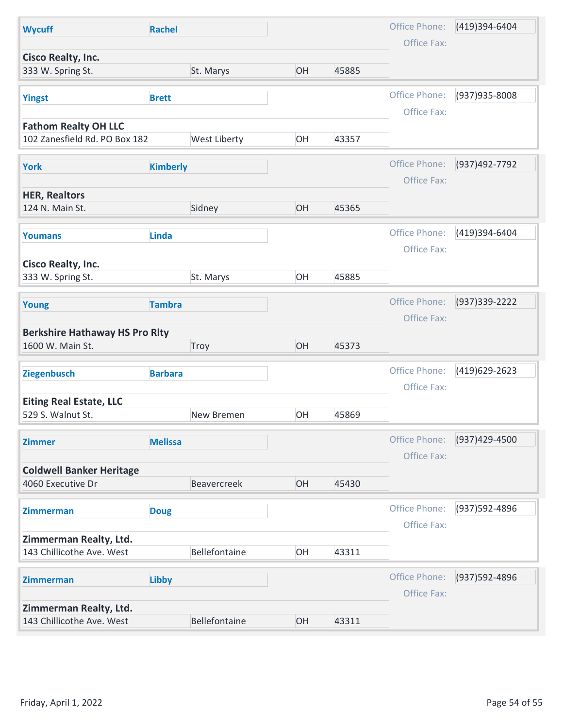| Last Name | First Name | Company | Address | City | State | Zip | Office Phone | Office Fax |
|---|---|---|---|---|---|---|---|---|
| Wycuff | Rachel | Cisco Realty, Inc. | 333 W. Spring St. | St. Marys | OH | 45885 | (419)394-6404 | |
| Yingst | Brett | Fathom Realty OH LLC | 102 Zanesfield Rd. PO Box 182 | West Liberty | OH | 43357 | (937)935-8008 | |
| York | Kimberly | HER, Realtors | 124 N. Main St. | Sidney | OH | 45365 | (937)492-7792 | |
| Youmans | Linda | Cisco Realty, Inc. | 333 W. Spring St. | St. Marys | OH | 45885 | (419)394-6404 | |
| Young | Tambra | Berkshire Hathaway HS Pro Rlty | 1600 W. Main St. | Troy | OH | 45373 | (937)339-2222 | |
| Ziegenbusch | Barbara | Eiting Real Estate, LLC | 529 S. Walnut St. | New Bremen | OH | 45869 | (419)629-2623 | |
| Zimmer | Melissa | Coldwell Banker Heritage | 4060 Executive Dr | Beavercreek | OH | 45430 | (937)429-4500 | |
| Zimmerman | Doug | Zimmerman Realty, Ltd. | 143 Chillicothe Ave. West | Bellefontaine | OH | 43311 | (937)592-4896 | |
| Zimmerman | Libby | Zimmerman Realty, Ltd. | 143 Chillicothe Ave. West | Bellefontaine | OH | 43311 | (937)592-4896 | |

Friday, April 1, 2022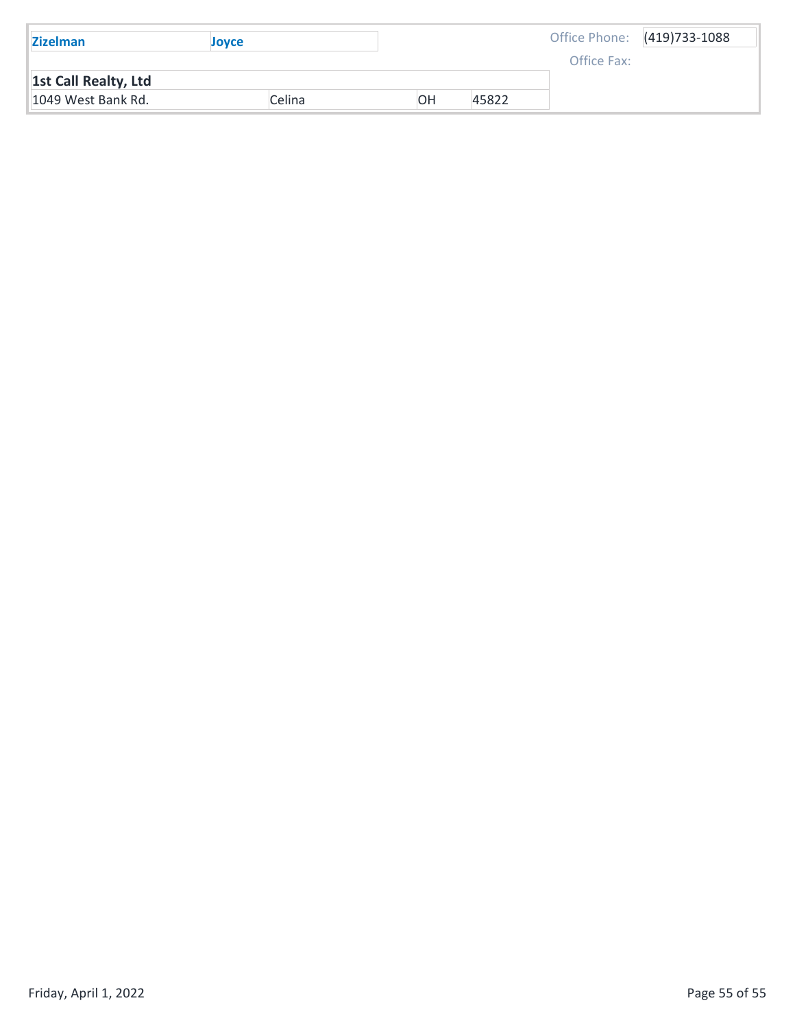| | | | | | |
|---|---|---|---|---|---|
| **Zizelman** | **Joyce** | | | Office Phone: | (419)733-1088 |
| | | | | Office Fax: | |
| **1st Call Realty, Ltd** | | | | | |
| 1049 West Bank Rd. | Celina | OH | 45822 | | |

Friday, April 1, 2022